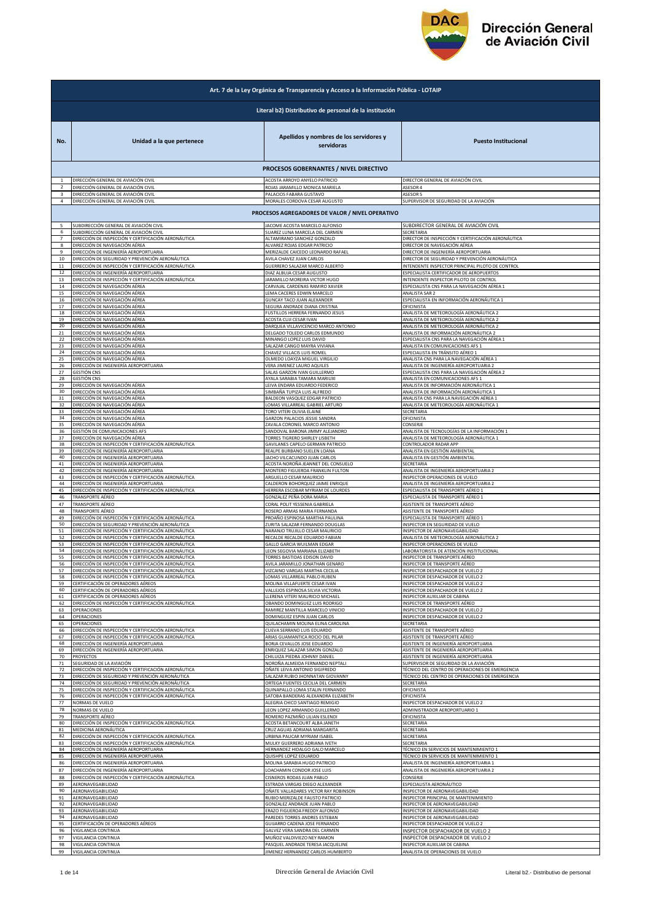Dirección General de Aviación Civil

| Art. 7 de la Ley Orgánica de Transparencia y Acceso a la Información Pública - LOTAIP | | | |
|---|---|---|---|
| **Literal b2) Distributivo de personal de la institución** | | | |
| **No.** | **Unidad a la que pertenece** | **Apellidos y nombres de los servidores y servidoras** | **Puesto Institucional** |
| **PROCESOS GOBERNANTES / NIVEL DIRECTIVO** | | | |
| 1 | DIRECCIÓN GENERAL DE AVIACIÓN CIVIL | ACOSTA ARROYO ANYELO PATRICIO | DIRECTOR GENERAL DE AVIACIÓN CIVIL |
| 2 | DIRECCIÓN GENERAL DE AVIACIÓN CIVIL | ROJAS JARAMILLO MONICA MARIELA | ASESOR 4 |
| 3 | DIRECCIÓN GENERAL DE AVIACIÓN CIVIL | PALACIOS FABARA GUSTAVO | ASESOR 5 |
| 4 | DIRECCIÓN GENERAL DE AVIACIÓN CIVIL | MORALES CORDOVA CESAR AUGUSTO | SUPERVISOR DE SEGURIDAD DE LA AVIACIÓN |
| **PROCESOS AGREGADORES DE VALOR / NIVEL OPERATIVO** | | | |
| 5 | SUBDIRECCIÓN GENERAL DE AVIACIÓN CIVIL | JACOME ACOSTA MARCELO ALFONSO | SUBDIRECTOR GENERAL DE AVIACIÓN CIVIL |
| 6 | SUBDIRECCIÓN GENERAL DE AVIACIÓN CIVIL | SUAREZ LUNA MARCELA DEL CARMEN | SECRETARIA |
| 7 | DIRECCIÓN DE INSPECCIÓN Y CERTIFICACIÓN AERONÁUTICA | ALTAMIRANO SANCHEZ GONZALO | DIRECTOR DE INSPECCIÓN Y CERTIFICACIÓN AERONÁUTICA |
| 8 | DIRECCIÓN DE NAVEGACIÓN AÉREA | ALVAREZ ROJAS EDGAR PATRICIO | DIRECTOR DE NAVEGACIÓN AÉREA |
| 9 | DIRECCIÓN DE INGENIERÍA AEROPORTUARIA | MERIZALDE CAICEDO LEONARDO RAFAEL | DIRECTOR DE INGENIERÍA AEROPORTUARIA |
| 10 | DIRECCIÓN DE SEGURIDAD Y PREVENCIÓN AERONÁUTICA | AVILA CHAVEZ JUAN CARLOS | DIRECTOR DE SEGURIDAD Y PREVENCIÓN AERONÁUTICA |
| 11 | DIRECCIÓN DE INSPECCIÓN Y CERTIFICACIÓN AERONÁUTICA | GUERRERO SALAZAR MARCO ALBERTO | INTENDENTE INSPECTOR PRINCIPAL PILOTO DE CONTROL |
| 12 | DIRECCIÓN DE INGENIERÍA AEROPORTUARIA | DIAZ ALBUJA CESAR AUGUSTO | ESPECIALISTA CERTIFICADOR DE AEROPUERTOS |
| 13 | DIRECCIÓN DE INSPECCIÓN Y CERTIFICACIÓN AERONÁUTICA | JARAMILLO MOREIRA VICTOR HUGO | INTENDENTE INSPECTOR PILOTO DE CONTROL |
| 14 | DIRECCIÓN DE NAVEGACIÓN AÉREA | CARVAJAL CARDENAS RAMIRO XAVIER | ESPECIALISTA CNS PARA LA NAVEGACIÓN AÉREA 1 |
| 15 | DIRECCIÓN DE NAVEGACIÓN AÉREA | LEMA CACERES EDWIN MARCELO | ANALISTA SAR 2 |
| 16 | DIRECCIÓN DE NAVEGACIÓN AÉREA | GUNCAY TACO JUAN ALEXANDER | ESPECIALISTA EN INFORMACIÓN AERONÁUTICA 1 |
| 17 | DIRECCIÓN DE NAVEGACIÓN AÉREA | SEGURA ANDRADE DIANA CRISTINA | OFICINISTA |
| 18 | DIRECCIÓN DE NAVEGACIÓN AÉREA | FUSTILLOS HERRERA FERNANDO JESUS | ANALISTA DE METEOROLOGÍA AERONÁUTICA 2 |
| 19 | DIRECCIÓN DE NAVEGACIÓN AÉREA | ACOSTA CUJI CESAR IVAN | ANALISTA DE METEOROLOGÍA AERONÁUTICA 2 |
| 20 | DIRECCIÓN DE NAVEGACIÓN AÉREA | DARQUEA VILLAVICENCIO MARCO ANTONIO | ANALISTA DE METEOROLOGÍA AERONÁUTICA 2 |
| 21 | DIRECCIÓN DE NAVEGACIÓN AÉREA | DELGADO TOLEDO CARLOS EDMUNDO | ANALISTA DE INFORMACIÓN AERONÁUTICA 2 |
| 22 | DIRECCIÓN DE NAVEGACIÓN AÉREA | MINANGO LOPEZ LUIS DAVID | ESPECIALISTA CNS PARA LA NAVEGACIÓN AÉREA 1 |
| 23 | DIRECCIÓN DE NAVEGACIÓN AÉREA | SALAZAR CANGO MAYRA VIVIANA | ANALISTA EN COMUNICACIONES AFS 1 |
| 24 | DIRECCIÓN DE NAVEGACIÓN AÉREA | CHAVEZ VILLACIS LUIS ROMEL | ESPECIALISTA EN TRÁNSITO AÉREO 1 |
| 25 | DIRECCIÓN DE NAVEGACIÓN AÉREA | OLMEDO LOAYZA MIGUEL VIRGILIO | ANALISTA CNS PARA LA NAVEGACIÓN AÉREA 1 |
| 26 | DIRECCIÓN DE INGENIERÍA AEROPORTUARIA | VERA JIMENEZ LAURO AQUILES | ANALISTA DE INGENIERÍA AEROPORTUARIA 2 |
| 27 | GESTIÓN CNS | SALAS GARZON IVAN GUILLERMO | ESPECIALISTA CNS PARA LA NAVEGACIÓN AÉREA 2 |
| 28 | GESTIÓN CNS | AYALA SARABIA TAMARA MARIUXI | ANALISTA EN COMUNICACIONES AFS 1 |
| 29 | DIRECCIÓN DE NAVEGACIÓN AÉREA | LEIVA ENDARA EDUARDO FEDERICO | ANALISTA DE INFORMACIÓN AERONÁUTICA 1 |
| 30 | DIRECCIÓN DE NAVEGACIÓN AÉREA | SIMBAÑA TUPIZA LUIS ALFREDO | ANALISTA DE INFORMACIÓN AERONÁUTICA 1 |
| 31 | DIRECCIÓN DE NAVEGACIÓN AÉREA | BALDEON VASQUEZ EDGAR PATRICIO | ANALISTA CNS PARA LA NAVEGACIÓN AÉREA 1 |
| 32 | DIRECCIÓN DE NAVEGACIÓN AÉREA | LOMAS VILLARREAL GABRIEL ARTURO | ANALISTA DE METEOROLOGÍA AERONÁUTICA 1 |
| 33 | DIRECCIÓN DE NAVEGACIÓN AÉREA | TORO VITERI OLIVIA ELAINE | SECRETARIA |
| 34 | DIRECCIÓN DE NAVEGACIÓN AÉREA | GARZON PALACIOS JESSIE SANDRA | OFICINISTA |
| 35 | DIRECCIÓN DE NAVEGACIÓN AÉREA | ZAVALA CORONEL MARCO ANTONIO | CONSERJE |
| 36 | GESTIÓN DE COMUNICACIONES AFS | SANDOVAL BARONA JIMMY ALEJANDRO | ANALISTA DE TECNOLOGÍAS DE LA INFORMACIÓN 1 |
| 37 | DIRECCIÓN DE NAVEGACIÓN AÉREA | TORRES TIGRERO SHIRLEY LISBETH | ANALISTA DE METEOROLOGÍA AERONÁUTICA 1 |
| 38 | DIRECCIÓN DE INSPECCIÓN Y CERTIFICACIÓN AERONÁUTICA | GAVILANES CAPELO GERMAN PATRICIO | CONTROLADOR RADAR APP |
| 39 | DIRECCIÓN DE INGENIERÍA AEROPORTUARIA | REALPE BURBANO SUELEN LOANA | ANALISTA EN GESTIÓN AMBIENTAL |
| 40 | DIRECCIÓN DE INGENIERÍA AEROPORTUARIA | JACHO VILCACUNDO JUAN CARLOS | ANALISTA EN GESTIÓN AMBIENTAL |
| 41 | DIRECCIÓN DE INGENIERÍA AEROPORTUARIA | ACOSTA NOROÑA JEANNET DEL CONSUELO | SECRETARIA |
| 42 | DIRECCIÓN DE INGENIERÍA AEROPORTUARIA | MONTERO FIGUEROA FRANKLIN FULTON | ANALISTA DE INGENIERÍA AEROPORTUARIA 2 |
| 43 | DIRECCIÓN DE INSPECCIÓN Y CERTIFICACIÓN AERONÁUTICA | ARGUELLO CESAR MAURICIO | INSPECTOR OPERACIONES DE VUELO |
| 44 | DIRECCIÓN DE INGENIERÍA AEROPORTUARIA | CALDERON BOHORQUEZ JAIME ENRIQUE | ANALISTA DE INGENIERÍA AEROPORTUARIA 2 |
| 45 | DIRECCIÓN DE INSPECCIÓN Y CERTIFICACIÓN AERONÁUTICA | HERRERA ESCOBAR MYRIAM DE LOURDES | ESPECIALISTA DE TRANSPORTE AÉREO 1 |
| 46 | TRANSPORTE AÉREO | GONZALEZ PEÑA DORA MARIA | ESPECIALISTA DE TRANSPORTE AÉREO 1 |
| 47 | TRANSPORTE AÉREO | CORAL POLIT YESSENIA GABRIELA | ASISTENTE DE TRANSPORTE AÉREO |
| 48 | TRANSPORTE AÉREO | ROSERO ARMAS MARIA FERNANDA | ASISTENTE DE TRANSPORTE AÉREO |
| 49 | DIRECCIÓN DE INSPECCIÓN Y CERTIFICACIÓN AERONÁUTICA | PROAÑO ESPINOSA MARTHA PAULINA | ESPECIALISTA DE TRANSPORTE AÉREO 1 |
| 50 | DIRECCIÓN DE SEGURIDAD Y PREVENCIÓN AERONÁUTICA | ZURITA SALAZAR FERNANDO DOUGLAS | INSPECTOR EN SEGURIDAD DE VUELO |
| 51 | DIRECCIÓN DE INSPECCIÓN Y CERTIFICACIÓN AERONÁUTICA | NARANJO TRUJILLO CESAR MAURICIO | INSPECTOR DE AERONAVEGABILIDAD |
| 52 | DIRECCIÓN DE INSPECCIÓN Y CERTIFICACIÓN AERONÁUTICA | RECALDE RECALDE EDUARDO FABIAN | ANALISTA DE METEOROLOGÍA AERONÁUTICA 2 |
| 53 | DIRECCIÓN DE INSPECCIÓN Y CERTIFICACIÓN AERONÁUTICA | GALLO GARCIA WUILMAN EDGAR | INSPECTOR OPERACIONES DE VUELO |
| 54 | DIRECCIÓN DE INSPECCIÓN Y CERTIFICACIÓN AERONÁUTICA | LEON SEGOVIA MARIANA ELIZABETH | LABORATORISTA DE ATENCIÓN INSTITUCIONAL |
| 55 | DIRECCIÓN DE INSPECCIÓN Y CERTIFICACIÓN AERONÁUTICA | TORRES BASTIDAS EDISON DAVID | INSPECTOR DE TRANSPORTE AÉREO |
| 56 | DIRECCIÓN DE INSPECCIÓN Y CERTIFICACIÓN AERONÁUTICA | AVILA JARAMILLO JONATHAN GENARO | INSPECTOR DE TRANSPORTE AÉREO |
| 57 | DIRECCIÓN DE INSPECCIÓN Y CERTIFICACIÓN AERONÁUTICA | VIZCAINO VARGAS MARTHA CECILIA | INSPECTOR DESPACHADOR DE VUELO 2 |
| 58 | DIRECCIÓN DE INSPECCIÓN Y CERTIFICACIÓN AERONÁUTICA | LOMAS VILLARREAL PABLO RUBEN | INSPECTOR DESPACHADOR DE VUELO 2 |
| 59 | CERTIFICACIÓN DE OPERADORES AÉREOS | MOLINA VILLAFUERTE CESAR IVAN | INSPECTOR DESPACHADOR DE VUELO 2 |
| 60 | CERTIFICACIÓN DE OPERADORES AÉREOS | VALLEJOS ESPINOSA SILVIA VICTORIA | INSPECTOR DESPACHADOR DE VUELO 2 |
| 61 | CERTIFICACIÓN DE OPERADORES AÉREOS | LLERENA VITERI MAURICIO MICHAEL | INSPECTOR AUXILIAR DE CABINA |
| 62 | DIRECCIÓN DE INSPECCIÓN Y CERTIFICACIÓN AERONÁUTICA | OBANDO DOMINGUEZ LUIS RODRIGO | INSPECTOR DE TRANSPORTE AÉREO |
| 63 | OPERACIONES | RAMIREZ MANTILLA MARCELO VINICIO | INSPECTOR DESPACHADOR DE VUELO 2 |
| 64 | OPERACIONES | DOMINGUEZ ESPIN JUAN CARLOS | INSPECTOR DESPACHADOR DE VUELO 2 |
| 65 | OPERACIONES | QUILACHAMIN MOLINA ELINA CAROLINA | SECRETARIA |
| 66 | DIRECCIÓN DE INSPECCIÓN Y CERTIFICACIÓN AERONÁUTICA | CUEVA SERRANO LUIS EDUARDO | ASISTENTE DE TRANSPORTE AÉREO |
| 67 | DIRECCIÓN DE INSPECCIÓN Y CERTIFICACIÓN AERONÁUTICA | ARIAS GUAMANTICA ROCIO DEL PILAR | ASISTENTE DE TRANSPORTE AÉREO |
| 68 | DIRECCIÓN DE INGENIERÍA AEROPORTUARIA | BORJA CEVALLOS JOSE EDUARDO | ASISTENTE DE INGENIERÍA AEROPORTUARIA |
| 69 | DIRECCIÓN DE INGENIERÍA AEROPORTUARIA | ENRIQUEZ SALAZAR SIMON GONZALO | ASISTENTE DE INGENIERÍA AEROPORTUARIA |
| 70 | PROYECTOS | CHILUIZA PIEDRA JOHNNY DANIEL | ASISTENTE DE INGENIERÍA AEROPORTUARIA |
| 71 | SEGURIDAD DE LA AVIACIÓN | NOROÑA ALMEIDA FERNANDO NEPTALI | SUPERVISOR DE SEGURIDAD DE LA AVIACIÓN |
| 72 | DIRECCIÓN DE INSPECCIÓN Y CERTIFICACIÓN AERONÁUTICA | OÑATE LEIVA ANTONIO SIGIFREDO | TÉCNICO DEL CENTRO DE OPERACIONES DE EMERGENCIA |
| 73 | DIRECCIÓN DE SEGURIDAD Y PREVENCIÓN AERONÁUTICA | SALAZAR RUBIO JHONNATAN GIOVANNY | TÉCNICO DEL CENTRO DE OPERACIONES DE EMERGENCIA |
| 74 | DIRECCIÓN DE SEGURIDAD Y PREVENCIÓN AERONÁUTICA | ORTEGA FUENTES CECILIA DEL CARMEN | SECRETARIA |
| 75 | DIRECCIÓN DE INSPECCIÓN Y CERTIFICACIÓN AERONÁUTICA | QUINAPALLO LOMA STALIN FERNANDO | OFICINISTA |
| 76 | DIRECCIÓN DE INSPECCIÓN Y CERTIFICACIÓN AERONÁUTICA | SATOBA BANDERAS ALEXANDRA ELIZABETH | OFICINISTA |
| 77 | NORMAS DE VUELO | ALEGRIA CHICO SANTIAGO REMIGIO | INSPECTOR DESPACHADOR DE VUELO 2 |
| 78 | NORMAS DE VUELO | LEON LOPEZ ARMANDO GUILLERMO | ADMINISTRADOR AEROPORTUARIO 1 |
| 79 | TRANSPORTE AÉREO | ROMERO PAZMIÑO LILIAN ESLENDI | OFICINISTA |
| 80 | DIRECCIÓN DE INSPECCIÓN Y CERTIFICACIÓN AERONÁUTICA | ACOSTA BETANCOURT ALBA JANETH | SECRETARIA |
| 81 | MEDICINA AERONÁUTICA | CRUZ AGUAS ADRIANA MARGARITA | SECRETARIA |
| 82 | DIRECCIÓN DE INSPECCIÓN Y CERTIFICACIÓN AERONÁUTICA | URBINA PAUCAR MYRIAM ISABEL | SECRETARIA |
| 83 | DIRECCIÓN DE INSPECCIÓN Y CERTIFICACIÓN AERONÁUTICA | MULKY GUERRERO ADRIANA IVETH | SECRETARIA |
| 84 | DIRECCIÓN DE INGENIERÍA AEROPORTUARIA | HERNANDEZ HIDALGO GALO MARCELO | TÉCNICO EN SERVICIOS DE MANTENIMIENTO 1 |
| 85 | DIRECCIÓN DE INGENIERÍA AEROPORTUARIA | QUISHPE LOPEZ EDUARDO | TÉCNICO EN SERVICIOS DE MANTENIMIENTO 1 |
| 86 | DIRECCIÓN DE INGENIERÍA AEROPORTUARIA | MOLINA SARABIA HUGO PATRICIO | ANALISTA DE INGENIERÍA AEROPORTUARIA 1 |
| 87 | DIRECCIÓN DE INGENIERÍA AEROPORTUARIA | LOACHAMIN CONDOR JOSE LUIS | ANALISTA DE INGENIERÍA AEROPORTUARIA 2 |
| 88 | DIRECCIÓN DE INSPECCIÓN Y CERTIFICACIÓN AERONÁUTICA | CISNEROS RODAS JUAN PABLO | CONSERJE |
| 89 | AERONAVEGABILIDAD | ESTRADA VARGAS DIEGO ALEXANDER | ESPECIALISTA AERONÁUTICO |
| 90 | AERONAVEGABILIDAD | OÑATE VALLADARES VICTOR RAY ROBINSON | INSPECTOR DE AERONAVEGABILIDAD |
| 91 | AERONAVEGABILIDAD | RUBIO MERIZALDE FAUSTO PATRICIO | INSPECTOR PRINCIPAL DE MANTENIMIENTO |
| 92 | AERONAVEGABILIDAD | GONZALEZ ANDRADE JUAN PABLO | INSPECTOR DE AERONAVEGABILIDAD |
| 93 | AERONAVEGABILIDAD | ERAZO FIGUEROA FREDDY ALFONSO | INSPECTOR DE AERONAVEGABILIDAD |
| 94 | AERONAVEGABILIDAD | PAREDES TORRES ANDRES ESTEBAN | INSPECTOR DE AERONAVEGABILIDAD |
| 95 | CERTIFICACIÓN DE OPERADORES AÉREOS | GUIJARRO CADENA JOSE FERNANDO | INSPECTOR DESPACHADOR DE VUELO 2 |
| 96 | VIGILANCIA CONTINUA | GALVEZ VERA SANDRA DEL CARMEN | INSPECTOR DESPACHADOR DE VUELO 2 |
| 97 | VIGILANCIA CONTINUA | MUÑOZ VALDIVIEZO NEY RAMON | INSPECTOR DESPACHADOR DE VUELO 2 |
| 98 | VIGILANCIA CONTINUA | PASQUEL ANDRADE TERESA JACQUELINE | INSPECTOR AUXILIAR DE CABINA |
| 99 | VIGILANCIA CONTINUA | JIMENEZ HERNANDEZ CARLOS HUMBERTO | ANALISTA DE OPERACIONES DE VUELO |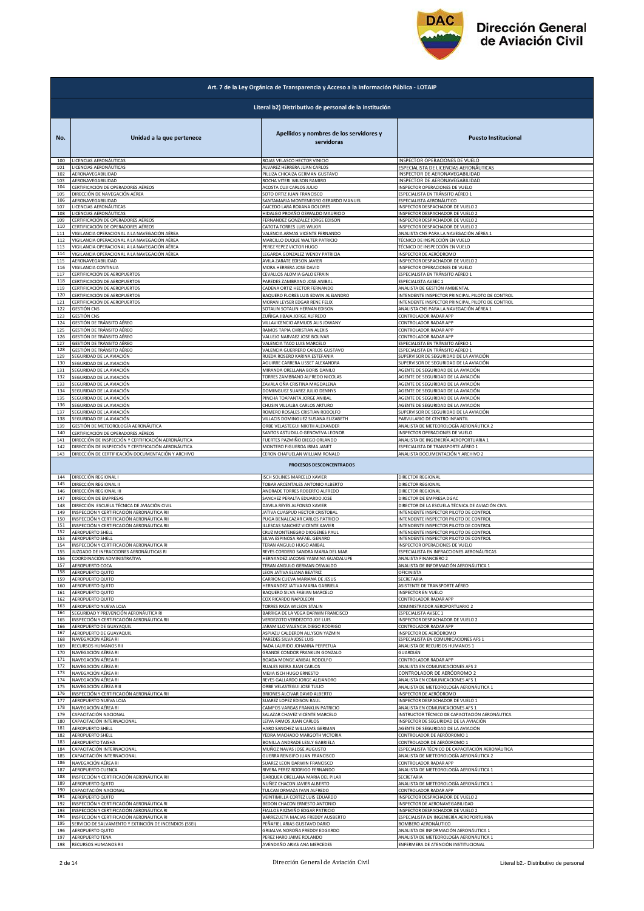## Art. 7 de la Ley Orgánica de Transparencia y Acceso a la Información Pública - LOTAIP

### Literal b2) Distributivo de personal de la institución

| No. | Unidad a la que pertenece | Apellidos y nombres de los servidores y servidoras | Puesto Institucional |
|---|---|---|---|
| 100 | LICENCIAS AERONÁUTICAS | ROJAS VELASCO HECTOR VINICIO | INSPECTOR OPERACIONES DE VUELO |
| 101 | LICENCIAS AERONÁUTICAS | ALVAREZ HERRERA JUAN CARLOS | ESPECIALISTA DE LICENCIAS AERONÁUTICAS |
| 102 | AERONAVEGABILIDAD | PILLIZA CHICAIZA GERMAN GUSTAVO | INSPECTOR DE AERONAVEGABILIDAD |
| 103 | AERONAVEGABILIDAD | ROCHA VITERI WILSON RAMIRO | INSPECTOR DE AERONAVEGABILIDAD |
| 104 | CERTIFICACIÓN DE OPERADORES AÉREOS | ACOSTA CUJI CARLOS JULIO | INSPECTOR OPERACIONES DE VUELO |
| 105 | DIRECCIÓN DE NAVEGACIÓN AÉREA | SOTO ORTIZ JUAN FRANCISCO | ESPECIALISTA EN TRÁNSITO AÉREO 1 |
| 106 | AERONAVEGABILIDAD | SANTAMARIA MONTENEGRO GERARDO MANUEL | ESPECIALISTA AERONÁUTICO |
| 107 | LICENCIAS AERONÁUTICAS | CAICEDO LARA ROXANA DOLORES | INSPECTOR DESPACHADOR DE VUELO 2 |
| 108 | LICENCIAS AERONÁUTICAS | HIDALGO PROAÑO OSWALDO MAURICIO | INSPECTOR DESPACHADOR DE VUELO 2 |
| 109 | CERTIFICACIÓN DE OPERADORES AÉREOS | FERNANDEZ GONZALEZ JORGE EDISON | INSPECTOR DESPACHADOR DE VUELO 2 |
| 110 | CERTIFICACIÓN DE OPERADORES AÉREOS | CATOTA TORRES LUIS WILKIR | INSPECTOR DESPACHADOR DE VUELO 2 |
| 111 | VIGILANCIA OPERACIONAL A LA NAVEGACIÓN AÉREA | VALENCIA ARMAS VICENTE FERNANDO | ANALISTA CNS PARA LA NAVEGACIÓN AÉREA 1 |
| 112 | VIGILANCIA OPERACIONAL A LA NAVEGACIÓN AÉREA | MARCILLO DUQUE WALTER PATRICIO | TÉCNICO DE INSPECCIÓN EN VUELO |
| 113 | VIGILANCIA OPERACIONAL A LA NAVEGACIÓN AÉREA | PEREZ YEPEZ VICTOR HUGO | TÉCNICO DE INSPECCIÓN EN VUELO |
| 114 | VIGILANCIA OPERACIONAL A LA NAVEGACIÓN AÉREA | LEGARDA GONZALEZ WENDY PATRICIA | INSPECTOR DE AERÓDROMO |
| 115 | AERONAVEGABILIDAD | AVILA ZARATE EDISON JAVIER | INSPECTOR DESPACHADOR DE VUELO 2 |
| 116 | VIGILANCIA CONTINUA | MORA HERRERA JOSE DAVID | INSPECTOR OPERACIONES DE VUELO |
| 117 | CERTIFICACIÓN DE AEROPUERTOS | CEVALLOS ALOMIA GALO EFRAIN | ESPECIALISTA EN TRÁNSITO AÉREO 1 |
| 118 | CERTIFICACIÓN DE AEROPUERTOS | PAREDES ZAMBRANO JOSE ANIBAL | ESPECIALISTA AVSEC 1 |
| 119 | CERTIFICACIÓN DE AEROPUERTOS | CADENA ORTIZ HECTOR FERNANDO | ANALISTA DE GESTIÓN AMBIENTAL |
| 120 | CERTIFICACIÓN DE AEROPUERTOS | BAQUERO FLORES LUIS EDWIN ALEJANDRO | INTENDENTE INSPECTOR PRINCIPAL PILOTO DE CONTROL |
| 121 | CERTIFICACIÓN DE AEROPUERTOS | MORAN LEYSER EDGAR RENE FELIX | INTENDENTE INSPECTOR PRINCIPAL PILOTO DE CONTROL |
| 122 | GESTIÓN CNS | SOTALIN SOTALIN HERNAN EDISON | ANALISTA CNS PARA LA NAVEGACIÓN AÉREA 1 |
| 123 | GESTIÓN CNS | ZUÑIGA JIBAJA JORGE ALFREDO | CONTROLADOR RADAR APP |
| 124 | GESTIÓN DE TRÁNSITO AÉREO | VILLAVICENCIO ARMIJOS ALIS JOWANY | CONTROLADOR RADAR APP |
| 125 | GESTIÓN DE TRÁNSITO AÉREO | RAMOS TAPIA CHRISTIAN ALEXIS | CONTROLADOR RADAR APP |
| 126 | GESTIÓN DE TRÁNSITO AÉREO | VALLEJO NARVAEZ JOSE BOLIVAR | CONTROLADOR RADAR APP |
| 127 | GESTIÓN DE TRÁNSITO AÉREO | VALENCIA TACO LUIS MARCELO | ESPECIALISTA EN TRÁNSITO AÉREO 1 |
| 128 | GESTIÓN DE TRÁNSITO AÉREO | VALENCIA GUERRERO CARLOS GUSTAVO | ESPECIALISTA EN TRÁNSITO AÉREO 1 |
| 129 | SEGURIDAD DE LA AVIACIÓN | RUEDA ROSERO KARINA ESTEFANIA | SUPERVISOR DE SEGURIDAD DE LA AVIACIÓN |
| 130 | SEGURIDAD DE LA AVIACIÓN | AGUIRRE CARRERA LISSET ALEXANDRA | SUPERVISOR DE SEGURIDAD DE LA AVIACIÓN |
| 131 | SEGURIDAD DE LA AVIACIÓN | MIRANDA ORELLANA BORIS DANILO | AGENTE DE SEGURIDAD DE LA AVIACIÓN |
| 132 | SEGURIDAD DE LA AVIACIÓN | TORRES ZAMBRANO ALFREDO NICOLAS | AGENTE DE SEGURIDAD DE LA AVIACIÓN |
| 133 | SEGURIDAD DE LA AVIACIÓN | ZAVALA OÑA CRISTINA MAGDALENA | AGENTE DE SEGURIDAD DE LA AVIACIÓN |
| 134 | SEGURIDAD DE LA AVIACIÓN | DOMINGUEZ SUAREZ JULIO DENNYS | AGENTE DE SEGURIDAD DE LA AVIACIÓN |
| 135 | SEGURIDAD DE LA AVIACIÓN | PINCHA TOAPANTA JORGE ANIBAL | AGENTE DE SEGURIDAD DE LA AVIACIÓN |
| 136 | SEGURIDAD DE LA AVIACIÓN | CHUSIN VILLALBA CARLOS ARTURO | AGENTE DE SEGURIDAD DE LA AVIACIÓN |
| 137 | SEGURIDAD DE LA AVIACIÓN | ROMERO ROSALES CRISTIAN RODOLFO | SUPERVISOR DE SEGURIDAD DE LA AVIACIÓN |
| 138 | SEGURIDAD DE LA AVIACIÓN | VILLACIS DOMINGUEZ SUSANA ELIZABETH | PARVULARIO DE CENTRO INFANTIL |
| 139 | GESTIÓN DE METEOROLOGÍA AERONÁUTICA | ORBE VELASTEGUI NIKITH ALEXANDER | ANALISTA DE METEOROLOGÍA AERONÁUTICA 2 |
| 140 | CERTIFICACIÓN DE OPERADORES AÉREOS | SANTOS ASTUDILLO GENOVEVA LEONOR | INSPECTOR OPERACIONES DE VUELO |
| 141 | DIRECCIÓN DE INSPECCIÓN Y CERTIFICACIÓN AERONÁUTICA | FUERTES PAZMIÑO DIEGO ORLANDO | ANALISTA DE INGENIERÍA AEROPORTUARIA 1 |
| 142 | DIRECCIÓN DE INSPECCIÓN Y CERTIFICACIÓN AERONÁUTICA | MONTERO FIGUEROA IRMA JANET | ESPECIALISTA DE TRANSPORTE AÉREO 1 |
| 143 | DIRECCIÓN DE CERTIFICACIÓN DOCUMENTACIÓN Y ARCHIVO | CERON CHAFUELAN WILLIAM RONALD | ANALISTA DOCUMENTACIÓN Y ARCHIVO 2 |
| | **PROCESOS DESCONCENTRADOS** | | |
| 144 | DIRECCIÓN REGIONAL I | ISCH SOLINES MARCELO XAVIER | DIRECTOR REGIONAL |
| 145 | DIRECCIÓN REGIONAL II | TOBAR ARCENTALES ANTONIO ALBERTO | DIRECTOR REGIONAL |
| 146 | DIRECCIÓN REGIONAL III | ANDRADE TORRES ROBERTO ALFREDO | DIRECTOR REGIONAL |
| 147 | DIRECCIÓN DE EMPRESAS | SANCHEZ PERALTA EDUARDO JOSE | DIRECTOR DE EMPRESA DGAC |
| 148 | DIRECCIÓN ESCUELA TÉCNICA DE AVIACIÓN CIVIL | DAVILA REYES ALFONSO XAVIER | DIRECTOR DE LA ESCUELA TÉCNICA DE AVIACIÓN CIVIL |
| 149 | INSPECCIÓN Y CERTIFICACIÓN AERONÁUTICA RII | JATIVA CUASPUD HECTOR CRISTOBAL | INTENDENTE INSPECTOR PILOTO DE CONTROL |
| 150 | INSPECCIÓN Y CERTIFICACIÓN AERONÁUTICA RII | PUGA BENALCAZAR CARLOS PATRICIO | INTENDENTE INSPECTOR PILOTO DE CONTROL |
| 151 | INSPECCIÓN Y CERTIFICACIÓN AERONÁUTICA RII | ILLESCAS SANCHEZ VICENTE XAVIER | INTENDENTE INSPECTOR PILOTO DE CONTROL |
| 152 | AEROPUERTO SHELL | CRUZ MONTENEGRO DIOGENES PAUL | INTENDENTE INSPECTOR PILOTO DE CONTROL |
| 153 | AEROPUERTO SHELL | SILVA ESPINOSA RAFAEL GENARO | INTENDENTE INSPECTOR PILOTO DE CONTROL |
| 154 | INSPECCIÓN Y CERTIFICACIÓN AERONÁUTICA RI | TERAN ANGULO HUGO ANIBAL | INSPECTOR OPERACIONES DE VUELO |
| 155 | JUZGADO DE INFRACCIONES AERONÁUTICAS RI | REYES CORDERO SANDRA MARIA DEL MAR | ESPECIALISTA EN INFRACCIONES AERONÁUTICAS |
| 156 | COORDINACIÓN ADMINISTRATIVA | HERNANDEZ JACOME YASMINA GUADALUPE | ANALISTA FINANCIERO 2 |
| 157 | AEROPUERTO COCA | TERAN ANGULO GERMAN OSWALDO | ANALISTA DE INFORMACIÓN AERONÁUTICA 1 |
| 158 | AEROPUERTO QUITO | LEON JATIVA ELIANA BEATRIZ | OFICINISTA |
| 159 | AEROPUERTO QUITO | CARRION CUEVA MARIANA DE JESUS | SECRETARIA |
| 160 | AEROPUERTO QUITO | HERNANDEZ JATIVA MARIA GABRIELA | ASISTENTE DE TRANSPORTE AÉREO |
| 161 | AEROPUERTO QUITO | BAQUERO SILVA FABIAN MARCELO | INSPECTOR EN VUELO |
| 162 | AEROPUERTO QUITO | COX RICARDO NAPOLEON | CONTROLADOR RADAR APP |
| 163 | AEROPUERTO NUEVA LOJA | TORRES RAZA WILSON STALIN | ADMINISTRADOR AEROPORTUARIO 2 |
| 164 | SEGURIDAD Y PREVENCIÓN AERONÁUTICA RI | BARRIGA DE LA VEGA DARWIN FRANCISCO | ESPECIALISTA AVSEC 1 |
| 165 | INSPECCIÓN Y CERTIFICACIÓN AERONÁUTICA RII | VERDEZOTO VERDEZOTO JOE LUIS | INSPECTOR DESPACHADOR DE VUELO 2 |
| 166 | AEROPUERTO DE GUAYAQUIL | JARAMILLO VALENCIA DIEGO RODRIGO | CONTROLADOR RADAR APP |
| 167 | AEROPUERTO DE GUAYAQUIL | ASPIAZU CALDERON ALLYSON YAZMIN | INSPECTOR DE AERÓDROMO |
| 168 | NAVEGACIÓN AÉREA RI | PAREDES SILVA JOSE LUIS | ESPECIALISTA EN COMUNICACIONES AFS 1 |
| 169 | RECURSOS HUMANOS RII | RADA LAURIDO JOHANNA PERPETUA | ANALISTA DE RECURSOS HUMANOS 1 |
| 170 | NAVEGACIÓN AÉREA RI | GRANDE CONDOR FRANKLIN GONZALO | GUARDIÁN |
| 171 | NAVEGACIÓN AÉREA RI | BOADA MONGE ANIBAL RODOLFO | CONTROLADOR RADAR APP |
| 172 | NAVEGACIÓN AÉREA RI | RUALES NEIRA JUAN CARLOS | ANALISTA EN COMUNICACIONES AFS 2 |
| 173 | NAVEGACIÓN AÉREA RI | MEJIA ISCH HUGO ERNESTO | CONTROLADOR DE AERÓDROMO 2 |
| 174 | NAVEGACIÓN AÉREA RI | REYES GALLARDO JORGE ALEJANDRO | ANALISTA EN COMUNICACIONES AFS 1 |
| 175 | NAVEGACIÓN AÉREA RIII | ORBE VELASTEGUI JOSE TULIO | ANALISTA DE METEOROLOGÍA AERONÁUTICA 1 |
| 176 | INSPECCIÓN Y CERTIFICACIÓN AERONÁUTICA RII | BRIONES ALCIVAR DAVID ALBERTO | INSPECTOR DE AERÓDROMO |
| 177 | AEROPUERTO NUEVA LOJA | SUAREZ LOPEZ EDISON RAUL | INSPECTOR DESPACHADOR DE VUELO 1 |
| 178 | NAVEGACIÓN AÉREA RI | CAMPOS VARGAS FRANKLIN PATRICIO | ANALISTA EN COMUNICACIONES AFS 1 |
| 179 | CAPACITACIÓN NACIONAL | SALAZAR CHAVEZ VICENTE MARCELO | INSTRUCTOR TÉCNICO DE CAPACITACIÓN AERONÁUTICA |
| 180 | CAPACITACIÓN INTERNACIONAL | LEIVA RAMOS JUAN CARLOS | INSPECTOR DE SEGURIDAD DE LA AVIACIÓN |
| 181 | AEROPUERTO SHELL | HARO SANCHEZ WILLIAMS GERMAN | AGENTE DE SEGURIDAD DE LA AVIACIÓN |
| 182 | AEROPUERTO SHELL | YEDRA MACHADO MARGOTH VICTORIA | CONTROLADOR DE AERÓDROMO 1 |
| 183 | AEROPUERTO TAISHA | BONILLA ANDRADE LESLY GABRIELA | CONTROLADOR DE AERÓDROMO 1 |
| 184 | CAPACITACIÓN INTERNACIONAL | MUÑOZ NAVAS JOSE AUGUSTO | ESPECIALISTA TÉCNICO DE CAPACITACIÓN AERONÁUTICA |
| 185 | CAPACITACIÓN INTERNACIONAL | GUERRA RENGIFO JUAN FRANCISCO | ANALISTA DE METEOROLOGÍA AERONÁUTICA 2 |
| 186 | NAVEGACIÓN AÉREA RI | SUAREZ LEON DARWIN FRANCISCO | CONTROLADOR RADAR APP |
| 187 | AEROPUERTO CUENCA | RIVERA PEREZ RODRIGO FERNANDO | ANALISTA DE METEOROLOGÍA AERONÁUTICA 1 |
| 188 | INSPECCIÓN Y CERTIFICACIÓN AERONÁUTICA RII | DARQUEA ORELLANA MARIA DEL PILAR | SECRETARIA |
| 189 | AEROPUERTO QUITO | NUÑEZ CHACON JAVIER ALBERTO | ANALISTA DE METEOROLOGÍA AERONÁUTICA 1 |
| 190 | CAPACITACIÓN NACIONAL | TULCAN ORMAZA IVAN ALFREDO | CONTROLADOR RADAR APP |
| 191 | AEROPUERTO QUITO | VEINTIMILLA CORTEZ LUIS EDUARDO | INSPECTOR DESPACHADOR DE VUELO 2 |
| 192 | INSPECCIÓN Y CERTIFICACIÓN AERONÁUTICA RI | BEDON CHACON ERNESTO ANTONIO | INSPECTOR DE AERONAVEGABILIDAD |
| 193 | INSPECCIÓN Y CERTIFICACIÓN AERONÁUTICA RI | FIALLOS PAZMIÑO EDGAR PATRICIO | INSPECTOR DESPACHADOR DE VUELO 2 |
| 194 | INSPECCIÓN Y CERTIFICACIÓN AERONÁUTICA RI | BARREZUETA MACIAS FREDDY AUSBERTO | ESPECIALISTA EN INGENIERÍA AEROPORTUARIA |
| 195 | SERVICIO DE SALVAMENTO Y EXTINCIÓN DE INCENDIOS (SSEI) | PEÑAFIEL ARIAS GUSTAVO DARIO | BOMBERO AERONÁUTICO |
| 196 | AEROPUERTO QUITO | GRIJALVA NOROÑA FREDDY EDGARDO | ANALISTA DE INFORMACIÓN AERONÁUTICA 1 |
| 197 | AEROPUERTO TENA | PEREZ HARO JAIME ROLANDO | ANALISTA DE METEOROLOGÍA AERONÁUTICA 1 |
| 198 | RECURSOS HUMANOS RII | AVENDAÑO ARIAS ANA MERCEDES | ENFERMERA DE ATENCIÓN INSTITUCIONAL |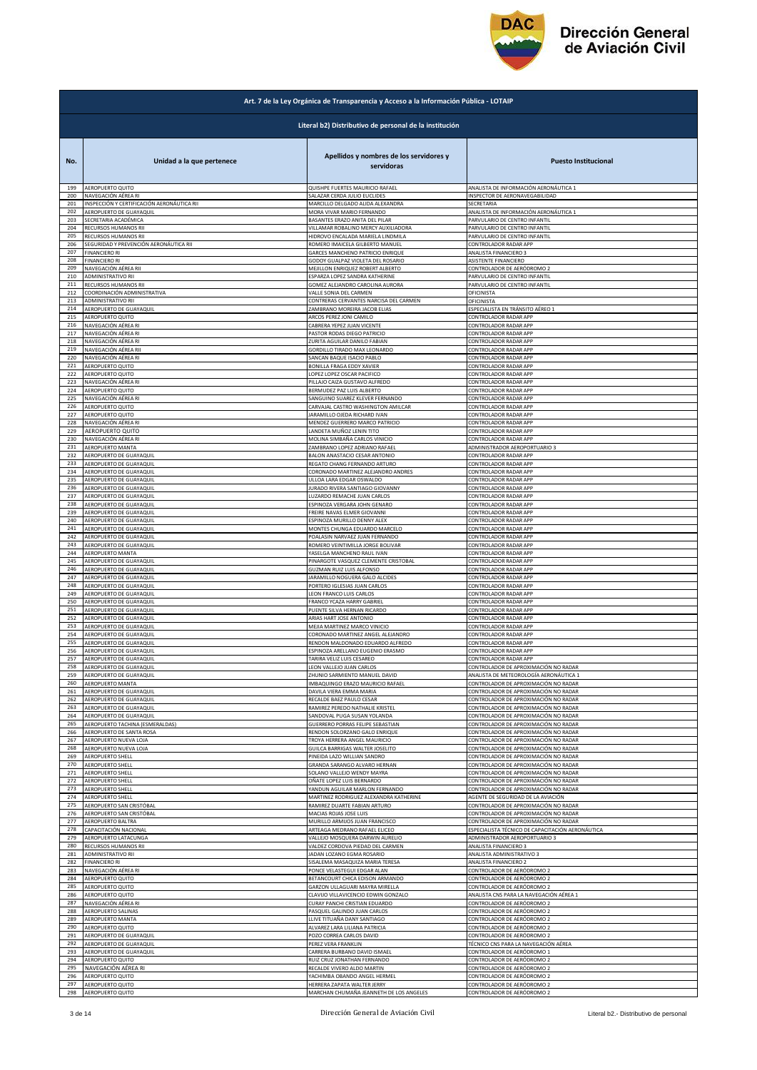| Art. 7 de la Ley Orgánica de Transparencia y Acceso a la Información Pública - LOTAIP | | | |
|---|---|---|---|
| Literal b2) Distributivo de personal de la institución | | | |
| No. | Unidad a la que pertenece | Apellidos y nombres de los servidores y servidoras | Puesto Institucional |
| 199 | AEROPUERTO QUITO | QUISHPE FUERTES MAURICIO RAFAEL | ANALISTA DE INFORMACIÓN AERONÁUTICA 1 |
| 200 | NAVEGACIÓN AÉREA RI | SALAZAR CERDA JULIO EUCLIDES | INSPECTOR DE AERONAVEGABILIDAD |
| 201 | INSPECCIÓN Y CERTIFICACIÓN AERONÁUTICA RII | MARCILLO DELGADO ALIDA ALEXANDRA | SECRETARIA |
| 202 | AEROPUERTO DE GUAYAQUIL | MORA VIVAR MARIO FERNANDO | ANALISTA DE INFORMACIÓN AERONÁUTICA 1 |
| 203 | SECRETARIA ACADÉMICA | BASANTES ERAZO ANITA DEL PILAR | PARVULARIO DE CENTRO INFANTIL |
| 204 | RECURSOS HUMANOS RII | VILLAMAR ROBALINO MERCY AUXILIADORA | PARVULARIO DE CENTRO INFANTIL |
| 205 | RECURSOS HUMANOS RII | HIDROVO ENCALADA MARIELA LINDMILA | PARVULARIO DE CENTRO INFANTIL |
| 206 | SEGURIDAD Y PREVENCIÓN AERONÁUTICA RII | ROMERO IMAICELA GILBERTO MANUEL | CONTROLADOR RADAR APP |
| 207 | FINANCIERO RI | GARCES MANCHENO PATRICIO ENRIQUE | ANALISTA FINANCIERO 3 |
| 208 | FINANCIERO RI | GODOY GUALPAZ VIOLETA DEL ROSARIO | ASISTENTE FINANCIERO |
| 209 | NAVEGACIÓN AÉREA RII | MEJILLON ENRIQUEZ ROBERT ALBERTO | CONTROLADOR DE AERÓDROMO 2 |
| 210 | ADMINISTRATIVO RII | ESPARZA LOPEZ SANDRA KATHERINE | PARVULARIO DE CENTRO INFANTIL |
| 211 | RECURSOS HUMANOS RII | GOMEZ ALEJANDRO CAROLINA AURORA | PARVULARIO DE CENTRO INFANTIL |
| 212 | COORDINACIÓN ADMINISTRATIVA | VALLE SONIA DEL CARMEN | OFICINISTA |
| 213 | ADMINISTRATIVO RII | CONTRERAS CERVANTES NARCISA DEL CARMEN | OFICINISTA |
| 214 | AEROPUERTO DE GUAYAQUIL | ZAMBRANO MOREIRA JACOB ELIAS | ESPECIALISTA EN TRÁNSITO AÉREO 1 |
| 215 | AEROPUERTO QUITO | ARCOS PEREZ JONI CAMILO | CONTROLADOR RADAR APP |
| 216 | NAVEGACIÓN AÉREA RI | CABRERA YEPEZ JUAN VICENTE | CONTROLADOR RADAR APP |
| 217 | NAVEGACIÓN AÉREA RI | PASTOR RODAS DIEGO PATRICIO | CONTROLADOR RADAR APP |
| 218 | NAVEGACIÓN AÉREA RI | ZURITA AGUILAR DANILO FABIAN | CONTROLADOR RADAR APP |
| 219 | NAVEGACIÓN AÉREA RII | GORDILLO TIRADO MAX LEONARDO | CONTROLADOR RADAR APP |
| 220 | NAVEGACIÓN AÉREA RI | SANCAN BAQUE ISACIO PABLO | CONTROLADOR RADAR APP |
| 221 | AEROPUERTO QUITO | BONILLA FRAGA EDDY XAVIER | CONTROLADOR RADAR APP |
| 222 | AEROPUERTO QUITO | LOPEZ LOPEZ OSCAR PACIFICO | CONTROLADOR RADAR APP |
| 223 | NAVEGACIÓN AÉREA RI | PILLAJO CAIZA GUSTAVO ALFREDO | CONTROLADOR RADAR APP |
| 224 | AEROPUERTO QUITO | BERMUDEZ PAZ LUIS ALBERTO | CONTROLADOR RADAR APP |
| 225 | NAVEGACIÓN AÉREA RI | SANGUINO SUAREZ KLEVER FERNANDO | CONTROLADOR RADAR APP |
| 226 | AEROPUERTO QUITO | CARVAJAL CASTRO WASHINGTON AMILCAR | CONTROLADOR RADAR APP |
| 227 | AEROPUERTO QUITO | JARAMILLO OJEDA RICHARD IVAN | CONTROLADOR RADAR APP |
| 228 | NAVEGACIÓN AÉREA RI | MENDEZ GUERRERO MARCO PATRICIO | CONTROLADOR RADAR APP |
| 229 | AEROPUERTO QUITO | LANDETA MUÑOZ LENIN TITO | CONTROLADOR RADAR APP |
| 230 | NAVEGACIÓN AÉREA RI | MOLINA SIMBAÑA CARLOS VINICIO | CONTROLADOR RADAR APP |
| 231 | AEROPUERTO MANTA | ZAMBRANO LOPEZ ADRIANO RAFAEL | ADMINISTRADOR AEROPORTUARIO 3 |
| 232 | AEROPUERTO DE GUAYAQUIL | BALON ANASTACIO CESAR ANTONIO | CONTROLADOR RADAR APP |
| 233 | AEROPUERTO DE GUAYAQUIL | REGATO CHANG FERNANDO ARTURO | CONTROLADOR RADAR APP |
| 234 | AEROPUERTO DE GUAYAQUIL | CORONADO MARTINEZ ALEJANDRO ANDRES | CONTROLADOR RADAR APP |
| 235 | AEROPUERTO DE GUAYAQUIL | ULLOA LARA EDGAR OSWALDO | CONTROLADOR RADAR APP |
| 236 | AEROPUERTO DE GUAYAQUIL | JURADO RIVERA SANTIAGO GIOVANNY | CONTROLADOR RADAR APP |
| 237 | AEROPUERTO DE GUAYAQUIL | LUZARDO REMACHE JUAN CARLOS | CONTROLADOR RADAR APP |
| 238 | AEROPUERTO DE GUAYAQUIL | ESPINOZA VERGARA JOHN GENARO | CONTROLADOR RADAR APP |
| 239 | AEROPUERTO DE GUAYAQUIL | FREIRE NAVAS ELMER GIOVANNI | CONTROLADOR RADAR APP |
| 240 | AEROPUERTO DE GUAYAQUIL | ESPINOZA MURILLO DENNY ALEX | CONTROLADOR RADAR APP |
| 241 | AEROPUERTO DE GUAYAQUIL | MONTES CHUNGA EDUARDO MARCELO | CONTROLADOR RADAR APP |
| 242 | AEROPUERTO DE GUAYAQUIL | POALASIN NARVAEZ JUAN FERNANDO | CONTROLADOR RADAR APP |
| 243 | AEROPUERTO DE GUAYAQUIL | ROMERO VEINTIMILLA JORGE BOLIVAR | CONTROLADOR RADAR APP |
| 244 | AEROPUERTO MANTA | YASELGA MANCHENO RAUL IVAN | CONTROLADOR RADAR APP |
| 245 | AEROPUERTO DE GUAYAQUIL | PINARGOTE VASQUEZ CLEMENTE CRISTOBAL | CONTROLADOR RADAR APP |
| 246 | AEROPUERTO DE GUAYAQUIL | GUZMAN RUIZ LUIS ALFONSO | CONTROLADOR RADAR APP |
| 247 | AEROPUERTO DE GUAYAQUIL | JARAMILLO NOGUERA GALO ALCIDES | CONTROLADOR RADAR APP |
| 248 | AEROPUERTO DE GUAYAQUIL | PORTERO IGLESIAS JUAN CARLOS | CONTROLADOR RADAR APP |
| 249 | AEROPUERTO DE GUAYAQUIL | LEON FRANCO LUIS CARLOS | CONTROLADOR RADAR APP |
| 250 | AEROPUERTO DE GUAYAQUIL | FRANCO YCAZA HARRY GABRIEL | CONTROLADOR RADAR APP |
| 251 | AEROPUERTO DE GUAYAQUIL | PUENTE SILVA HERNAN RICARDO | CONTROLADOR RADAR APP |
| 252 | AEROPUERTO DE GUAYAQUIL | ARIAS HART JOSE ANTONIO | CONTROLADOR RADAR APP |
| 253 | AEROPUERTO DE GUAYAQUIL | MEJIA MARTINEZ MARCO VINICIO | CONTROLADOR RADAR APP |
| 254 | AEROPUERTO DE GUAYAQUIL | CORONADO MARTINEZ ANGEL ALEJANDRO | CONTROLADOR RADAR APP |
| 255 | AEROPUERTO DE GUAYAQUIL | RENDON MALDONADO EDUARDO ALFREDO | CONTROLADOR RADAR APP |
| 256 | AEROPUERTO DE GUAYAQUIL | ESPINOZA ARELLANO EUGENIO ERASMO | CONTROLADOR RADAR APP |
| 257 | AEROPUERTO DE GUAYAQUIL | TARIBA VELIZ LUIS CESAREO | CONTROLADOR RADAR APP |
| 258 | AEROPUERTO DE GUAYAQUIL | LEON VALLEJO JUAN CARLOS | CONTROLADOR DE APROXIMACIÓN NO RADAR |
| 259 | AEROPUERTO DE GUAYAQUIL | ZHUNIO SARMIENTO MANUEL DAVID | ANALISTA DE METEOROLOGÍA AERONÁUTICA 1 |
| 260 | AEROPUERTO MANTA | IMBAQUINGO ERAZO MAURICIO RAFAEL | CONTROLADOR DE APROXIMACIÓN NO RADAR |
| 261 | AEROPUERTO DE GUAYAQUIL | DAVILA VIERA EMMA MARIA | CONTROLADOR DE APROXIMACIÓN NO RADAR |
| 262 | AEROPUERTO DE GUAYAQUIL | RECALDE BAEZ PAULO CESAR | CONTROLADOR DE APROXIMACIÓN NO RADAR |
| 263 | AEROPUERTO DE GUAYAQUIL | RAMIREZ PEREDO NATHALIE KRISTEL | CONTROLADOR DE APROXIMACIÓN NO RADAR |
| 264 | AEROPUERTO DE GUAYAQUIL | SANDOVAL PUGA SUSAN YOLANDA | CONTROLADOR DE APROXIMACIÓN NO RADAR |
| 265 | AEROPUERTO TACHINA (ESMERALDAS) | GUERRERO PORRAS FELIPE SEBASTIAN | CONTROLADOR DE APROXIMACIÓN NO RADAR |
| 266 | AEROPUERTO DE SANTA ROSA | RENDON SOLORZANO GALO ENRIQUE | CONTROLADOR DE APROXIMACIÓN NO RADAR |
| 267 | AEROPUERTO NUEVA LOJA | TROYA HERRERA ANGEL MAURICIO | CONTROLADOR DE APROXIMACIÓN NO RADAR |
| 268 | AEROPUERTO NUEVA LOJA | GUILCA BARRIGAS WALTER JOSELITO | CONTROLADOR DE APROXIMACIÓN NO RADAR |
| 269 | AEROPUERTO SHELL | PINEIDA LAZO WILLIAN SANDRO | CONTROLADOR DE APROXIMACIÓN NO RADAR |
| 270 | AEROPUERTO SHELL | GRANDA SARANGO ALVARO HERNAN | CONTROLADOR DE APROXIMACIÓN NO RADAR |
| 271 | AEROPUERTO SHELL | SOLANO VALLEJO WENDY MAYRA | CONTROLADOR DE APROXIMACIÓN NO RADAR |
| 272 | AEROPUERTO SHELL | OÑATE LOPEZ LUIS BERNARDO | CONTROLADOR DE APROXIMACIÓN NO RADAR |
| 273 | AEROPUERTO SHELL | YANDUN AGUILAR MARLON FERNANDO | CONTROLADOR DE APROXIMACIÓN NO RADAR |
| 274 | AEROPUERTO SHELL | MARTINEZ RODRIGUEZ ALEXANDRA KATHERINE | AGENTE DE SEGURIDAD DE LA AVIACIÓN |
| 275 | AEROPUERTO SAN CRISTÓBAL | RAMIREZ DUARTE FABIAN ARTURO | CONTROLADOR DE APROXIMACIÓN NO RADAR |
| 276 | AEROPUERTO SAN CRISTÓBAL | MACIAS ROJAS JOSE LUIS | CONTROLADOR DE APROXIMACIÓN NO RADAR |
| 277 | AEROPUERTO BALTRA | MURILLO ARMIJOS JUAN FRANCISCO | CONTROLADOR DE APROXIMACIÓN NO RADAR |
| 278 | CAPACITACIÓN NACIONAL | ARTEAGA MEDRANO RAFAEL ELICEO | ESPECIALISTA TÉCNICO DE CAPACITACIÓN AERONÁUTICA |
| 279 | AEROPUERTO LATACUNGA | VALLEJO MOSQUERA DARWIN AURELIO | ADMINISTRADOR AEROPORTUARIO 3 |
| 280 | RECURSOS HUMANOS RII | VALDEZ CORDOVA PIEDAD DEL CARMEN | ANALISTA FINANCIERO 3 |
| 281 | ADMINISTRATIVO RII | JADAN LOZANO EGMA ROSARIO | ANALISTA ADMINISTRATIVO 3 |
| 282 | FINANCIERO RI | SISALEMA MASAQUIZA MARIA TERESA | ANALISTA FINANCIERO 2 |
| 283 | NAVEGACIÓN AÉREA RI | PONCE VELASTEGUI EDGAR ALAN | CONTROLADOR DE AERÓDROMO 2 |
| 284 | AEROPUERTO QUITO | BETANCOURT CHICA EDISON ARMANDO | CONTROLADOR DE AERÓDROMO 2 |
| 285 | AEROPUERTO QUITO | GARZON ULLAGUARI MAYRA MIRELLA | CONTROLADOR DE AERÓDROMO 2 |
| 286 | AEROPUERTO QUITO | CLAVIJO VILLAVICENCIO EDWIN GONZALO | ANALISTA CNS PARA LA NAVEGACIÓN AÉREA 1 |
| 287 | NAVEGACIÓN AÉREA RI | CURAY PANCHI CRISTIAN EDUARDO | CONTROLADOR DE AERÓDROMO 2 |
| 288 | AEROPUERTO SALINAS | PASQUEL GALINDO JUAN CARLOS | CONTROLADOR DE AERÓDROMO 2 |
| 289 | AEROPUERTO MANTA | LLIVE TITUAÑA DANY SANTIAGO | CONTROLADOR DE AERÓDROMO 2 |
| 290 | AEROPUERTO QUITO | ALVAREZ LARA LILIANA PATRICIA | CONTROLADOR DE AERÓDROMO 2 |
| 291 | AEROPUERTO DE GUAYAQUIL | POZO CORREA CARLOS DAVID | CONTROLADOR DE AERÓDROMO 2 |
| 292 | AEROPUERTO DE GUAYAQUIL | PEREZ VERA FRANKLIN | TÉCNICO CNS PARA LA NAVEGACIÓN AÉREA |
| 293 | AEROPUERTO DE GUAYAQUIL | CARRERA BURBANO DAVID ISMAEL | CONTROLADOR DE AERÓDROMO 1 |
| 294 | AEROPUERTO QUITO | RUIZ CRUZ JONATHAN FERNANDO | CONTROLADOR DE AERÓDROMO 2 |
| 295 | NAVEGACIÓN AÉREA RI | RECALDE VIVERO ALDO MARTIN | CONTROLADOR DE AERÓDROMO 2 |
| 296 | AEROPUERTO QUITO | YACHIMBA OBANDO ANGEL HERMEL | CONTROLADOR DE AERÓDROMO 2 |
| 297 | AEROPUERTO QUITO | HERRERA ZAPATA WALTER JERRY | CONTROLADOR DE AERÓDROMO 2 |
| 298 | AEROPUERTO QUITO | MARCHAN CHUMAÑA JEANNETH DE LOS ANGELES | CONTROLADOR DE AERÓDROMO 2 |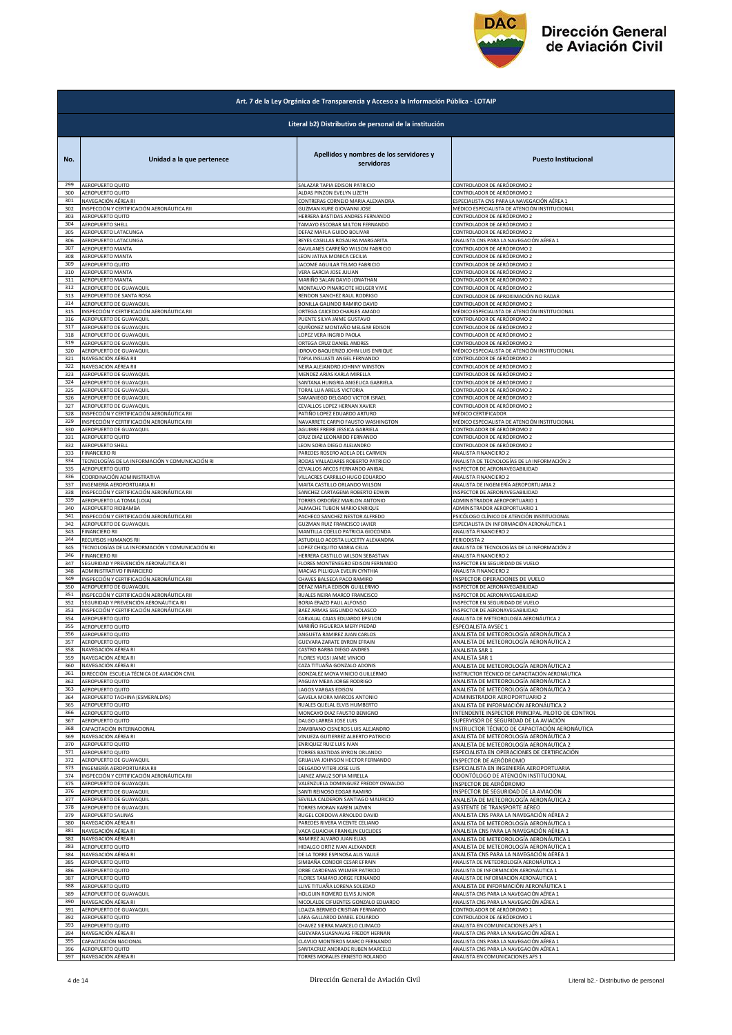**Art. 7 de la Ley Orgánica de Transparencia y Acceso a la Información Pública - LOTAIP**

**Literal b2) Distributivo de personal de la institución**

| No. | Unidad a la que pertenece | Apellidos y nombres de los servidores y servidoras | Puesto Institucional |
|---|---|---|---|
| 299 | AEROPUERTO QUITO | SALAZAR TAPIA EDISON PATRICIO | CONTROLADOR DE AERÓDROMO 2 |
| 300 | AEROPUERTO QUITO | ALDAS PINZON EVELYN LIZETH | CONTROLADOR DE AERÓDROMO 2 |
| 301 | NAVEGACIÓN AÉREA RI | CONTRERAS CORNEJO MARIA ALEXANDRA | ESPECIALISTA CNS PARA LA NAVEGACIÓN AÉREA 1 |
| 302 | INSPECCIÓN Y CERTIFICACIÓN AERONÁUTICA RII | GUZMAN KURE GIOVANNI JOSE | MÉDICO ESPECIALISTA DE ATENCIÓN INSTITUCIONAL |
| 303 | AEROPUERTO QUITO | HERRERA BASTIDAS ANDRES FERNANDO | CONTROLADOR DE AERÓDROMO 2 |
| 304 | AEROPUERTO SHELL | TAMAYO ESCOBAR MILTON FERNANDO | CONTROLADOR DE AERÓDROMO 2 |
| 305 | AEROPUERTO LATACUNGA | DEFAZ MAFLA GUIDO BOLIVAR | CONTROLADOR DE AERÓDROMO 2 |
| 306 | AEROPUERTO LATACUNGA | REYES CASILLAS ROSAURA MARGARITA | ANALISTA CNS PARA LA NAVEGACIÓN AÉREA 1 |
| 307 | AEROPUERTO MANTA | GAVILANES CARREÑO WILSON FABRICIO | CONTROLADOR DE AERÓDROMO 2 |
| 308 | AEROPUERTO MANTA | LEON JATIVA MONICA CECILIA | CONTROLADOR DE AERÓDROMO 2 |
| 309 | AEROPUERTO QUITO | JACOME AGUILAR TELMO FABRICIO | CONTROLADOR DE AERÓDROMO 2 |
| 310 | AEROPUERTO MANTA | VERA GARCIA JOSE JULIAN | CONTROLADOR DE AERÓDROMO 2 |
| 311 | AEROPUERTO MANTA | MARIÑO SALAN DAVID JONATHAN | CONTROLADOR DE AERÓDROMO 2 |
| 312 | AEROPUERTO DE GUAYAQUIL | MONTALVO PINARGOTE HOLGER VIVIE | CONTROLADOR DE AERÓDROMO 2 |
| 313 | AEROPUERTO DE SANTA ROSA | RENDON SANCHEZ RAUL RODRIGO | CONTROLADOR DE APROXIMACIÓN NO RADAR |
| 314 | AEROPUERTO DE GUAYAQUIL | BONILLA GALINDO RAMIRO DAVID | CONTROLADOR DE AERÓDROMO 2 |
| 315 | INSPECCIÓN Y CERTIFICACIÓN AERONÁUTICA RII | ORTEGA CAICEDO CHARLES AMADO | MÉDICO ESPECIALISTA DE ATENCIÓN INSTITUCIONAL |
| 316 | AEROPUERTO DE GUAYAQUIL | PUENTE SILVA JAIME GUSTAVO | CONTROLADOR DE AERÓDROMO 2 |
| 317 | AEROPUERTO DE GUAYAQUIL | QUIÑONEZ MONTAÑO MELGAR EDISON | CONTROLADOR DE AERÓDROMO 2 |
| 318 | AEROPUERTO DE GUAYAQUIL | LOPEZ VERA INGRID PAOLA | CONTROLADOR DE AERÓDROMO 2 |
| 319 | AEROPUERTO DE GUAYAQUIL | ORTEGA CRUZ DANIEL ANDRES | CONTROLADOR DE AERÓDROMO 2 |
| 320 | AEROPUERTO DE GUAYAQUIL | IDROVO BAQUERIZO JOHN LUIS ENRIQUE | MÉDICO ESPECIALISTA DE ATENCIÓN INSTITUCIONAL |
| 321 | NAVEGACIÓN AÉREA RII | TAPIA INSUASTI ANGEL FERNANDO | CONTROLADOR DE AERÓDROMO 2 |
| 322 | NAVEGACIÓN AÉREA RII | NEIRA ALEJANDRO JOHNNY WINSTON | CONTROLADOR DE AERÓDROMO 2 |
| 323 | AEROPUERTO DE GUAYAQUIL | MENDEZ ARIAS KARLA MIRELLA | CONTROLADOR DE AERÓDROMO 2 |
| 324 | AEROPUERTO DE GUAYAQUIL | SANTANA HUNGRIA ANGELICA GABRIELA | CONTROLADOR DE AERÓDROMO 2 |
| 325 | AEROPUERTO DE GUAYAQUIL | TORAL LUA ARELIS VICTORIA | CONTROLADOR DE AERÓDROMO 2 |
| 326 | AEROPUERTO DE GUAYAQUIL | SAMANIEGO DELGADO VICTOR ISRAEL | CONTROLADOR DE AERÓDROMO 2 |
| 327 | AEROPUERTO DE GUAYAQUIL | CEVALLOS LOPEZ HERNAN XAVIER | CONTROLADOR DE AERÓDROMO 2 |
| 328 | INSPECCIÓN Y CERTIFICACIÓN AERONÁUTICA RII | PATIÑO LOPEZ EDUARDO ARTURO | MÉDICO CERTIFICADOR |
| 329 | INSPECCIÓN Y CERTIFICACIÓN AERONÁUTICA RII | NAVARRETE CARPIO FAUSTO WASHINGTON | MÉDICO ESPECIALISTA DE ATENCIÓN INSTITUCIONAL |
| 330 | AEROPUERTO DE GUAYAQUIL | AGUIRRE FREIRE JESSICA GABRIELA | CONTROLADOR DE AERÓDROMO 2 |
| 331 | AEROPUERTO QUITO | CRUZ DIAZ LEONARDO FERNANDO | CONTROLADOR DE AERÓDROMO 2 |
| 332 | AEROPUERTO SHELL | LEON SORIA DIEGO ALEJANDRO | CONTROLADOR DE AERÓDROMO 2 |
| 333 | FINANCIERO RI | PAREDES ROSERO ADELA DEL CARMEN | ANALISTA FINANCIERO 2 |
| 334 | TECNOLOGÍAS DE LA INFORMACIÓN Y COMUNICACIÓN RI | RODAS VALLADARES ROBERTO PATRICIO | ANALISTA DE TECNOLOGÍAS DE LA INFORMACIÓN 2 |
| 335 | AEROPUERTO QUITO | CEVALLOS ARCOS FERNANDO ANIBAL | INSPECTOR DE AERONAVEGABILIDAD |
| 336 | COORDINACIÓN ADMINISTRATIVA | VILLACRES CARRILLO HUGO EDUARDO | ANALISTA FINANCIERO 2 |
| 337 | INGENIERÍA AEROPORTUARIA RI | MAITA CASTILLO ORLANDO WILSON | ANALISTA DE INGENIERÍA AEROPORTUARIA 2 |
| 338 | INSPECCIÓN Y CERTIFICACIÓN AERONÁUTICA RII | SANCHEZ CARTAGENA ROBERTO EDWIN | INSPECTOR DE AERONAVEGABILIDAD |
| 339 | AEROPUERTO LA TOMA (LOJA) | TORRES ORDOÑEZ MARLON ANTONIO | ADMINISTRADOR AEROPORTUARIO 1 |
| 340 | AEROPUERTO RIOBAMBA | ALMACHE TUBON MARIO ENRIQUE | ADMINISTRADOR AEROPORTUARIO 1 |
| 341 | INSPECCIÓN Y CERTIFICACIÓN AERONÁUTICA RII | PACHECO SANCHEZ NESTOR ALFREDO | PSICÓLOGO CLÍNICO DE ATENCIÓN INSTITUCIONAL |
| 342 | AEROPUERTO DE GUAYAQUIL | GUZMAN RUIZ FRANCISCO JAVIER | ESPECIALISTA EN INFORMACIÓN AERONÁUTICA 1 |
| 343 | FINANCIERO RII | MANTILLA COELLO PATRICIA GIOCONDA | ANALISTA FINANCIERO 2 |
| 344 | RECURSOS HUMANOS RII | ASTUDILLO ACOSTA LUCETTY ALEXANDRA | PERIODISTA 2 |
| 345 | TECNOLOGÍAS DE LA INFORMACIÓN Y COMUNICACIÓN RII | LOPEZ CHIQUITO MARIA CELIA | ANALISTA DE TECNOLOGÍAS DE LA INFORMACIÓN 2 |
| 346 | FINANCIERO RII | HERRERA CASTILLO WILSON SEBASTIAN | ANALISTA FINANCIERO 2 |
| 347 | SEGURIDAD Y PREVENCIÓN AERONÁUTICA RII | FLORES MONTENEGRO EDISON FERNANDO | INSPECTOR EN SEGURIDAD DE VUELO |
| 348 | ADMINISTRATIVO FINANCIERO | MACIAS PILLIGUA EVELIN CYNTHIA | ANALISTA FINANCIERO 2 |
| 349 | INSPECCIÓN Y CERTIFICACIÓN AERONÁUTICA RII | CHAVES BALSECA PACO RAMIRO | INSPECTOR OPERACIONES DE VUELO |
| 350 | AEROPUERTO DE GUAYAQUIL | DEFAZ MAFLA EDISON GUILLERMO | INSPECTOR DE AERONAVEGABILIDAD |
| 351 | INSPECCIÓN Y CERTIFICACIÓN AERONÁUTICA RII | RUALES NEIRA MARCO FRANCISCO | INSPECTOR DE AERONAVEGABILIDAD |
| 352 | SEGURIDAD Y PREVENCIÓN AERONÁUTICA RII | BORJA ERAZO PAUL ALFONSO | INSPECTOR EN SEGURIDAD DE VUELO |
| 353 | INSPECCIÓN Y CERTIFICACIÓN AERONÁUTICA RII | BAEZ ARMAS SEGUNDO NOLASCO | INSPECTOR DE AERONAVEGABILIDAD |
| 354 | AEROPUERTO QUITO | CARVAJAL CAJAS EDUARDO EPSILON | ANALISTA DE METEOROLOGÍA AERONÁUTICA 2 |
| 355 | AEROPUERTO QUITO | MARIÑO FIGUEROA MERY PIEDAD | ESPECIALISTA AVSEC 1 |
| 356 | AEROPUERTO QUITO | ANGUETA RAMIREZ JUAN CARLOS | ANALISTA DE METEOROLOGÍA AERONÁUTICA 2 |
| 357 | AEROPUERTO QUITO | GUEVARA ZARATE BYRON EFRAIN | ANALISTA DE METEOROLOGÍA AERONÁUTICA 2 |
| 358 | NAVEGACIÓN AÉREA RI | CASTRO BARBA DIEGO ANDRES | ANALISTA SAR 1 |
| 359 | NAVEGACIÓN AÉREA RI | FLORES YUGSI JAIME VINICIO | ANALISTA SAR 1 |
| 360 | NAVEGACIÓN AÉREA RI | CAZA TITUAÑA GONZALO ADONIS | ANALISTA DE METEOROLOGÍA AERONÁUTICA 2 |
| 361 | DIRECCIÓN ESCUELA TÉCNICA DE AVIACIÓN CIVIL | GONZALEZ MOYA VINICIO GUILLERMO | INSTRUCTOR TÉCNICO DE CAPACITACIÓN AERONÁUTICA |
| 362 | AEROPUERTO QUITO | PAGUAY MEJIA JORGE RODRIGO | ANALISTA DE METEOROLOGÍA AERONÁUTICA 2 |
| 363 | AEROPUERTO QUITO | LAGOS VARGAS EDISON | ANALISTA DE METEOROLOGÍA AERONÁUTICA 2 |
| 364 | AEROPUERTO TACHINA (ESMERALDAS) | GAVELA MORA MARCOS ANTONIO | ADMINISTRADOR AEROPORTUARIO 2 |
| 365 | AEROPUERTO QUITO | RUALES QUELAL ELVIS HUMBERTO | ANALISTA DE INFORMACIÓN AERONÁUTICA 2 |
| 366 | AEROPUERTO QUITO | MONCAYO DIAZ FAUSTO BENIGNO | INTENDENTE INSPECTOR PRINCIPAL PILOTO DE CONTROL |
| 367 | AEROPUERTO QUITO | DALGO LARREA JOSE LUIS | SUPERVISOR DE SEGURIDAD DE LA AVIACIÓN |
| 368 | CAPACITACIÓN INTERNACIONAL | ZAMBRANO CISNEROS LUIS ALEJANDRO | INSTRUCTOR TÉCNICO DE CAPACITACIÓN AERONÁUTICA |
| 369 | NAVEGACIÓN AÉREA RI | VINUEZA GUTIERREZ ALBERTO PATRICIO | ANALISTA DE METEOROLOGÍA AERONÁUTICA 2 |
| 370 | AEROPUERTO QUITO | ENRIQUEZ RUIZ LUIS IVAN | ANALISTA DE METEOROLOGÍA AERONÁUTICA 2 |
| 371 | AEROPUERTO QUITO | TORRES BASTIDAS BYRON ORLANDO | ESPECIALISTA EN OPERACIONES DE CERTIFICACIÓN |
| 372 | AEROPUERTO DE GUAYAQUIL | GRIJALVA JOHNSON HECTOR FERNANDO | INSPECTOR DE AERÓDROMO |
| 373 | INGENIERÍA AEROPORTUARIA RII | DELGADO VITERI JOSE LUIS | ESPECIALISTA EN INGENIERÍA AEROPORTUARIA |
| 374 | INSPECCIÓN Y CERTIFICACIÓN AERONÁUTICA RII | LAINEZ ARAUZ SOFIA MIRELLA | ODONTÓLOGO DE ATENCIÓN INSTITUCIONAL |
| 375 | AEROPUERTO DE GUAYAQUIL | VALENZUELA DOMINGUEZ FREDDY OSWALDO | INSPECTOR DE AERÓDROMO |
| 376 | AEROPUERTO DE GUAYAQUIL | SANTI REINOSO EDGAR RAMIRO | INSPECTOR DE SEGURIDAD DE LA AVIACIÓN |
| 377 | AEROPUERTO DE GUAYAQUIL | SEVILLA CALDERON SANTIAGO MAURICIO | ANALISTA DE METEOROLOGÍA AERONÁUTICA 2 |
| 378 | AEROPUERTO DE GUAYAQUIL | TORRES MORAN KAREN JAZMIN | ASISTENTE DE TRANSPORTE AÉREO |
| 379 | AEROPUERTO SALINAS | RUGEL CORDOVA ARNOLDO DAVID | ANALISTA CNS PARA LA NAVEGACIÓN AÉREA 2 |
| 380 | NAVEGACIÓN AÉREA RI | PAREDES RIVERA VICENTE CELIANO | ANALISTA DE METEOROLOGÍA AERONÁUTICA 1 |
| 381 | NAVEGACIÓN AÉREA RI | VACA GUAICHA FRANKLIN EUCLIDES | ANALISTA CNS PARA LA NAVEGACIÓN AÉREA 1 |
| 382 | NAVEGACIÓN AÉREA RI | RAMIREZ ALVARO JUAN ELIAS | ANALISTA DE METEOROLOGÍA AERONÁUTICA 1 |
| 383 | AEROPUERTO QUITO | HIDALGO ORTIZ IVAN ALEXANDER | ANALISTA DE METEOROLOGÍA AERONÁUTICA 1 |
| 384 | NAVEGACIÓN AÉREA RI | DE LA TORRE ESPINOSA ALIS YALILE | ANALISTA CNS PARA LA NAVEGACIÓN AÉREA 1 |
| 385 | AEROPUERTO QUITO | SIMBAÑA CONDOR CESAR EFRAIN | ANALISTA DE METEOROLOGÍA AERONÁUTICA 1 |
| 386 | AEROPUERTO QUITO | ORBE CARDENAS WILMER PATRICIO | ANALISTA DE INFORMACIÓN AERONÁUTICA 1 |
| 387 | AEROPUERTO QUITO | FLORES TAMAYO JORGE FERNANDO | ANALISTA DE INFORMACIÓN AERONÁUTICA 1 |
| 388 | AEROPUERTO QUITO | LLIVE TITUAÑA LORENA SOLEDAD | ANALISTA DE INFORMACIÓN AERONÁUTICA 1 |
| 389 | AEROPUERTO DE GUAYAQUIL | HOLGUIN ROMERO ELVIS JUNIOR | ANALISTA CNS PARA LA NAVEGACIÓN AÉREA 1 |
| 390 | NAVEGACIÓN AÉREA RI | NICOLALDE CIFUENTES GONZALO EDUARDO | ANALISTA CNS PARA LA NAVEGACIÓN AÉREA 1 |
| 391 | AEROPUERTO DE GUAYAQUIL | LOAIZA BERMEO CRISTIAN FERNANDO | CONTROLADOR DE AERÓDROMO 1 |
| 392 | AEROPUERTO QUITO | LARA GALLARDO DANIEL EDUARDO | CONTROLADOR DE AERÓDROMO 1 |
| 393 | AEROPUERTO QUITO | CHAVEZ SIERRA MARCELO CLIMACO | ANALISTA EN COMUNICACIONES AFS 1 |
| 394 | NAVEGACIÓN AÉREA RI | GUEVARA SUASNAVAS FREDDY HERNAN | ANALISTA CNS PARA LA NAVEGACIÓN AÉREA 1 |
| 395 | CAPACITACIÓN NACIONAL | CLAVIJO MONTEROS MARCO FERNANDO | ANALISTA CNS PARA LA NAVEGACIÓN AÉREA 1 |
| 396 | AEROPUERTO QUITO | SANTACRUZ ANDRADE RUBEN MARCELO | ANALISTA CNS PARA LA NAVEGACIÓN AÉREA 1 |
| 397 | NAVEGACIÓN AÉREA RI | TORRES MORALES ERNESTO ROLANDO | ANALISTA EN COMUNICACIONES AFS 1 |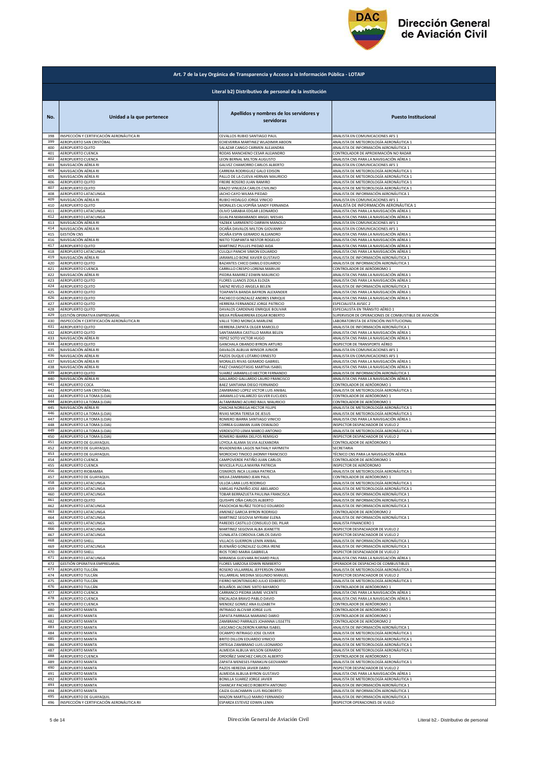## Art. 7 de la Ley Orgánica de Transparencia y Acceso a la Información Pública - LOTAIP

### Literal b2) Distributivo de personal de la institución

| No. | Unidad a la que pertenece | Apellidos y nombres de los servidores y servidoras | Puesto Institucional |
|---|---|---|---|
| 398 | INSPECCIÓN Y CERTIFICACIÓN AERONÁUTICA RI | CEVALLOS RUBIO SANTIAGO PAUL | ANALISTA EN COMUNICACIONES AFS 1 |
| 399 | AEROPUERTO SAN CRISTÓBAL | ECHEVERRIA MARTINEZ WLADIMIR ABDON | ANALISTA DE METEOROLOGÍA AERONÁUTICA 1 |
| 400 | AEROPUERTO QUITO | SALAZAR CANGO CARMEN ALEJANDRA | ANALISTA DE INFORMACIÓN AERONÁUTICA 1 |
| 401 | AEROPUERTO CUENCA | RODAS MANCHENO CESAR ALEJANDRO | CONTROLADOR DE APROXIMACIÓN NO RADAR |
| 402 | AEROPUERTO CUENCA | LEON BERNAL MILTON AUGUSTO | ANALISTA CNS PARA LA NAVEGACIÓN AÉREA 1 |
| 403 | NAVEGACIÓN AÉREA RI | GALVEZ CHAMORRO CARLOS ALBERTO | ANALISTA EN COMUNICACIONES AFS 1 |
| 404 | NAVEGACIÓN AÉREA RI | CARRERA RODRIGUEZ GALO EDISON | ANALISTA DE METEOROLOGÍA AERONÁUTICA 1 |
| 405 | NAVEGACIÓN AÉREA RI | PALLO DE LA CUEVA HERNAN MAURICIO | ANALISTA DE METEOROLOGÍA AERONÁUTICA 1 |
| 406 | AEROPUERTO QUITO | FREIRE ROSERO JUAN RAMIRO | ANALISTA DE METEOROLOGÍA AERONÁUTICA 1 |
| 407 | AEROPUERTO QUITO | ERAZO VINUEZA CARLOS CIVILINO | ANALISTA DE METEOROLOGÍA AERONÁUTICA 1 |
| 408 | AEROPUERTO LATACUNGA | JACHO CAYO WILMA PIEDAD | ANALISTA DE INFORMACIÓN AERONÁUTICA 1 |
| 409 | NAVEGACIÓN AÉREA RI | RUBIO HIDALGO JORGE VINICIO | ANALISTA EN COMUNICACIONES AFS 1 |
| 410 | AEROPUERTO QUITO | MORALES CALVOPIÑA SANDY FERNANDA | ANALISTA DE INFORMACIÓN AERONÁUTICA 1 |
| 411 | AEROPUERTO LATACUNGA | OLIVO SARABIA EDGAR LEONARDO | ANALISTA CNS PARA LA NAVEGACIÓN AÉREA 1 |
| 412 | AEROPUERTO LATACUNGA | GUALPA MAMARANDI ANGEL MESIAS | ANALISTA CNS PARA LA NAVEGACIÓN AÉREA 1 |
| 413 | NAVEGACIÓN AÉREA RI | YAZBEK SARMIENTO DARWIN MANOLO | ANALISTA EN COMUNICACIONES AFS 1 |
| 414 | NAVEGACIÓN AÉREA RI | OCAÑA DAVALOS MILTON GIOVANNY | ANALISTA EN COMUNICACIONES AFS 1 |
| 415 | GESTIÓN CNS | OCAÑA ESPIN GERARDO ALEJANDRO | ANALISTA CNS PARA LA NAVEGACIÓN AÉREA 1 |
| 416 | NAVEGACIÓN AÉREA RI | NIETO TOAPANTA NESTOR ROGELIO | ANALISTA CNS PARA LA NAVEGACIÓN AÉREA 1 |
| 417 | AEROPUERTO QUITO | MARTINEZ PULLES PIEDAD AIDA | ANALISTA CNS PARA LA NAVEGACIÓN AÉREA 1 |
| 418 | AEROPUERTO LATACUNGA | CULQUI PANCHI SIMON EDUARDO | ANALISTA CNS PARA LA NAVEGACIÓN AÉREA 1 |
| 419 | NAVEGACIÓN AÉREA RI | JARAMILLO BONE XAVIER GUSTAVO | ANALISTA DE INFORMACIÓN AERONÁUTICA 1 |
| 420 | AEROPUERTO QUITO | BAZANTES CHICO DANILO EDUARDO | ANALISTA DE INFORMACIÓN AERONÁUTICA 1 |
| 421 | AEROPUERTO CUENCA | CARRILLO CRESPO LORENA MARIUXI | CONTROLADOR DE AERÓDROMO 1 |
| 422 | NAVEGACIÓN AÉREA RI | PIEDRA RAMIREZ EDWIN MAURICIO | ANALISTA CNS PARA LA NAVEGACIÓN AÉREA 1 |
| 423 | AEROPUERTO QUITO | FLORES LLANOS ZOILA ELOIZA | ANALISTA CNS PARA LA NAVEGACIÓN AÉREA 1 |
| 424 | AEROPUERTO QUITO | SAENZ REVELO ANGELA BELEN | ANALISTA DE INFORMACIÓN AERONÁUTICA 1 |
| 425 | AEROPUERTO QUITO | TOAPANTA BANDA BAYRON ALEXANDER | ANALISTA CNS PARA LA NAVEGACIÓN AÉREA 1 |
| 426 | AEROPUERTO QUITO | PACHECO GONZALEZ ANDRES ENRIQUE | ANALISTA CNS PARA LA NAVEGACIÓN AÉREA 1 |
| 427 | AEROPUERTO QUITO | HERRERA FERNANDEZ JORGE PATRICIO | ESPECIALISTA AVSEC 2 |
| 428 | AEROPUERTO QUITO | DAVALOS CARDENAS ENRIQUE BOLIVAR | ESPECIALISTA EN TRÁNSITO AÉREO 1 |
| 429 | GESTIÓN OPERATIVA EMPRESARIAL | MEJIA PEÑAHERRERA EDGAR ROBERTO | SUPERVISOR DE OPERACIONES DE COMBUSTIBLE DE AVIACIÓN |
| 430 | INSPECCIÓN Y CERTIFICACIÓN AERONÁUTICA RI | VALLE TORO MONICA MARLENE | LABORATORISTA DE ATENCIÓN INSTITUCIONAL |
| 431 | AEROPUERTO QUITO | HERRERA ZAPATA OLGER MARCELO | ANALISTA DE INFORMACIÓN AERONÁUTICA 1 |
| 432 | AEROPUERTO QUITO | SANTAMARIA CASTILLO MARIA BELEN | ANALISTA CNS PARA LA NAVEGACIÓN AÉREA 1 |
| 433 | NAVEGACIÓN AÉREA RI | YEPEZ SOTO VICTOR HUGO | ANALISTA CNS PARA LA NAVEGACIÓN AÉREA 1 |
| 434 | AEROPUERTO QUITO | GANCHALA OBANDO BYRON ARTURO | INSPECTOR DE TRANSPORTE AÉREO |
| 435 | NAVEGACIÓN AÉREA RI | DAVALOS ALBUJA WINSOR JUNIOR | ANALISTA EN COMUNICACIONES AFS 1 |
| 436 | NAVEGACIÓN AÉREA RI | PAZOS DUQUE LOTARIO ERNESTO | ANALISTA EN COMUNICACIONES AFS 1 |
| 437 | NAVEGACIÓN AÉREA RI | MORALES RIVAS GERARDO GABRIEL | ANALISTA CNS PARA LA NAVEGACIÓN AÉREA 1 |
| 438 | NAVEGACIÓN AÉREA RI | PAEZ CHANGOTASIG MARTHA ISABEL | ANALISTA CNS PARA LA NAVEGACIÓN AÉREA 1 |
| 439 | AEROPUERTO QUITO | SUAREZ JARAMILLO HECTOR FERNANDO | ANALISTA DE INFORMACIÓN AERONÁUTICA 1 |
| 440 | NAVEGACIÓN AÉREA RI | GALLARDO GALLARDO LAURO FRANCISCO | ANALISTA CNS PARA LA NAVEGACIÓN AÉREA 1 |
| 441 | AEROPUERTO COCA | BAEZ SANTIANA DIEGO FERNANDO | CONTROLADOR DE AERÓDROMO 1 |
| 442 | AEROPUERTO SAN CRISTÓBAL | ZAMBRANO LOPEZ VICTOR LUIS ANIBAL | ANALISTA DE METEOROLOGÍA AERONÁUTICA 1 |
| 443 | AEROPUERTO LA TOMA (LOJA) | JARAMILLO VALAREZO GILVER EUCLIDES | CONTROLADOR DE AERÓDROMO 1 |
| 444 | AEROPUERTO LA TOMA (LOJA) | ALTAMIRANO ACURIO RAUL MAURICIO | CONTROLADOR DE AERÓDROMO 1 |
| 445 | NAVEGACIÓN AÉREA RI | CHACHA NORIEGA HECTOR FELIPE | ANALISTA DE METEOROLOGÍA AERONÁUTICA 1 |
| 446 | AEROPUERTO LA TOMA (LOJA) | RIVAS MORA TERESA DE JESUS | ANALISTA DE METEOROLOGÍA AERONÁUTICA 1 |
| 447 | AEROPUERTO LA TOMA (LOJA) | ROMERO IBARRA SANTIAGO VINICIO | ANALISTA CNS PARA LA NAVEGACIÓN AÉREA 1 |
| 448 | AEROPUERTO LA TOMA (LOJA) | CORREA GUAMAN JUAN OSWALDO | INSPECTOR DESPACHADOR DE VUELO 2 |
| 449 | AEROPUERTO LA TOMA (LOJA) | VERDESOTO LEMA MARCO ANTONIO | ANALISTA DE METEOROLOGÍA AERONÁUTICA 1 |
| 450 | AEROPUERTO LA TOMA (LOJA) | ROMERO IBARRA DELFOS REMIGIO | INSPECTOR DESPACHADOR DE VUELO 2 |
| 451 | AEROPUERTO DE GUAYAQUIL | LOYOLA ALAMA SILVIA ALEXANDRA | CONTROLADOR DE AERÓDROMO 1 |
| 452 | AEROPUERTO DE GUAYAQUIL | RIVADENEIRA LAGOS NATHALY HAYMETH | SECRETARIA |
| 453 | AEROPUERTO DE GUAYAQUIL | MOROCHO TINOCO JHONNY FRANCISCO | TÉCNICO CNS PARA LA NAVEGACIÓN AÉREA |
| 454 | AEROPUERTO CUENCA | CAMPOVERDE PATIÑO JUAN CARLOS | CONTROLADOR DE AERÓDROMO 1 |
| 455 | AEROPUERTO CUENCA | NIVICELA PULLA MAYRA PATRICIA | INSPECTOR DE AERÓDROMO |
| 456 | AEROPUERTO RIOBAMBA | CISNEROS INCA LILIANA PATRICIA | ANALISTA DE METEOROLOGÍA AERONÁUTICA 1 |
| 457 | AEROPUERTO DE GUAYAQUIL | MEJIA ZAMBRANO JEAN PAUL | CONTROLADOR DE AERÓDROMO 1 |
| 458 | AEROPUERTO LATACUNGA | ULLOA LARA LUIS RODRIGO | ANALISTA DE METEOROLOGÍA AERONÁUTICA 1 |
| 459 | AEROPUERTO LATACUNGA | VARGAS PAZMIÑO JOSE ABELARDO | ANALISTA DE METEOROLOGÍA AERONÁUTICA 1 |
| 460 | AEROPUERTO LATACUNGA | TOBAR BERRAZUETA PAULINA FRANCISCA | ANALISTA DE INFORMACIÓN AERONÁUTICA 1 |
| 461 | AEROPUERTO QUITO | QUISHPE OÑA CARLOS ALBERTO | ANALISTA DE INFORMACIÓN AERONÁUTICA 1 |
| 462 | AEROPUERTO LATACUNGA | PASOCHOA NUÑEZ TEOFILO EDUARDO | ANALISTA DE INFORMACIÓN AERONÁUTICA 1 |
| 463 | AEROPUERTO LATACUNGA | JIMENEZ GARCIA BYRON RODRIGO | CONTROLADOR DE AERÓDROMO 2 |
| 464 | AEROPUERTO LATACUNGA | MARTINEZ SEGOVIA MYRIAM ELENA | ANALISTA DE INFORMACIÓN AERONÁUTICA 1 |
| 465 | AEROPUERTO LATACUNGA | PAREDES CASTILLO CONSUELO DEL PILAR | ANALISTA FINANCIERO 1 |
| 466 | AEROPUERTO LATACUNGA | MARTINEZ SEGOVIA ALBA JEANETTE | INSPECTOR DESPACHADOR DE VUELO 2 |
| 467 | AEROPUERTO LATACUNGA | CUNALATA CORDOVA CARLOS DAVID | INSPECTOR DESPACHADOR DE VUELO 2 |
| 468 | AEROPUERTO SHELL | VILLACIS GUERRON LENIN ANIBAL | ANALISTA DE INFORMACIÓN AERONÁUTICA 1 |
| 469 | AEROPUERTO LATACUNGA | BUENAÑO GONZALEZ GLORIA IRENE | ANALISTA DE INFORMACIÓN AERONÁUTICA 1 |
| 470 | AEROPUERTO SHELL | RIOS TORO MARIA GABRIELA | INSPECTOR DESPACHADOR DE VUELO 2 |
| 471 | AEROPUERTO LATACUNGA | MIRANDA GUEVARA RICHARD PAUL | ANALISTA CNS PARA LA NAVEGACIÓN AÉREA 1 |
| 472 | GESTIÓN OPERATIVA EMPRESARIAL | FLORES SARZOSA EDWIN REMBERTO | OPERADOR DE DESPACHO DE COMBUSTIBLES |
| 473 | AEROPUERTO TULCÁN | ROSERO VILLARREAL JEFFERSON OMAR | ANALISTA DE METEOROLOGÍA AERONÁUTICA 1 |
| 474 | AEROPUERTO TULCÁN | VILLARREAL MEDINA SEGUNDO MANUEL | INSPECTOR DESPACHADOR DE VUELO 2 |
| 475 | AEROPUERTO TULCÁN | FIERRO MONTENEGRO JULIO EDIBERTO | ANALISTA DE METEOROLOGÍA AERONÁUTICA 1 |
| 476 | AEROPUERTO TULCÁN | BOLAÑOS JACOME SIXTO BAYARDO | CONTROLADOR DE AERÓDROMO 1 |
| 477 | AEROPUERTO CUENCA | CARRANCO PIEDRA JAIME VICENTE | ANALISTA CNS PARA LA NAVEGACIÓN AÉREA 1 |
| 478 | AEROPUERTO CUENCA | ENCALADA BRAVO PABLO DAVID | ANALISTA CNS PARA LA NAVEGACIÓN AÉREA 1 |
| 479 | AEROPUERTO CUENCA | MENDEZ GOMEZ ANA ELIZABETH | CONTROLADOR DE AERÓDROMO 1 |
| 480 | AEROPUERTO MANTA | INTRIAGO ALCIVAR JORGE LUIS | CONTROLADOR DE AERÓDROMO 1 |
| 481 | AEROPUERTO MANTA | ZAPATA PARRAGA MARIANO DARIO | CONTROLADOR DE AERÓDROMO 1 |
| 482 | AEROPUERTO MANTA | ZAMBRANO PARRALES JOHANNA LISSETTE | CONTROLADOR DE AERÓDROMO 2 |
| 483 | AEROPUERTO MANTA | LASCANO CALDERON KARINA ISABEL | ANALISTA DE INFORMACIÓN AERONÁUTICA 1 |
| 484 | AEROPUERTO MANTA | OCAMPO INTRIAGO JOSE OLIVER | ANALISTA DE METEOROLOGÍA AERONÁUTICA 1 |
| 485 | AEROPUERTO MANTA | BRITO DILLON EDUARDO VINICIO | ANALISTA DE METEOROLOGÍA AERONÁUTICA 1 |
| 486 | AEROPUERTO MANTA | ORTEGA ZAMBRANO LUIS LEONARDO | ANALISTA DE METEOROLOGÍA AERONÁUTICA 1 |
| 487 | AEROPUERTO MANTA | ALMEIDA ALBUJA WILSON GERARDO | ANALISTA DE METEOROLOGÍA AERONÁUTICA 1 |
| 488 | AEROPUERTO CUENCA | ORDOÑEZ SANCHEZ CARLOS ALBERTO | CONTROLADOR DE AERÓDROMO 1 |
| 489 | AEROPUERTO MANTA | ZAPATA MENESES FRANKLIN GEOVANNY | ANALISTA DE METEOROLOGÍA AERONÁUTICA 1 |
| 490 | AEROPUERTO MANTA | PAZOS HEREDIA JAVIER DARIO | INSPECTOR DESPACHADOR DE VUELO 2 |
| 491 | AEROPUERTO MANTA | ALMEIDA ALBUJA BYRON GUSTAVO | ANALISTA CNS PARA LA NAVEGACIÓN AÉREA 1 |
| 492 | AEROPUERTO MANTA | BONILLA SUAREZ JORGE JAVIER | ANALISTA DE METEOROLOGÍA AERONÁUTICA 1 |
| 493 | AEROPUERTO MANTA | CHANCAY PACHECO ROBERTH ANTONIO | ANALISTA DE INFORMACIÓN AERONÁUTICA 1 |
| 494 | AEROPUERTO MANTA | CAIZA GUACHAMIN LUIS RIGOBERTO | ANALISTA DE INFORMACIÓN AERONÁUTICA 1 |
| 495 | AEROPUERTO DE GUAYAQUIL | MAZON MARTILLO MARIO FERNANDO | ANALISTA DE INFORMACIÓN AERONÁUTICA 1 |
| 496 | INSPECCIÓN Y CERTIFICACIÓN AERONÁUTICA RII | ESPARZA ESTEVEZ EDWIN LENIN | INSPECTOR OPERACIONES DE VUELO |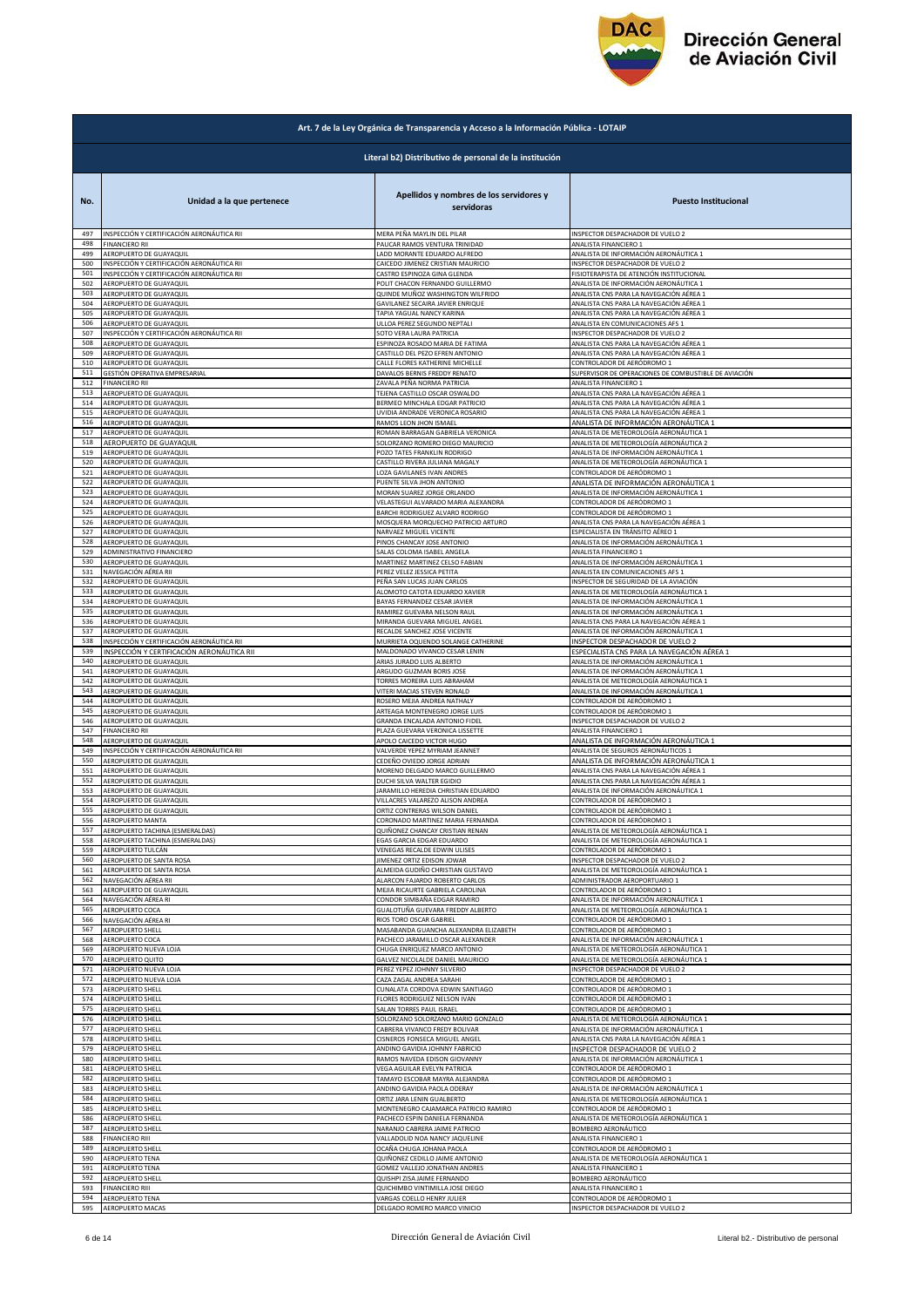**Art. 7 de la Ley Orgánica de Transparencia y Acceso a la Información Pública - LOTAIP**

**Literal b2) Distributivo de personal de la institución**

| No. | Unidad a la que pertenece | Apellidos y nombres de los servidores y servidoras | Puesto Institucional |
|---|---|---|---|
| 497 | INSPECCIÓN Y CERTIFICACIÓN AERONÁUTICA RII | MERA PEÑA MAYLIN DEL PILAR | INSPECTOR DESPACHADOR DE VUELO 2 |
| 498 | FINANCIERO RII | PAUCAR RAMOS VENTURA TRINIDAD | ANALISTA FINANCIERO 1 |
| 499 | AEROPUERTO DE GUAYAQUIL | LADD MORANTE EDUARDO ALFREDO | ANALISTA DE INFORMACIÓN AERONÁUTICA 1 |
| 500 | INSPECCIÓN Y CERTIFICACIÓN AERONÁUTICA RII | CAICEDO JIMENEZ CRISTIAN MAURICIO | INSPECTOR DESPACHADOR DE VUELO 2 |
| 501 | INSPECCIÓN Y CERTIFICACIÓN AERONÁUTICA RII | CASTRO ESPINOZA GINA GLENDA | FISIOTERAPISTA DE ATENCIÓN INSTITUCIONAL |
| 502 | AEROPUERTO DE GUAYAQUIL | POLIT CHACON FERNANDO GUILLERMO | ANALISTA DE INFORMACIÓN AERONÁUTICA 1 |
| 503 | AEROPUERTO DE GUAYAQUIL | QUINDE MUÑOZ WASHINGTON WILFRIDO | ANALISTA CNS PARA LA NAVEGACIÓN AÉREA 1 |
| 504 | AEROPUERTO DE GUAYAQUIL | GAVILANEZ SECAIRA JAVIER ENRIQUE | ANALISTA CNS PARA LA NAVEGACIÓN AÉREA 1 |
| 505 | AEROPUERTO DE GUAYAQUIL | TAPIA YAGUAL NANCY KARINA | ANALISTA CNS PARA LA NAVEGACIÓN AÉREA 1 |
| 506 | AEROPUERTO DE GUAYAQUIL | ULLOA PEREZ SEGUNDO NEPTALI | ANALISTA EN COMUNICACIONES AFS 1 |
| 507 | INSPECCIÓN Y CERTIFICACIÓN AERONÁUTICA RII | SOTO VERA LAURA PATRICIA | INSPECTOR DESPACHADOR DE VUELO 2 |
| 508 | AEROPUERTO DE GUAYAQUIL | ESPINOZA ROSADO MARIA DE FATIMA | ANALISTA CNS PARA LA NAVEGACIÓN AÉREA 1 |
| 509 | AEROPUERTO DE GUAYAQUIL | CASTILLO DEL PEZO EFREN ANTONIO | ANALISTA CNS PARA LA NAVEGACIÓN AÉREA 1 |
| 510 | AEROPUERTO DE GUAYAQUIL | CALLE FLORES KATHERINE MICHELLE | CONTROLADOR DE AERÓDROMO 1 |
| 511 | GESTIÓN OPERATIVA EMPRESARIAL | DAVALOS BERNIS FREDDY RENATO | SUPERVISOR DE OPERACIONES DE COMBUSTIBLE DE AVIACIÓN |
| 512 | FINANCIERO RII | ZAVALA PEÑA NORMA PATRICIA | ANALISTA FINANCIERO 1 |
| 513 | AEROPUERTO DE GUAYAQUIL | TEJENA CASTILLO OSCAR OSWALDO | ANALISTA CNS PARA LA NAVEGACIÓN AÉREA 1 |
| 514 | AEROPUERTO DE GUAYAQUIL | BERMEO MINCHALA EDGAR PATRICIO | ANALISTA CNS PARA LA NAVEGACIÓN AÉREA 1 |
| 515 | AEROPUERTO DE GUAYAQUIL | UVIDIA ANDRADE VERONICA ROSARIO | ANALISTA CNS PARA LA NAVEGACIÓN AÉREA 1 |
| 516 | AEROPUERTO DE GUAYAQUIL | RAMOS LEON JHON ISMAEL | ANALISTA DE INFORMACIÓN AERONÁUTICA 1 |
| 517 | AEROPUERTO DE GUAYAQUIL | ROMAN BARRAGAN GABRIELA VERONICA | ANALISTA DE METEOROLOGÍA AERONÁUTICA 1 |
| 518 | AEROPUERTO DE GUAYAQUIL | SOLORZANO ROMERO DIEGO MAURICIO | ANALISTA DE METEOROLOGÍA AERONÁUTICA 2 |
| 519 | AEROPUERTO DE GUAYAQUIL | POZO TATES FRANKLIN RODRIGO | ANALISTA DE INFORMACIÓN AERONÁUTICA 1 |
| 520 | AEROPUERTO DE GUAYAQUIL | CASTILLO RIVERA JULIANA MAGALY | ANALISTA DE METEOROLOGÍA AERONÁUTICA 1 |
| 521 | AEROPUERTO DE GUAYAQUIL | LOZA GAVILANES IVAN ANDRES | CONTROLADOR DE AERÓDROMO 1 |
| 522 | AEROPUERTO DE GUAYAQUIL | PUENTE SILVA JHON ANTONIO | ANALISTA DE INFORMACIÓN AERONÁUTICA 1 |
| 523 | AEROPUERTO DE GUAYAQUIL | MORAN SUAREZ JORGE ORLANDO | ANALISTA DE INFORMACIÓN AERONÁUTICA 1 |
| 524 | AEROPUERTO DE GUAYAQUIL | VELASTEGUI ALVARADO MARIA ALEXANDRA | CONTROLADOR DE AERÓDROMO 1 |
| 525 | AEROPUERTO DE GUAYAQUIL | BARCHI RODRIGUEZ ALVARO RODRIGO | CONTROLADOR DE AERÓDROMO 1 |
| 526 | AEROPUERTO DE GUAYAQUIL | MOSQUERA MORQUECHO PATRICIO ARTURO | ANALISTA CNS PARA LA NAVEGACIÓN AÉREA 1 |
| 527 | AEROPUERTO DE GUAYAQUIL | NARVAEZ MIGUEL VICENTE | ESPECIALISTA EN TRÁNSITO AÉREO 1 |
| 528 | AEROPUERTO DE GUAYAQUIL | PINOS CHANCAY JOSE ANTONIO | ANALISTA DE INFORMACIÓN AERONÁUTICA 1 |
| 529 | ADMINISTRATIVO FINANCIERO | SALAS COLOMA ISABEL ANGELA | ANALISTA FINANCIERO 1 |
| 530 | AEROPUERTO DE GUAYAQUIL | MARTINEZ MARTINEZ CELSO FABIAN | ANALISTA DE INFORMACIÓN AERONÁUTICA 1 |
| 531 | NAVEGACIÓN AÉREA RII | PEREZ VELEZ JESSICA PETITA | ANALISTA EN COMUNICACIONES AFS 1 |
| 532 | AEROPUERTO DE GUAYAQUIL | PEÑA SAN LUCAS JUAN CARLOS | INSPECTOR DE SEGURIDAD DE LA AVIACIÓN |
| 533 | AEROPUERTO DE GUAYAQUIL | ALOMOTO CATOTA EDUARDO XAVIER | ANALISTA DE METEOROLOGÍA AERONÁUTICA 1 |
| 534 | AEROPUERTO DE GUAYAQUIL | BAYAS FERNANDEZ CESAR JAVIER | ANALISTA DE INFORMACIÓN AERONÁUTICA 1 |
| 535 | AEROPUERTO DE GUAYAQUIL | RAMIREZ GUEVARA NELSON RAUL | ANALISTA DE INFORMACIÓN AERONÁUTICA 1 |
| 536 | AEROPUERTO DE GUAYAQUIL | MIRANDA GUEVARA MIGUEL ANGEL | ANALISTA CNS PARA LA NAVEGACIÓN AÉREA 1 |
| 537 | AEROPUERTO DE GUAYAQUIL | RECALDE SANCHEZ JOSE VICENTE | ANALISTA DE INFORMACIÓN AERONÁUTICA 1 |
| 538 | INSPECCIÓN Y CERTIFICACIÓN AERONÁUTICA RII | MURRIETA OQUENDO SOLANGE CATHERINE | INSPECTOR DESPACHADOR DE VUELO 2 |
| 539 | INSPECCIÓN Y CERTIFICACIÓN AERONÁUTICA RII | MALDONADO VIVANCO CESAR LENIN | ESPECIALISTA CNS PARA LA NAVEGACIÓN AÉREA 1 |
| 540 | AEROPUERTO DE GUAYAQUIL | ARIAS JURADO LUIS ALBERTO | ANALISTA DE INFORMACIÓN AERONÁUTICA 1 |
| 541 | AEROPUERTO DE GUAYAQUIL | ARGUDO GUZMAN BORIS JOSE | ANALISTA DE INFORMACIÓN AERONÁUTICA 1 |
| 542 | AEROPUERTO DE GUAYAQUIL | TORRES MOREIRA LUIS ABRAHAM | ANALISTA DE METEOROLOGÍA AERONÁUTICA 1 |
| 543 | AEROPUERTO DE GUAYAQUIL | VITERI MACIAS STEVEN RONALD | ANALISTA DE INFORMACIÓN AERONÁUTICA 1 |
| 544 | AEROPUERTO DE GUAYAQUIL | ROSERO MEJIA ANDREA NATHALY | CONTROLADOR DE AERÓDROMO 1 |
| 545 | AEROPUERTO DE GUAYAQUIL | ARTEAGA MONTENEGRO JORGE LUIS | CONTROLADOR DE AERÓDROMO 1 |
| 546 | AEROPUERTO DE GUAYAQUIL | GRANDA ENCALADA ANTONIO FIDEL | INSPECTOR DESPACHADOR DE VUELO 2 |
| 547 | FINANCIERO RII | PLAZA GUEVARA VERONICA LISSETTE | ANALISTA FINANCIERO 1 |
| 548 | AEROPUERTO DE GUAYAQUIL | APOLO CAICEDO VICTOR HUGO | ANALISTA DE INFORMACIÓN AERONÁUTICA 1 |
| 549 | INSPECCIÓN Y CERTIFICACIÓN AERONÁUTICA RII | VALVERDE YEPEZ MYRIAM JEANNET | ANALISTA DE SEGUROS AERONÁUTICOS 1 |
| 550 | AEROPUERTO DE GUAYAQUIL | CEDEÑO OVIEDO JORGE ADRIAN | ANALISTA DE INFORMACIÓN AERONÁUTICA 1 |
| 551 | AEROPUERTO DE GUAYAQUIL | MORENO DELGADO MARCO GUILLERMO | ANALISTA CNS PARA LA NAVEGACIÓN AÉREA 1 |
| 552 | AEROPUERTO DE GUAYAQUIL | DUCHI SILVA NELSON EGIDIO | ANALISTA CNS PARA LA NAVEGACIÓN AÉREA 1 |
| 553 | AEROPUERTO DE GUAYAQUIL | JARAMILLO HEREDIA CHRISTIAN EDUARDO | ANALISTA DE INFORMACIÓN AERONÁUTICA 1 |
| 554 | AEROPUERTO DE GUAYAQUIL | VILLACRES VALAREZO ALISON ANDREA | CONTROLADOR DE AERÓDROMO 1 |
| 555 | AEROPUERTO DE GUAYAQUIL | ORTIZ CONTRERAS WILSON DANIEL | CONTROLADOR DE AERÓDROMO 1 |
| 556 | AEROPUERTO MANTA | CORONADO MARTINEZ MARIA FERNANDA | CONTROLADOR DE AERÓDROMO 1 |
| 557 | AEROPUERTO TACHINA (ESMERALDAS) | QUIÑONEZ CHANCAY CRISTIAN RENAN | ANALISTA DE METEOROLOGÍA AERONÁUTICA 1 |
| 558 | AEROPUERTO TACHINA (ESMERALDAS) | EGAS GARCIA EDGAR EDUARDO | ANALISTA DE METEOROLOGÍA AERONÁUTICA 1 |
| 559 | AEROPUERTO TULCÁN | VENEGAS RECALDE EDWIN ULISES | CONTROLADOR DE AERÓDROMO 1 |
| 560 | AEROPUERTO DE SANTA ROSA | JIMENEZ ORTIZ EDISON JOWAR | INSPECTOR DESPACHADOR DE VUELO 2 |
| 561 | AEROPUERTO DE SANTA ROSA | ALMEIDA GUDIÑO CHRISTIAN GUSTAVO | ANALISTA DE METEOROLOGÍA AERONÁUTICA 1 |
| 562 | NAVEGACIÓN AÉREA RII | ALARCON FAJARDO ROBERTO CARLOS | ADMINISTRADOR AEROPORTUARIO 1 |
| 563 | AEROPUERTO DE GUAYAQUIL | MEJIA RICAURTE GABRIELA CAROLINA | CONTROLADOR DE AERÓDROMO 1 |
| 564 | NAVEGACIÓN AÉREA RI | CONDOR SIMBAÑA EDGAR RAMIRO | ANALISTA DE INFORMACIÓN AERONÁUTICA 1 |
| 565 | AEROPUERTO COCA | GUALOTUÑA GUEVARA FREDDY ALBERTO | ANALISTA DE METEOROLOGÍA AERONÁUTICA 1 |
| 566 | NAVEGACIÓN AÉREA RI | RIOS TORO OSCAR GABRIEL | CONTROLADOR DE AERÓDROMO 1 |
| 567 | AEROPUERTO SHELL | MASABANDA GUANCHA ALEXANDRA ELIZABETH | CONTROLADOR DE AERÓDROMO 1 |
| 568 | AEROPUERTO COCA | PACHECO JARAMILLO OSCAR ALEXANDER | ANALISTA DE INFORMACIÓN AERONÁUTICA 1 |
| 569 | AEROPUERTO NUEVA LOJA | CHUGA ENRIQUEZ MARCO ANTONIO | ANALISTA DE METEOROLOGÍA AERONÁUTICA 1 |
| 570 | AEROPUERTO QUITO | GALVEZ NICOLALDE DANIEL MAURICIO | ANALISTA DE METEOROLOGÍA AERONÁUTICA 1 |
| 571 | AEROPUERTO NUEVA LOJA | PEREZ YEPEZ JOHNNY SILVERIO | INSPECTOR DESPACHADOR DE VUELO 2 |
| 572 | AEROPUERTO NUEVA LOJA | CAZA ZAGAL ANDREA SARAHI | CONTROLADOR DE AERÓDROMO 1 |
| 573 | AEROPUERTO SHELL | CUNALATA CORDOVA EDWIN SANTIAGO | CONTROLADOR DE AERÓDROMO 1 |
| 574 | AEROPUERTO SHELL | FLORES RODRIGUEZ NELSON IVAN | CONTROLADOR DE AERÓDROMO 1 |
| 575 | AEROPUERTO SHELL | SALAN TORRES PAUL ISRAEL | CONTROLADOR DE AERÓDROMO 1 |
| 576 | AEROPUERTO SHELL | SOLORZANO SOLORZANO MARIO GONZALO | ANALISTA DE METEOROLOGÍA AERONÁUTICA 1 |
| 577 | AEROPUERTO SHELL | CABRERA VIVANCO FREDY BOLIVAR | ANALISTA DE INFORMACIÓN AERONÁUTICA 1 |
| 578 | AEROPUERTO SHELL | CISNEROS FONSECA MIGUEL ANGEL | ANALISTA CNS PARA LA NAVEGACIÓN AÉREA 1 |
| 579 | AEROPUERTO SHELL | ANDINO GAVIDIA JOHNNY FABRICIO | INSPECTOR DESPACHADOR DE VUELO 2 |
| 580 | AEROPUERTO SHELL | RAMOS NAVEDA EDISON GIOVANNY | ANALISTA DE INFORMACIÓN AERONÁUTICA 1 |
| 581 | AEROPUERTO SHELL | VEGA AGUILAR EVELYN PATRICIA | CONTROLADOR DE AERÓDROMO 1 |
| 582 | AEROPUERTO SHELL | TAMAYO ESCOBAR MAYRA ALEJANDRA | CONTROLADOR DE AERÓDROMO 1 |
| 583 | AEROPUERTO SHELL | ANDINO GAVIDIA PAOLA ODERAY | ANALISTA DE INFORMACIÓN AERONÁUTICA 1 |
| 584 | AEROPUERTO SHELL | ORTIZ JARA LENIN GUALBERTO | ANALISTA DE METEOROLOGÍA AERONÁUTICA 1 |
| 585 | AEROPUERTO SHELL | MONTENEGRO CAJAMARCA PATRICIO RAMIRO | CONTROLADOR DE AERÓDROMO 1 |
| 586 | AEROPUERTO SHELL | PACHECO ESPIN DANIELA FERNANDA | ANALISTA DE METEOROLOGÍA AERONÁUTICA 1 |
| 587 | AEROPUERTO SHELL | NARANJO CABRERA JAIME PATRICIO | BOMBERO AERONÁUTICO |
| 588 | FINANCIERO RIII | VALLADOLID NOA NANCY JAQUELINE | ANALISTA FINANCIERO 1 |
| 589 | AEROPUERTO SHELL | OCAÑA CHUGA JOHANA PAOLA | CONTROLADOR DE AERÓDROMO 1 |
| 590 | AEROPUERTO TENA | QUIÑONEZ CEDILLO JAIME ANTONIO | ANALISTA DE METEOROLOGÍA AERONÁUTICA 1 |
| 591 | AEROPUERTO TENA | GOMEZ VALLEJO JONATHAN ANDRES | ANALISTA FINANCIERO 1 |
| 592 | AEROPUERTO SHELL | QUISHPI ZISA JAIME FERNANDO | BOMBERO AERONÁUTICO |
| 593 | FINANCIERO RIII | QUICHIMBO VINTIMILLA JOSE DIEGO | ANALISTA FINANCIERO 1 |
| 594 | AEROPUERTO TENA | VARGAS COELLO HENRY JULIER | CONTROLADOR DE AERÓDROMO 1 |
| 595 | AEROPUERTO MACAS | DELGADO ROMERO MARCO VINICIO | INSPECTOR DESPACHADOR DE VUELO 2 |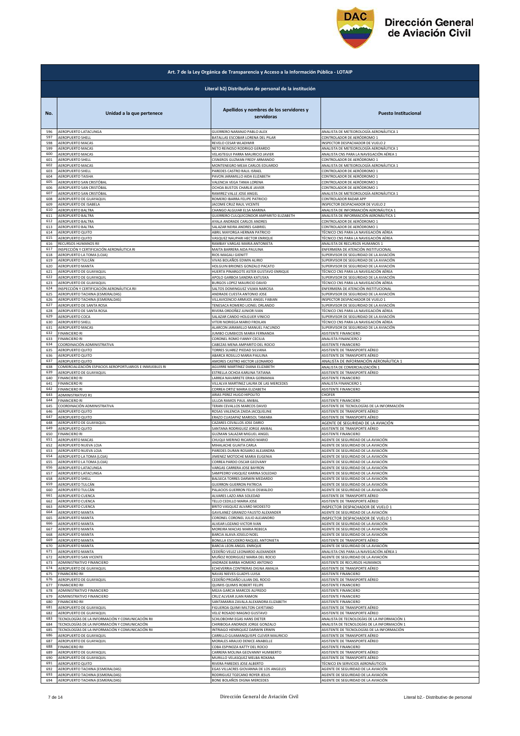| Art. 7 de la Ley Orgánica de Transparencia y Acceso a la Información Pública - LOTAIP | | | |
|---|---|---|---|
| Literal b2) Distributivo de personal de la institución | | | |
| No. | Unidad a la que pertenece | Apellidos y nombres de los servidores y servidoras | Puesto Institucional |
| 596 | AEROPUERTO LATACUNGA | GUERRERO NARANJO PABLO ALEX | ANALISTA DE METEOROLOGÍA AERONÁUTICA 1 |
| 597 | AEROPUERTO SHELL | BATALLAS ESCOBAR LORENA DEL PILAR | CONTROLADOR DE AERÓDROMO 1 |
| 598 | AEROPUERTO MACAS | REVELO CESAR WLADIMIR | INSPECTOR DESPACHADOR DE VUELO 2 |
| 599 | AEROPUERTO MACAS | NETO REINOSO RODRIGO GERARDO | ANALISTA DE METEOROLOGÍA AERONÁUTICA 1 |
| 600 | AEROPUERTO MACAS | VELASTEGUI PARRA MAURICIO JAVIER | ANALISTA CNS PARA LA NAVEGACIÓN AÉREA 1 |
| 601 | AEROPUERTO SHELL | CISNEROS GUZMAN FREDY ARMANDO | CONTROLADOR DE AERÓDROMO 1 |
| 602 | AEROPUERTO MACAS | MONTENEGRO MEJIA CARLOS EDUARDO | ANALISTA DE METEOROLOGÍA AERONÁUTICA 1 |
| 603 | AEROPUERTO SHELL | PAREDES CASTRO RAUL ISRAEL | CONTROLADOR DE AERÓDROMO 1 |
| 604 | AEROPUERTO TAISHA | PAVON JARAMILLO AIDA ELIZABETH | CONTROLADOR DE AERÓDROMO 1 |
| 605 | AEROPUERTO SAN CRISTÓBAL | VALENCIA VEGA TANIA LORENA | CONTROLADOR DE AERÓDROMO 1 |
| 606 | AEROPUERTO SAN CRISTÓBAL | OCHOA BUSTOS CHARLIE JAVIER | CONTROLADOR DE AERÓDROMO 1 |
| 607 | AEROPUERTO SAN CRISTÓBAL | RAMIREZ VALLE JOSE ANGEL | ANALISTA DE METEOROLOGÍA AERONÁUTICA 1 |
| 608 | AEROPUERTO DE GUAYAQUIL | ROMERO IBARRA FELIPE PATRICIO | CONTROLADOR RADAR APP |
| 609 | AEROPUERTO DE ISABELA | JACOME CRUZ RAUL VICENTE | INSPECTOR DESPACHADOR DE VUELO 2 |
| 610 | AEROPUERTO BALTRA | CHANGO ALGUIAR ELSA MARINA | ANALISTA DE INFORMACIÓN AERONÁUTICA 1 |
| 611 | AEROPUERTO BALTRA | GUERRERO CULQUICONDOR AMPARITO ELIZABETH | ANALISTA DE INFORMACIÓN AERONÁUTICA 1 |
| 612 | AEROPUERTO BALTRA | AYALA ANDRADE CARLOS ANDRES | CONTROLADOR DE AERÓDROMO 1 |
| 613 | AEROPUERTO BALTRA | SALAZAR NEIRA ANDRES GABRIEL | CONTROLADOR DE AERÓDROMO 1 |
| 614 | AEROPUERTO QUITO | ABRIL MAYORGA HERNAN PATRICIO | TÉCNICO CNS PARA LA NAVEGACIÓN AÉREA |
| 615 | AEROPUERTO QUITO | VASQUEZ NAUPARI HECTOR ENRIQUE | TÉCNICO CNS PARA LA NAVEGACIÓN AÉREA |
| 616 | RECURSOS HUMANOS RII | RAMBAY VARGAS MARIA ANTONIETA | ANALISTA DE RECURSOS HUMANOS 1 |
| 617 | INSPECCIÓN Y CERTIFICACIÓN AERONÁUTICA RI | MAITA BARRERA AIDA PAULINA | ENFERMERA DE ATENCIÓN INSTITUCIONAL |
| 618 | AEROPUERTO LA TOMA (LOJA) | RIOS MAGALI GIENITT | SUPERVISOR DE SEGURIDAD DE LA AVIACIÓN |
| 619 | AEROPUERTO TULCÁN | VIVAS BOLAÑOS EDWIN ALIRIO | SUPERVISOR DE SEGURIDAD DE LA AVIACIÓN |
| 620 | AEROPUERTO MANTA | HOLGUIN BRIONES GONZALO PACATO | SUPERVISOR DE SEGURIDAD DE LA AVIACIÓN |
| 621 | AEROPUERTO DE GUAYAQUIL | HUERTA PINARGOTE ASTER GUSTAVO ENRIQUE | TÉCNICO CNS PARA LA NAVEGACIÓN AÉREA |
| 622 | AEROPUERTO DE GUAYAQUIL | APOLO GARBOA SANDRA KATUSKA | SUPERVISOR DE SEGURIDAD DE LA AVIACIÓN |
| 623 | AEROPUERTO DE GUAYAQUIL | BURGOS LOPEZ MAURICIO DAVID | TÉCNICO CNS PARA LA NAVEGACIÓN AÉREA |
| 624 | INSPECCIÓN Y CERTIFICACIÓN AERONÁUTICA RII | SALTOS DOMINGUEZ VILMA NARCISA | ENFERMERA DE ATENCIÓN INSTITUCIONAL |
| 625 | AEROPUERTO TACHINA (ESMERALDAS) | ANDRADE CUESTA ANTONIO JOSE | SUPERVISOR DE SEGURIDAD DE LA AVIACIÓN |
| 626 | AEROPUERTO TACHINA (ESMERALDAS) | VILLAVICENCIO ARMIJOS ANGEL FABIAN | INSPECTOR DESPACHADOR DE VUELO 1 |
| 627 | AEROPUERTO DE SANTA ROSA | TENESACA ROMERO LIONEL ORLANDO | SUPERVISOR DE SEGURIDAD DE LA AVIACIÓN |
| 628 | AEROPUERTO DE SANTA ROSA | RIVERA ORDOÑEZ JUNIOR IVAN | TÉCNICO CNS PARA LA NAVEGACIÓN AÉREA |
| 629 | AEROPUERTO COCA | SALAZAR CANDO HOLGUER VINICIO | SUPERVISOR DE SEGURIDAD DE LA AVIACIÓN |
| 630 | AEROPUERTO SHELL | VITERI NORIEGA MARIO FROILAN | TÉCNICO CNS PARA LA NAVEGACIÓN AÉREA |
| 631 | AEROPUERTO MACAS | ALARCON JARAMILLO MANUEL FACUNDO | SUPERVISOR DE SEGURIDAD DE LA AVIACIÓN |
| 632 | FINANCIERO RI | JUMBO CUMBICOS MARIA FERNANDA | ASISTENTE FINANCIERO |
| 633 | FINANCIERO RI | CORONEL ROMO FANNY CECILIA | ANALISTA FINANCIERO 2 |
| 634 | COORDINACIÓN ADMINISTRATIVA | CABEZAS MENA AMPARITO DEL ROCIO | ASISTENTE FINANCIERO |
| 635 | AEROPUERTO QUITO | TORRES SUAREZ PIEDAD SILVANA | ASISTENTE DE TRANSPORTE AÉREO |
| 636 | AEROPUERTO QUITO | ABARCA ROSILLO MARIA PAULINA | ASISTENTE DE TRANSPORTE AÉREO |
| 637 | AEROPUERTO QUITO | AMORES CASTRO HECTOR LEONARDO | ANALISTA DE INFORMACIÓN AERONÁUTICA 1 |
| 638 | COMERCIALIZACIÓN ESPACIOS AEROPORTUARIOS E INMUEBLES RI | AGUIRRE MARTINEZ DIANA ELIZABETH | ANALISTA DE COMERCIALIZACIÓN 1 |
| 639 | AEROPUERTO DE GUAYAQUIL | ESTRELLA OCHOA KARLINA TATIANA | ASISTENTE DE TRANSPORTE AÉREO |
| 640 | FINANCIERO RI | LARREA NAVARRETE ERIKA GERMANIA | ASISTENTE FINANCIERO |
| 641 | FINANCIERO RI | VILLALVA MARTINEZ LAURA DE LAS MERCEDES | ANALISTA FINANCIERO 1 |
| 642 | FINANCIERO RI | CORREA ORTIZ MARIA ELIZABETH | ASISTENTE FINANCIERO |
| 643 | ADMINISTRATIVO R1 | ARIAS PEREZ HUGO HIPOLITO | CHOFER |
| 644 | FINANCIERO RI | ULLOA RAMOS PAUL ANIBAL | ASISTENTE FINANCIERO |
| 645 | COORDINACIÓN ADMINISTRATIVA | TERAN CEVALLOS MARCOS DAVID | ASISTENTE DE TECNOLOGÍAS DE LA INFORMACIÓN |
| 646 | AEROPUERTO QUITO | ROSAS VALENCIA ZAIDA JACQUELINE | ASISTENTE DE TRANSPORTE AÉREO |
| 647 | AEROPUERTO QUITO | ERAZO CUASAPAZ MARISOL TAMARA | ASISTENTE DE TRANSPORTE AÉREO |
| 648 | AEROPUERTO DE GUAYAQUIL | CAZARES CEVALLOS JOSE DARIO | AGENTE DE SEGURIDAD DE LA AVIACIÓN |
| 649 | AEROPUERTO QUITO | SANTANA RODRIGUEZ JORGE ANIBAL | ASISTENTE DE TRANSPORTE AÉREO |
| 650 | FINANCIERO RI | GUZMAN SALAZAR MIGUEL ANGEL | ASISTENTE FINANCIERO |
| 651 | AEROPUERTO MACAS | CHUQUI MERINO RICARDO MARIO | AGENTE DE SEGURIDAD DE LA AVIACIÓN |
| 652 | AEROPUERTO NUEVA LOJA | MIHALACHE GUAITA CARLA | AGENTE DE SEGURIDAD DE LA AVIACIÓN |
| 653 | AEROPUERTO NUEVA LOJA | PAREDES DURAN ROSARIO ALEJANDRA | AGENTE DE SEGURIDAD DE LA AVIACIÓN |
| 654 | AEROPUERTO LA TOMA (LOJA) | JIMENEZ MOTOCHE MARIA EUGENIA | AGENTE DE SEGURIDAD DE LA AVIACIÓN |
| 655 | AEROPUERTO LA TOMA (LOJA) | CORREA PARDO OSCAR GEOVANY | AGENTE DE SEGURIDAD DE LA AVIACIÓN |
| 656 | AEROPUERTO LATACUNGA | VARGAS CARRERA JOSE BAYRON | AGENTE DE SEGURIDAD DE LA AVIACIÓN |
| 657 | AEROPUERTO LATACUNGA | SAMPEDRO VASQUEZ KARINA SOLEDAD | AGENTE DE SEGURIDAD DE LA AVIACIÓN |
| 658 | AEROPUERTO SHELL | BALSECA TORRES DARWIN MEDARDO | AGENTE DE SEGURIDAD DE LA AVIACIÓN |
| 659 | AEROPUERTO TULCÁN | GUERRON GUERRON PATRICIA | AGENTE DE SEGURIDAD DE LA AVIACIÓN |
| 660 | AEROPUERTO TULCÁN | PALACIOS GUERRON FELIX OSWALDO | AGENTE DE SEGURIDAD DE LA AVIACIÓN |
| 661 | AEROPUERTO CUENCA | ALVARES LAZO ANA SOLEDAD | ASISTENTE DE TRANSPORTE AÉREO |
| 662 | AEROPUERTO CUENCA | TELLO CEDILLO MARIA JOSE | ASISTENTE DE TRANSPORTE AÉREO |
| 663 | AEROPUERTO CUENCA | BRITO VASQUEZ ALVARO MODESTO | INSPECTOR DESPACHADOR DE VUELO 1 |
| 664 | AEROPUERTO MANTA | GAVILANEZ GRANIZO FAUSTO ALEXANDER | AGENTE DE SEGURIDAD DE LA AVIACIÓN |
| 665 | AEROPUERTO MANTA | CORONEL CORONEL JULIO ALEJANDRO | INSPECTOR DESPACHADOR DE VUELO 1 |
| 666 | AEROPUERTO MANTA | ALVEAR LOZANO VICTOR IVAN | AGENTE DE SEGURIDAD DE LA AVIACIÓN |
| 667 | AEROPUERTO MANTA | MOREIRA MACIAS MARIA REBECA | AGENTE DE SEGURIDAD DE LA AVIACIÓN |
| 668 | AEROPUERTO MANTA | BARCIA ALAVA JOSELO NOEL | AGENTE DE SEGURIDAD DE LA AVIACIÓN |
| 669 | AEROPUERTO MANTA | BONILLA ESCUDERO RAQUEL ANTONIETA | ASISTENTE DE TRANSPORTE AÉREO |
| 670 | AEROPUERTO MANTA | BARCIA LEON ANGEL ENRIQUE | AGENTE DE SEGURIDAD DE LA AVIACIÓN |
| 671 | AEROPUERTO MANTA | CEDEÑO VELEZ LEONARDO ALEXANDER | ANALISTA CNS PARA LA NAVEGACIÓN AÉREA 1 |
| 672 | AEROPUERTO SAN VICENTE | MUÑOZ RODRIGUEZ MARIA DEL ROCIO | AGENTE DE SEGURIDAD DE LA AVIACIÓN |
| 673 | ADMINISTRATIVO FINANCIERO | ANDRADE BARBA HOMERO ANTONIO | ASISTENTE DE RECURSOS HUMANOS |
| 674 | AEROPUERTO DE GUAYAQUIL | ECHEVERRIA CONTRERAS DIGNA AMALIA | ASISTENTE DE TRANSPORTE AÉREO |
| 675 | FINANCIERO RII | NAVAS NIEVES GLADYS LUISA | ASISTENTE FINANCIERO |
| 676 | AEROPUERTO DE GUAYAQUIL | CEDEÑO PROAÑO LILIAN DEL ROCIO | ASISTENTE DE TRANSPORTE AÉREO |
| 677 | FINANCIERO RII | QUIMIS QUIMIS ROBERT FELIPE | ASISTENTE FINANCIERO |
| 678 | ADMINISTRATIVO FINANCIERO | MEJIA GARCIA MARCOS ALFREDO | ASISTENTE FINANCIERO |
| 679 | ADMINISTRATIVO FINANCIERO | CRUZ ALVEAR JUAN RAMON | ASISTENTE FINANCIERO |
| 680 | FINANCIERO RII | SANTAMARIA ZAVALA ALEXANDRA ELIZABETH | ASISTENTE FINANCIERO |
| 681 | AEROPUERTO DE GUAYAQUIL | FIGUEROA QUIMI MILTON CAYETANO | ASISTENTE DE TRANSPORTE AÉREO |
| 682 | AEROPUERTO DE GUAYAQUIL | VELIZ ROSADO MAGNO GUSTAVO | ASISTENTE DE TRANSPORTE AÉREO |
| 683 | TECNOLOGÍAS DE LA INFORMACIÓN Y COMUNICACIÓN RII | SCHLOBOHM EGAS HANS DIETER | ANALISTA DE TECNOLOGÍAS DE LA INFORMACIÓN 1 |
| 684 | TECNOLOGÍAS DE LA INFORMACIÓN Y COMUNICACIÓN | CHIRIBOGA ANDRADE JORGE GONZALO | ANALISTA DE TECNOLOGÍAS DE LA INFORMACIÓN 1 |
| 685 | TECNOLOGÍAS DE LA INFORMACIÓN Y COMUNICACIÓN RII | INTRIAGO HENRIQUEZ DARWIN ERWIN | ASISTENTE DE TECNOLOGÍAS DE LA INFORMACIÓN |
| 686 | AEROPUERTO DE GUAYAQUIL | CARRILLO GUAMANQUISPE CLEVER MAURICIO | ASISTENTE DE TRANSPORTE AÉREO |
| 687 | AEROPUERTO DE GUAYAQUIL | MORALES ARAUJO DENICE ANABELLE | ASISTENTE DE TRANSPORTE AÉREO |
| 688 | FINANCIERO RII | COBA ESPINOZA KATTY DEL ROCIO | ASISTENTE FINANCIERO |
| 689 | AEROPUERTO DE GUAYAQUIL | CARRERA MOLINA GEOVANNY HUMBERTO | ASISTENTE DE TRANSPORTE AÉREO |
| 690 | AEROPUERTO DE GUAYAQUIL | MURILLO VELASQUEZ MELBA ROXANA | ASISTENTE DE TRANSPORTE AÉREO |
| 691 | AEROPUERTO QUITO | RIVERA PAREDES JOSE ALBERTO | TÉCNICO EN SERVICIOS AERONÁUTICOS |
| 692 | AEROPUERTO TACHINA (ESMERALDAS) | EGAS VILLACRES GIOVANNA DE LOS ANGELES | AGENTE DE SEGURIDAD DE LA AVIACIÓN |
| 693 | AEROPUERTO TACHINA (ESMERALDAS) | RODRIGUEZ TOZCANO ROYER JESUS | AGENTE DE SEGURIDAD DE LA AVIACIÓN |
| 694 | AEROPUERTO TACHINA (ESMERALDAS) | BONE BOLAÑOS DIGNA MERCEDES | AGENTE DE SEGURIDAD DE LA AVIACIÓN |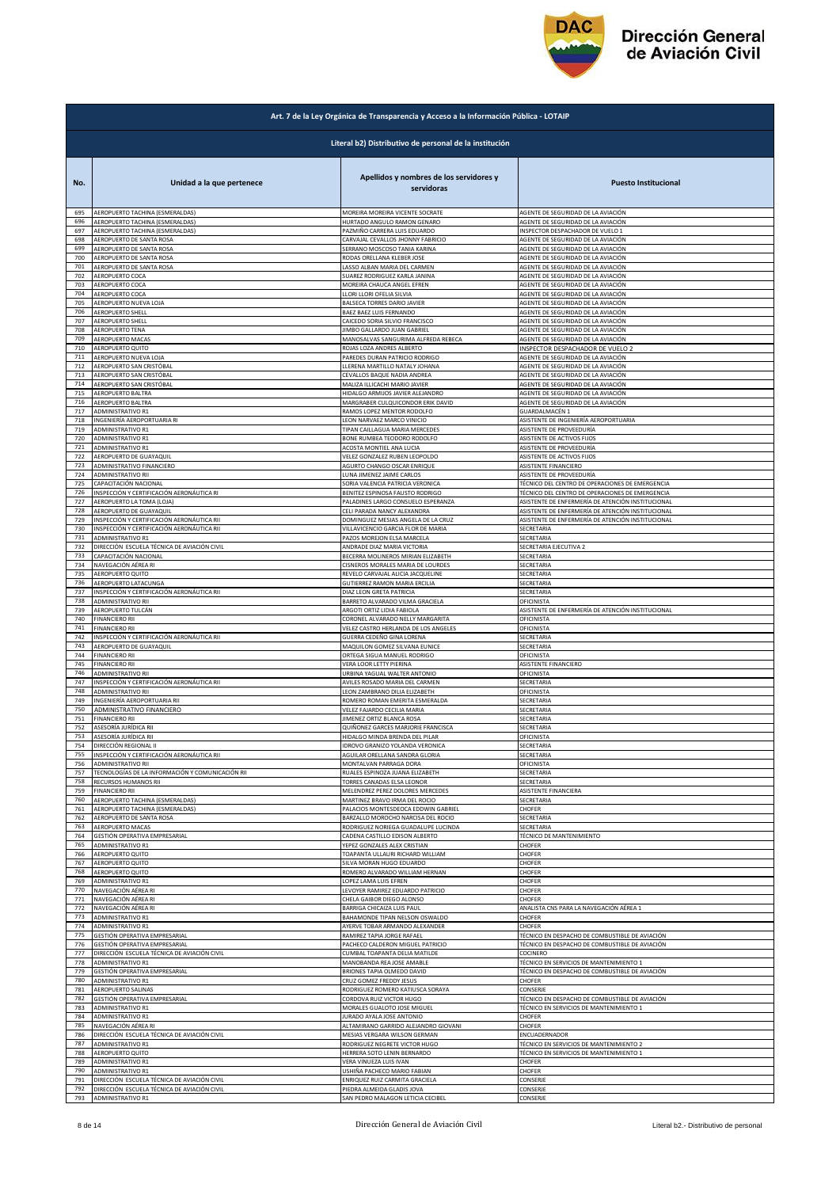**Art. 7 de la Ley Orgánica de Transparencia y Acceso a la Información Pública - LOTAIP**

**Literal b2) Distributivo de personal de la institución**

| No. | Unidad a la que pertenece | Apellidos y nombres de los servidores y servidoras | Puesto Institucional |
|---|---|---|---|
| 695 | AEROPUERTO TACHINA (ESMERALDAS) | MOREIRA MOREIRA VICENTE SOCRATE | AGENTE DE SEGURIDAD DE LA AVIACIÓN |
| 696 | AEROPUERTO TACHINA (ESMERALDAS) | HURTADO ANGULO RAMON GENARO | AGENTE DE SEGURIDAD DE LA AVIACIÓN |
| 697 | AEROPUERTO TACHINA (ESMERALDAS) | PAZMIÑO CARRERA LUIS EDUARDO | INSPECTOR DESPACHADOR DE VUELO 1 |
| 698 | AEROPUERTO DE SANTA ROSA | CARVAJAL CEVALLOS JHONNY FABRICIO | AGENTE DE SEGURIDAD DE LA AVIACIÓN |
| 699 | AEROPUERTO DE SANTA ROSA | SERRANO MOSCOSO TANIA KARINA | AGENTE DE SEGURIDAD DE LA AVIACIÓN |
| 700 | AEROPUERTO DE SANTA ROSA | RODAS ORELLANA KLEBER JOSE | AGENTE DE SEGURIDAD DE LA AVIACIÓN |
| 701 | AEROPUERTO DE SANTA ROSA | LASSO ALBAN MARIA DEL CARMEN | AGENTE DE SEGURIDAD DE LA AVIACIÓN |
| 702 | AEROPUERTO COCA | SUAREZ RODRIGUEZ KARLA JANINA | AGENTE DE SEGURIDAD DE LA AVIACIÓN |
| 703 | AEROPUERTO COCA | MOREIRA CHAUCA ANGEL EFREN | AGENTE DE SEGURIDAD DE LA AVIACIÓN |
| 704 | AEROPUERTO COCA | LLORI LLORI OFELIA SILVIA | AGENTE DE SEGURIDAD DE LA AVIACIÓN |
| 705 | AEROPUERTO NUEVA LOJA | BALSECA TORRES DARIO JAVIER | AGENTE DE SEGURIDAD DE LA AVIACIÓN |
| 706 | AEROPUERTO SHELL | BAEZ BAEZ LUIS FERNANDO | AGENTE DE SEGURIDAD DE LA AVIACIÓN |
| 707 | AEROPUERTO SHELL | CAICEDO SORIA SILVIO FRANCISCO | AGENTE DE SEGURIDAD DE LA AVIACIÓN |
| 708 | AEROPUERTO TENA | JIMBO GALLARDO JUAN GABRIEL | AGENTE DE SEGURIDAD DE LA AVIACIÓN |
| 709 | AEROPUERTO MACAS | MANOSALVAS SANGURIMA ALFREDA REBECA | AGENTE DE SEGURIDAD DE LA AVIACIÓN |
| 710 | AEROPUERTO QUITO | ROJAS LOZA ANDRES ALBERTO | INSPECTOR DESPACHADOR DE VUELO 2 |
| 711 | AEROPUERTO NUEVA LOJA | PAREDES DURAN PATRICIO RODRIGO | AGENTE DE SEGURIDAD DE LA AVIACIÓN |
| 712 | AEROPUERTO SAN CRISTÓBAL | LLERENA MARTILLO NATALY JOHANA | AGENTE DE SEGURIDAD DE LA AVIACIÓN |
| 713 | AEROPUERTO SAN CRISTÓBAL | CEVALLOS BAQUE NADIA ANDREA | AGENTE DE SEGURIDAD DE LA AVIACIÓN |
| 714 | AEROPUERTO SAN CRISTÓBAL | MALIZA ILLICACHI MARIO JAVIER | AGENTE DE SEGURIDAD DE LA AVIACIÓN |
| 715 | AEROPUERTO BALTRA | HIDALGO ARMIJOS JAVIER ALEJANDRO | AGENTE DE SEGURIDAD DE LA AVIACIÓN |
| 716 | AEROPUERTO BALTRA | MARGRABER CULQUICONDOR ERIK DAVID | AGENTE DE SEGURIDAD DE LA AVIACIÓN |
| 717 | ADMINISTRATIVO R1 | RAMOS LOPEZ MENTOR RODOLFO | GUARDALMACÉN 1 |
| 718 | INGENIERÍA AEROPORTUARIA RI | LEON NARVAEZ MARCO VINICIO | ASISTENTE DE INGENIERÍA AEROPORTUARIA |
| 719 | ADMINISTRATIVO R1 | TIPAN CAILLAGUA MARIA MERCEDES | ASISTENTE DE PROVEEDURÍA |
| 720 | ADMINISTRATIVO R1 | BONE RUMBEA TEODORO RODOLFO | ASISTENTE DE ACTIVOS FIJOS |
| 721 | ADMINISTRATIVO R1 | ACOSTA MONTIEL ANA LUCIA | ASISTENTE DE PROVEEDURÍA |
| 722 | AEROPUERTO DE GUAYAQUIL | VELEZ GONZALEZ RUBEN LEOPOLDO | ASISTENTE DE ACTIVOS FIJOS |
| 723 | ADMINISTRATIVO FINANCIERO | AGURTO CHANGO OSCAR ENRIQUE | ASISTENTE FINANCIERO |
| 724 | ADMINISTRATIVO RII | LUNA JIMENEZ JAIME CARLOS | ASISTENTE DE PROVEEDURÍA |
| 725 | CAPACITACIÓN NACIONAL | SORIA VALENCIA PATRICIA VERONICA | TÉCNICO DEL CENTRO DE OPERACIONES DE EMERGENCIA |
| 726 | INSPECCIÓN Y CERTIFICACIÓN AERONÁUTICA RI | BENITEZ ESPINOSA FAUSTO RODRIGO | TÉCNICO DEL CENTRO DE OPERACIONES DE EMERGENCIA |
| 727 | AEROPUERTO LA TOMA (LOJA) | PALADINES LARGO CONSUELO ESPERANZA | ASISTENTE DE ENFERMERÍA DE ATENCIÓN INSTITUCIONAL |
| 728 | AEROPUERTO DE GUAYAQUIL | CELI PARADA NANCY ALEXANDRA | ASISTENTE DE ENFERMERÍA DE ATENCIÓN INSTITUCIONAL |
| 729 | INSPECCIÓN Y CERTIFICACIÓN AERONÁUTICA RII | DOMINGUEZ MESIAS ANGELA DE LA CRUZ | ASISTENTE DE ENFERMERÍA DE ATENCIÓN INSTITUCIONAL |
| 730 | INSPECCIÓN Y CERTIFICACIÓN AERONÁUTICA RII | VILLAVICENCIO GARCIA FLOR DE MARIA | SECRETARIA |
| 731 | ADMINISTRATIVO R1 | PAZOS MOREJON ELSA MARCELA | SECRETARIA |
| 732 | DIRECCIÓN ESCUELA TÉCNICA DE AVIACIÓN CIVIL | ANDRADE DIAZ MARIA VICTORIA | SECRETARIA EJECUTIVA 2 |
| 733 | CAPACITACIÓN NACIONAL | BECERRA MOLINEROS MIRIAN ELIZABETH | SECRETARIA |
| 734 | NAVEGACIÓN AÉREA RI | CISNEROS MORALES MARIA DE LOURDES | SECRETARIA |
| 735 | AEROPUERTO QUITO | REVELO CARVAJAL ALICIA JACQUELINE | SECRETARIA |
| 736 | AEROPUERTO LATACUNGA | GUTIERREZ RAMON MARIA ERCILIA | SECRETARIA |
| 737 | INSPECCIÓN Y CERTIFICACIÓN AERONÁUTICA RII | DIAZ LEON GRETA PATRICIA | SECRETARIA |
| 738 | ADMINISTRATIVO RII | BARRETO ALVARADO VILMA GRACIELA | OFICINISTA |
| 739 | AEROPUERTO TULCÁN | ARGOTI ORTIZ LIDIA FABIOLA | ASISTENTE DE ENFERMERÍA DE ATENCIÓN INSTITUCIONAL |
| 740 | FINANCIERO RII | CORONEL ALVARADO NELLY MARGARITA | OFICINISTA |
| 741 | FINANCIERO RII | VELEZ CASTRO HERLANDA DE LOS ANGELES | OFICINISTA |
| 742 | INSPECCIÓN Y CERTIFICACIÓN AERONÁUTICA RII | GUERRA CEDEÑO GINA LORENA | SECRETARIA |
| 743 | AEROPUERTO DE GUAYAQUIL | MAQUILON GOMEZ SILVANA EUNICE | SECRETARIA |
| 744 | FINANCIERO RII | ORTEGA SIGUA MANUEL RODRIGO | OFICINISTA |
| 745 | FINANCIERO RII | VERA LOOR LETTY PIERINA | ASISTENTE FINANCIERO |
| 746 | ADMINISTRATIVO RII | URBINA YAGUAL WALTER ANTONIO | OFICINISTA |
| 747 | INSPECCIÓN Y CERTIFICACIÓN AERONÁUTICA RII | AVILES ROSADO MARIA DEL CARMEN | SECRETARIA |
| 748 | ADMINISTRATIVO RII | LEON ZAMBRANO DILIA ELIZABETH | OFICINISTA |
| 749 | INGENIERÍA AEROPORTUARIA RII | ROMERO ROMAN EMERITA ESMERALDA | SECRETARIA |
| 750 | ADMINISTRATIVO FINANCIERO | VELEZ FAJARDO CECILIA MARIA | SECRETARIA |
| 751 | FINANCIERO RII | JIMENEZ ORTIZ BLANCA ROSA | SECRETARIA |
| 752 | ASESORÍA JURÍDICA RII | QUIÑONEZ GARCES MARJORIE FRANCISCA | SECRETARIA |
| 753 | ASESORÍA JURÍDICA RII | HIDALGO MINDA BRENDA DEL PILAR | OFICINISTA |
| 754 | DIRECCIÓN REGIONAL II | IDROVO GRANIZO YOLANDA VERONICA | SECRETARIA |
| 755 | INSPECCIÓN Y CERTIFICACIÓN AERONÁUTICA RII | AGUILAR ORELLANA SANDRA GLORIA | SECRETARIA |
| 756 | ADMINISTRATIVO RII | MONTALVAN PARRAGA DORA | OFICINISTA |
| 757 | TECNOLOGÍAS DE LA INFORMACIÓN Y COMUNICACIÓN RII | RUALES ESPINOZA JUANA ELIZABETH | SECRETARIA |
| 758 | RECURSOS HUMANOS RII | TORRES CANADAS ELSA LEONOR | SECRETARIA |
| 759 | FINANCIERO RII | MELENDREZ PEREZ DOLORES MERCEDES | ASISTENTE FINANCIERA |
| 760 | AEROPUERTO TACHINA (ESMERALDAS) | MARTINEZ BRAVO IRMA DEL ROCIO | SECRETARIA |
| 761 | AEROPUERTO TACHINA (ESMERALDAS) | PALACIOS MONTESDEOCA EDDWIN GABRIEL | CHOFER |
| 762 | AEROPUERTO DE SANTA ROSA | BARZALLO MOROCHO NARCISA DEL ROCIO | SECRETARIA |
| 763 | AEROPUERTO MACAS | RODRIGUEZ NORIEGA GUADALUPE LUCINDA | SECRETARIA |
| 764 | GESTIÓN OPERATIVA EMPRESARIAL | CADENA CASTILLO EDISON ALBERTO | TÉCNICO DE MANTENIMIENTO |
| 765 | ADMINISTRATIVO R1 | YEPEZ GONZALES ALEX CRISTIAN | CHOFER |
| 766 | AEROPUERTO QUITO | TOAPANTA ULLAURI RICHARD WILLIAM | CHOFER |
| 767 | AEROPUERTO QUITO | SILVA MORAN HUGO EDUARDO | CHOFER |
| 768 | AEROPUERTO QUITO | ROMERO ALVARADO WILLIAM HERNAN | CHOFER |
| 769 | ADMINISTRATIVO R1 | LOPEZ LAMA LUIS EFREN | CHOFER |
| 770 | NAVEGACIÓN AÉREA RI | LEVOYER RAMIREZ EDUARDO PATRICIO | CHOFER |
| 771 | NAVEGACIÓN AÉREA RI | CHELA GAIBOR DIEGO ALONSO | CHOFER |
| 772 | NAVEGACIÓN AÉREA RI | BARRIGA CHICAIZA LUIS PAUL | ANALISTA CNS PARA LA NAVEGACIÓN AÉREA 1 |
| 773 | ADMINISTRATIVO R1 | BAHAMONDE TIPAN NELSON OSWALDO | CHOFER |
| 774 | ADMINISTRATIVO R1 | AYERVE TOBAR ARMANDO ALEXANDER | CHOFER |
| 775 | GESTIÓN OPERATIVA EMPRESARIAL | RAMIREZ TAPIA JORGE RAFAEL | TÉCNICO EN DESPACHO DE COMBUSTIBLE DE AVIACIÓN |
| 776 | GESTIÓN OPERATIVA EMPRESARIAL | PACHECO CALDERON MIGUEL PATRICIO | TÉCNICO EN DESPACHO DE COMBUSTIBLE DE AVIACIÓN |
| 777 | DIRECCIÓN ESCUELA TÉCNICA DE AVIACIÓN CIVIL | CUMBAL TOAPANTA DELIA MATILDE | COCINERO |
| 778 | ADMINISTRATIVO R1 | MANOBANDA REA JOSE AMABLE | TÉCNICO EN SERVICIOS DE MANTENIMIENTO 1 |
| 779 | GESTIÓN OPERATIVA EMPRESARIAL | BRIONES TAPIA OLMEDO DAVID | TÉCNICO EN DESPACHO DE COMBUSTIBLE DE AVIACIÓN |
| 780 | ADMINISTRATIVO R1 | CRUZ GOMEZ FREDDY JESUS | CHOFER |
| 781 | AEROPUERTO SALINAS | RODRIGUEZ ROMERO KATIUSCA SORAYA | CONSERJE |
| 782 | GESTIÓN OPERATIVA EMPRESARIAL | CORDOVA RUIZ VICTOR HUGO | TÉCNICO EN DESPACHO DE COMBUSTIBLE DE AVIACIÓN |
| 783 | ADMINISTRATIVO R1 | MORALES GUALOTO JOSE MIGUEL | TÉCNICO EN SERVICIOS DE MANTENIMIENTO 1 |
| 784 | ADMINISTRATIVO R1 | JURADO AYALA JOSE ANTONIO | CHOFER |
| 785 | NAVEGACIÓN AÉREA RI | ALTAMIRANO GARRIDO ALEJANDRO GIOVANI | CHOFER |
| 786 | DIRECCIÓN ESCUELA TÉCNICA DE AVIACIÓN CIVIL | MESIAS VERGARA WILSON GERMAN | ENCUADERNADOR |
| 787 | ADMINISTRATIVO R1 | RODRIGUEZ NEGRETE VICTOR HUGO | TÉCNICO EN SERVICIOS DE MANTENIMIENTO 2 |
| 788 | AEROPUERTO QUITO | HERRERA SOTO LENIN BERNARDO | TÉCNICO EN SERVICIOS DE MANTENIMIENTO 1 |
| 789 | ADMINISTRATIVO R1 | VERA VINUEZA LUIS IVAN | CHOFER |
| 790 | ADMINISTRATIVO R1 | USHIÑA PACHECO MARIO FABIAN | CHOFER |
| 791 | DIRECCIÓN ESCUELA TÉCNICA DE AVIACIÓN CIVIL | ENRIQUEZ RUIZ CARMITA GRACIELA | CONSERJE |
| 792 | DIRECCIÓN ESCUELA TÉCNICA DE AVIACIÓN CIVIL | PIEDRA ALMEIDA GLADIS JOVA | CONSERJE |
| 793 | ADMINISTRATIVO R1 | SAN PEDRO MALAGON LETICIA CECIBEL | CONSERJE |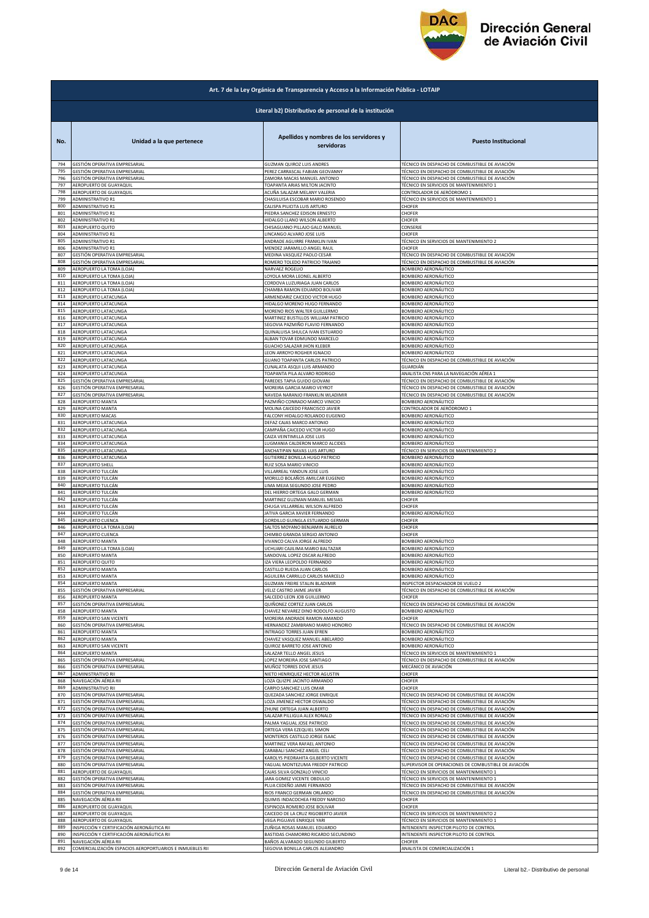## Art. 7 de la Ley Orgánica de Transparencia y Acceso a la Información Pública - LOTAIP

### Literal b2) Distributivo de personal de la institución

| No. | Unidad a la que pertenece | Apellidos y nombres de los servidores y servidoras | Puesto Institucional |
|---|---|---|---|
| 794 | GESTIÓN OPERATIVA EMPRESARIAL | GUZMAN QUIROZ LUIS ANDRES | TÉCNICO EN DESPACHO DE COMBUSTIBLE DE AVIACIÓN |
| 795 | GESTIÓN OPERATIVA EMPRESARIAL | PEREZ CARRASCAL FABIAN GEOVANNY | TÉCNICO EN DESPACHO DE COMBUSTIBLE DE AVIACIÓN |
| 796 | GESTIÓN OPERATIVA EMPRESARIAL | ZAMORA MACAS MANUEL ANTONIO | TÉCNICO EN DESPACHO DE COMBUSTIBLE DE AVIACIÓN |
| 797 | AEROPUERTO DE GUAYAQUIL | TOAPANTA ARIAS MILTON JACINTO | TÉCNICO EN SERVICIOS DE MANTENIMIENTO 1 |
| 798 | AEROPUERTO DE GUAYAQUIL | ACUÑA SALAZAR MELANY VALERIA | CONTROLADOR DE AERÓDROMO 1 |
| 799 | ADMINISTRATIVO R1 | CHASILUISA ESCOBAR MARIO ROSENDO | TÉCNICO EN SERVICIOS DE MANTENIMIENTO 1 |
| 800 | ADMINISTRATIVO R1 | CALISPA PILICITA LUIS ARTURO | CHOFER |
| 801 | ADMINISTRATIVO R1 | PIEDRA SANCHEZ EDISON ERNESTO | CHOFER |
| 802 | ADMINISTRATIVO R1 | HIDALGO LLANO WILSON ALBERTO | CHOFER |
| 803 | AEROPUERTO QUITO | CHISAGUANO PILLAJO GALO MANUEL | CONSERJE |
| 804 | ADMINISTRATIVO R1 | LINCANGO ALVARO JOSE LUIS | CHOFER |
| 805 | ADMINISTRATIVO R1 | ANDRADE AGUIRRE FRANKLIN IVAN | TÉCNICO EN SERVICIOS DE MANTENIMIENTO 2 |
| 806 | ADMINISTRATIVO R1 | MENDEZ JARAMILLO ANGEL RAUL | CHOFER |
| 807 | GESTIÓN OPERATIVA EMPRESARIAL | MEDINA VASQUEZ PAOLO CESAR | TÉCNICO EN DESPACHO DE COMBUSTIBLE DE AVIACIÓN |
| 808 | GESTIÓN OPERATIVA EMPRESARIAL | ROMERO TOLEDO PATRICIO TRAJANO | TÉCNICO EN DESPACHO DE COMBUSTIBLE DE AVIACIÓN |
| 809 | AEROPUERTO LA TOMA (LOJA) | NARVAEZ ROGELIO | BOMBERO AERONÁUTICO |
| 810 | AEROPUERTO LA TOMA (LOJA) | LOYOLA MORA LEONEL ALBERTO | BOMBERO AERONÁUTICO |
| 811 | AEROPUERTO LA TOMA (LOJA) | CORDOVA LUZURIAGA JUAN CARLOS | BOMBERO AERONÁUTICO |
| 812 | AEROPUERTO LA TOMA (LOJA) | CHAMBA RAMON EDUARDO BOLIVAR | BOMBERO AERONÁUTICO |
| 813 | AEROPUERTO LATACUNGA | ARMENDARIZ CAICEDO VICTOR HUGO | BOMBERO AERONÁUTICO |
| 814 | AEROPUERTO LATACUNGA | HIDALGO MORENO HUGO FERNANDO | BOMBERO AERONÁUTICO |
| 815 | AEROPUERTO LATACUNGA | MORENO RIOS WALTER GUILLERMO | BOMBERO AERONÁUTICO |
| 816 | AEROPUERTO LATACUNGA | MARTINEZ BUSTILLOS WILLIAM PATRICIO | BOMBERO AERONÁUTICO |
| 817 | AEROPUERTO LATACUNGA | SEGOVIA PAZMIÑO FLAVIO FERNANDO | BOMBERO AERONÁUTICO |
| 818 | AEROPUERTO LATACUNGA | QUINALUISA SHULCA IVAN ESTUARDO | BOMBERO AERONÁUTICO |
| 819 | AEROPUERTO LATACUNGA | ALBAN TOVAR EDMUNDO MARCELO | BOMBERO AERONÁUTICO |
| 820 | AEROPUERTO LATACUNGA | GUACHO SALAZAR JHON KLEBER | BOMBERO AERONÁUTICO |
| 821 | AEROPUERTO LATACUNGA | LEON ARROYO ROGHER IGNACIO | BOMBERO AERONÁUTICO |
| 822 | AEROPUERTO LATACUNGA | GUANO TOAPANTA CARLOS PATRICIO | TÉCNICO EN DESPACHO DE COMBUSTIBLE DE AVIACIÓN |
| 823 | AEROPUERTO LATACUNGA | CUNALATA ASQUI LUIS ARMANDO | GUARDIÁN |
| 824 | AEROPUERTO LATACUNGA | TOAPANTA PILA ALVARO RODRIGO | ANALISTA CNS PARA LA NAVEGACIÓN AÉREA 1 |
| 825 | GESTIÓN OPERATIVA EMPRESARIAL | PAREDES TAPIA GUIDO GIOVANI | TÉCNICO EN DESPACHO DE COMBUSTIBLE DE AVIACIÓN |
| 826 | GESTIÓN OPERATIVA EMPRESARIAL | MOREIRA GARCIA MARIO VEYROT | TÉCNICO EN DESPACHO DE COMBUSTIBLE DE AVIACIÓN |
| 827 | GESTIÓN OPERATIVA EMPRESARIAL | NAVEDA NARANJO FRANKLIN WLADIMIR | TÉCNICO EN DESPACHO DE COMBUSTIBLE DE AVIACIÓN |
| 828 | AEROPUERTO MANTA | PAZMIÑO CONRADO MARCO VINICIO | BOMBERO AERONÁUTICO |
| 829 | AEROPUERTO MANTA | MOLINA CAICEDO FRANCISCO JAVIER | CONTROLADOR DE AERÓDROMO 1 |
| 830 | AEROPUERTO MACAS | FALCONY HIDALGO ROLANDO EUGENIO | BOMBERO AERONÁUTICO |
| 831 | AEROPUERTO LATACUNGA | DEFAZ CAJAS MARCO ANTONIO | BOMBERO AERONÁUTICO |
| 832 | AEROPUERTO LATACUNGA | CAMPAÑA CAICEDO VICTOR HUGO | BOMBERO AERONÁUTICO |
| 833 | AEROPUERTO LATACUNGA | CAIZA VEINTIMILLA JOSE LUIS | BOMBERO AERONÁUTICO |
| 834 | AEROPUERTO LATACUNGA | LUGMANIA CALDERON MARCO ALCIDES | BOMBERO AERONÁUTICO |
| 835 | AEROPUERTO LATACUNGA | ANCHATIPAN NAVAS LUIS ARTURO | TÉCNICO EN SERVICIOS DE MANTENIMIENTO 2 |
| 836 | AEROPUERTO LATACUNGA | GUTIERREZ BONILLA HUGO PATRICIO | BOMBERO AERONÁUTICO |
| 837 | AEROPUERTO SHELL | RUIZ SOSA MARIO VINICIO | BOMBERO AERONÁUTICO |
| 838 | AEROPUERTO TULCÁN | VILLARREAL YANDUN JOSE LUIS | BOMBERO AERONÁUTICO |
| 839 | AEROPUERTO TULCÁN | MORILLO BOLAÑOS AMILCAR EUGENIO | BOMBERO AERONÁUTICO |
| 840 | AEROPUERTO TULCÁN | LIMA MEJIA SEGUNDO JOSE PEDRO | BOMBERO AERONÁUTICO |
| 841 | AEROPUERTO TULCÁN | DEL HIERRO ORTEGA GALO GERMAN | BOMBERO AERONÁUTICO |
| 842 | AEROPUERTO TULCÁN | MARTINEZ GUZMAN MANUEL MESIAS | CHOFER |
| 843 | AEROPUERTO TULCÁN | CHUGA VILLARREAL WILSON ALFREDO | CHOFER |
| 844 | AEROPUERTO TULCÁN | JATIVA GARCIA XAVIER FERNANDO | BOMBERO AERONÁUTICO |
| 845 | AEROPUERTO CUENCA | GORDILLO GUINGLA ESTUARDO GERMAN | CHOFER |
| 846 | AEROPUERTO LA TOMA (LOJA) | SALTOS MOYANO BENJAMIN AURELIO | CHOFER |
| 847 | AEROPUERTO CUENCA | CHIMBO GRANDA SERGIO ANTONIO | CHOFER |
| 848 | AEROPUERTO MANTA | VIVANCO CALVA JORGE ALFREDO | BOMBERO AERONÁUTICO |
| 849 | AEROPUERTO LA TOMA (LOJA) | UCHUARI CAJILIMA MARIO BALTAZAR | BOMBERO AERONÁUTICO |
| 850 | AEROPUERTO MANTA | SANDOVAL LOPEZ OSCAR ALFREDO | BOMBERO AERONÁUTICO |
| 851 | AEROPUERTO QUITO | IZA VIERA LEOPOLDO FERNANDO | BOMBERO AERONÁUTICO |
| 852 | AEROPUERTO MANTA | CASTILLO RUEDA JUAN CARLOS | BOMBERO AERONÁUTICO |
| 853 | AEROPUERTO MANTA | AGUILERA CARRILLO CARLOS MARCELO | BOMBERO AERONÁUTICO |
| 854 | AEROPUERTO MANTA | GUZMAN FREIRE STALIN BLADIMIR | INSPECTOR DESPACHADOR DE VUELO 2 |
| 855 | GESTIÓN OPERATIVA EMPRESARIAL | VELIZ CASTRO JAIME JAVIER | TÉCNICO EN DESPACHO DE COMBUSTIBLE DE AVIACIÓN |
| 856 | AEROPUERTO MANTA | SALCEDO LEON JOB GUILLERMO | CHOFER |
| 857 | GESTIÓN OPERATIVA EMPRESARIAL | QUIÑONEZ CORTEZ JUAN CARLOS | TÉCNICO EN DESPACHO DE COMBUSTIBLE DE AVIACIÓN |
| 858 | AEROPUERTO MANTA | CHAVEZ NEVAREZ DINO RODOLFO AUGUSTO | BOMBERO AERONÁUTICO |
| 859 | AEROPUERTO SAN VICENTE | MOREIRA ANDRADE RAMON AMANDO | CHOFER |
| 860 | GESTIÓN OPERATIVA EMPRESARIAL | HERNANDEZ ZAMBRANO MARIO HONORIO | TÉCNICO EN DESPACHO DE COMBUSTIBLE DE AVIACIÓN |
| 861 | AEROPUERTO MANTA | INTRIAGO TORRES JUAN EFREN | BOMBERO AERONÁUTICO |
| 862 | AEROPUERTO MANTA | CHAVEZ VASQUEZ MANUEL ABELARDO | BOMBERO AERONÁUTICO |
| 863 | AEROPUERTO SAN VICENTE | QUIROZ BARRETO JOSE ANTONIO | BOMBERO AERONÁUTICO |
| 864 | AEROPUERTO MANTA | SALAZAR TELLO ANGEL JESUS | TÉCNICO EN SERVICIOS DE MANTENIMIENTO 1 |
| 865 | GESTIÓN OPERATIVA EMPRESARIAL | LOPEZ MOREIRA JOSE SANTIAGO | TÉCNICO EN DESPACHO DE COMBUSTIBLE DE AVIACIÓN |
| 866 | GESTIÓN OPERATIVA EMPRESARIAL | MUÑOZ TORRES DOVE JESUS | MECÁNICO DE AVIACIÓN |
| 867 | ADMINISTRATIVO RII | NIETO HENRIQUEZ HECTOR AGUSTIN | CHOFER |
| 868 | NAVEGACIÓN AÉREA RII | LOZA QUIZPE JACINTO ARMANDO | CHOFER |
| 869 | ADMINISTRATIVO RII | CARPIO SANCHEZ LUIS OMAR | CHOFER |
| 870 | GESTIÓN OPERATIVA EMPRESARIAL | QUEZADA SANCHEZ JORGE ENRIQUE | TÉCNICO EN DESPACHO DE COMBUSTIBLE DE AVIACIÓN |
| 871 | GESTIÓN OPERATIVA EMPRESARIAL | LOZA JIMENEZ HECTOR OSWALDO | TÉCNICO EN DESPACHO DE COMBUSTIBLE DE AVIACIÓN |
| 872 | GESTIÓN OPERATIVA EMPRESARIAL | ZHUNE ORTEGA JUAN ALBERTO | TÉCNICO EN DESPACHO DE COMBUSTIBLE DE AVIACIÓN |
| 873 | GESTIÓN OPERATIVA EMPRESARIAL | SALAZAR PILLIGUA ALEX RONALD | TÉCNICO EN DESPACHO DE COMBUSTIBLE DE AVIACIÓN |
| 874 | GESTIÓN OPERATIVA EMPRESARIAL | PALMA YAGUAL JOSE PATRICIO | TÉCNICO EN DESPACHO DE COMBUSTIBLE DE AVIACIÓN |
| 875 | GESTIÓN OPERATIVA EMPRESARIAL | ORTEGA VERA EZEQUIEL SIMON | TÉCNICO EN DESPACHO DE COMBUSTIBLE DE AVIACIÓN |
| 876 | GESTIÓN OPERATIVA EMPRESARIAL | MONTEROS CASTILLO JORGE ISAAC | TÉCNICO EN DESPACHO DE COMBUSTIBLE DE AVIACIÓN |
| 877 | GESTIÓN OPERATIVA EMPRESARIAL | MARTINEZ VERA RAFAEL ANTONIO | TÉCNICO EN DESPACHO DE COMBUSTIBLE DE AVIACIÓN |
| 878 | GESTIÓN OPERATIVA EMPRESARIAL | CARABALI SANCHEZ ANGEL CELI | TÉCNICO EN DESPACHO DE COMBUSTIBLE DE AVIACIÓN |
| 879 | GESTIÓN OPERATIVA EMPRESARIAL | KAROLYS PIEDRAHITA GILBERTO VICENTE | TÉCNICO EN DESPACHO DE COMBUSTIBLE DE AVIACIÓN |
| 880 | GESTIÓN OPERATIVA EMPRESARIAL | YAGUAL MONTEZUMA FREDDY PATRICIO | SUPERVISOR DE OPERACIONES DE COMBUSTIBLE DE AVIACIÓN |
| 881 | AEROPUERTO DE GUAYAQUIL | CAJAS SILVA GONZALO VINICIO | TÉCNICO EN SERVICIOS DE MANTENIMIENTO 1 |
| 882 | GESTIÓN OPERATIVA EMPRESARIAL | JARA GOMEZ VICENTE OBDULIO | TÉCNICO EN SERVICIOS DE MANTENIMIENTO 1 |
| 883 | GESTIÓN OPERATIVA EMPRESARIAL | PLUA CEDEÑO JAIME FERNANDO | TÉCNICO EN DESPACHO DE COMBUSTIBLE DE AVIACIÓN |
| 884 | GESTIÓN OPERATIVA EMPRESARIAL | RIOS FRANCO GERMAN ORLANDO | TÉCNICO EN DESPACHO DE COMBUSTIBLE DE AVIACIÓN |
| 885 | NAVEGACIÓN AÉREA RII | QUIMIS INDACOCHEA FREDDY NARCISO | CHOFER |
| 886 | AEROPUERTO DE GUAYAQUIL | ESPINOZA ROMERO JOSE BOLIVAR | CHOFER |
| 887 | AEROPUERTO DE GUAYAQUIL | CAICEDO DE LA CRUZ RIGOBERTO JAVIER | TÉCNICO EN SERVICIOS DE MANTENIMIENTO 2 |
| 888 | AEROPUERTO DE GUAYAQUIL | VEGA PIGUAVE ENRIQUE YARI | TÉCNICO EN SERVICIOS DE MANTENIMIENTO 1 |
| 889 | INSPECCIÓN Y CERTIFICACIÓN AERONÁUTICA RII | ZUÑIGA ROSAS MANUEL EDUARDO | INTENDENTE INSPECTOR PILOTO DE CONTROL |
| 890 | INSPECCIÓN Y CERTIFICACIÓN AERONÁUTICA RII | BASTIDAS CHAMORRO RICARDO SECUNDINO | INTENDENTE INSPECTOR PILOTO DE CONTROL |
| 891 | NAVEGACIÓN AÉREA RII | BAÑOS ALVARADO SEGUNDO GILBERTO | CHOFER |
| 892 | COMERCIALIZACIÓN ESPACIOS AEROPORTUARIOS E INMUEBLES RII | SEGOVIA BONILLA CARLOS ALEJANDRO | ANALISTA DE COMERCIALIZACIÓN 1 |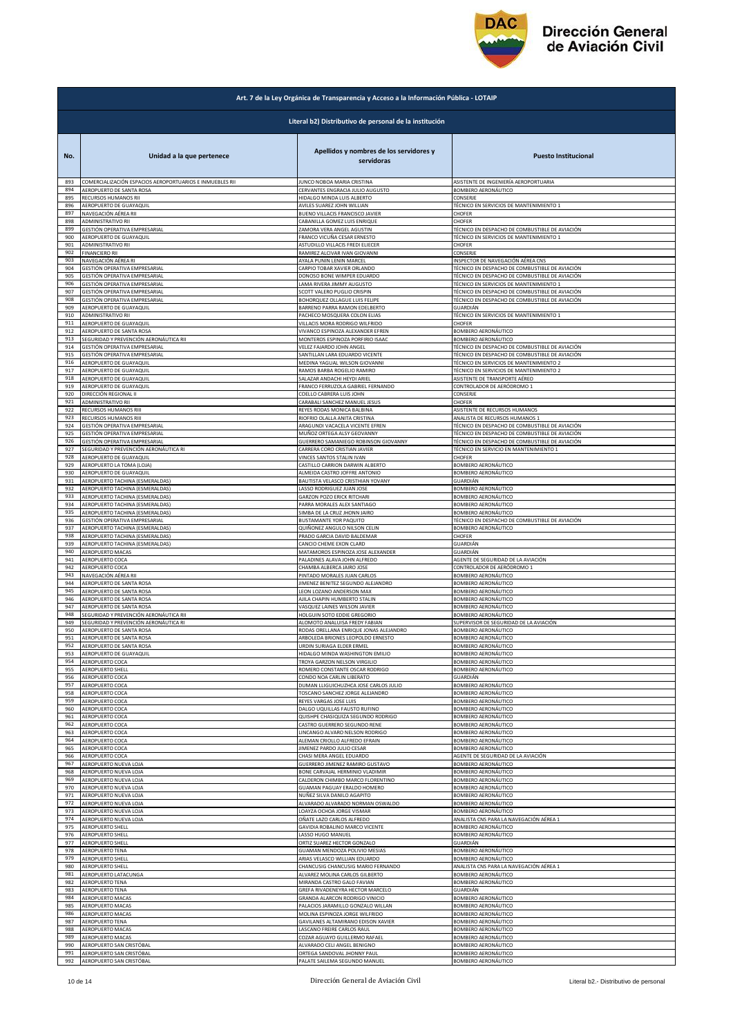| Art. 7 de la Ley Orgánica de Transparencia y Acceso a la Información Pública - LOTAIP | | | |
|---|---|---|---|
| **Literal b2) Distributivo de personal de la institución** | | | |
| **No.** | **Unidad a la que pertenece** | **Apellidos y nombres de los servidores y servidoras** | **Puesto Institucional** |
| 893 | COMERCIALIZACIÓN ESPACIOS AEROPORTUARIOS E INMUEBLES RII | JUNCO NOBOA MARIA CRISTINA | ASISTENTE DE INGENIERÍA AEROPORTUARIA |
| 894 | AEROPUERTO DE SANTA ROSA | CERVANTES ENGRACIA JULIO AUGUSTO | BOMBERO AERONÁUTICO |
| 895 | RECURSOS HUMANOS RII | HIDALGO MINDA LUIS ALBERTO | CONSERJE |
| 896 | AEROPUERTO DE GUAYAQUIL | AVILES SUAREZ JOHN WILLIAN | TÉCNICO EN SERVICIOS DE MANTENIMIENTO 1 |
| 897 | NAVEGACIÓN AÉREA RII | BUENO VILLACIS FRANCISCO JAVIER | CHOFER |
| 898 | ADMINISTRATIVO RII | CABANILLA GOMEZ LUIS ENRIQUE | CHOFER |
| 899 | GESTIÓN OPERATIVA EMPRESARIAL | ZAMORA VERA ANGEL AGUSTIN | TÉCNICO EN DESPACHO DE COMBUSTIBLE DE AVIACIÓN |
| 900 | AEROPUERTO DE GUAYAQUIL | FRANCO VICUÑA CESAR ERNESTO | TÉCNICO EN SERVICIOS DE MANTENIMIENTO 1 |
| 901 | ADMINISTRATIVO RII | ASTUDILLO VILLACIS FREDI ELIECER | CHOFER |
| 902 | FINANCIERO RII | RAMIREZ ALCIVAR IVAN GIOVANNI | CONSERJE |
| 903 | NAVEGACIÓN AÉREA RI | AYALA PUNIN LENIN MARCEL | INSPECTOR DE NAVEGACIÓN AÉREA CNS |
| 904 | GESTIÓN OPERATIVA EMPRESARIAL | CARPIO TOBAR XAVIER ORLANDO | TÉCNICO EN DESPACHO DE COMBUSTIBLE DE AVIACIÓN |
| 905 | GESTIÓN OPERATIVA EMPRESARIAL | DONOSO BONE WIMPER EDUARDO | TÉCNICO EN DESPACHO DE COMBUSTIBLE DE AVIACIÓN |
| 906 | GESTIÓN OPERATIVA EMPRESARIAL | LAMA RIVERA JIMMY AUGUSTO | TÉCNICO EN SERVICIOS DE MANTENIMIENTO 1 |
| 907 | GESTIÓN OPERATIVA EMPRESARIAL | SCOTT VALERO PUGLIO CRISPIN | TÉCNICO EN DESPACHO DE COMBUSTIBLE DE AVIACIÓN |
| 908 | GESTIÓN OPERATIVA EMPRESARIAL | BOHORQUEZ OLLAGUE LUIS FELIPE | TÉCNICO EN DESPACHO DE COMBUSTIBLE DE AVIACIÓN |
| 909 | AEROPUERTO DE GUAYAQUIL | BARRENO PARRA RAMON EDELBERTO | GUARDIÁN |
| 910 | ADMINISTRATIVO RII | PACHECO MOSQUERA COLON ELIAS | TÉCNICO EN SERVICIOS DE MANTENIMIENTO 1 |
| 911 | AEROPUERTO DE GUAYAQUIL | VILLACIS MORA RODRIGO WILFRIDO | CHOFER |
| 912 | AEROPUERTO DE SANTA ROSA | VIVANCO ESPINOZA ALEXANDER EFREN | BOMBERO AERONÁUTICO |
| 913 | SEGURIDAD Y PREVENCIÓN AERONÁUTICA RII | MONTEROS ESPINOZA PORFIRIO ISAAC | BOMBERO AERONÁUTICO |
| 914 | GESTIÓN OPERATIVA EMPRESARIAL | VELEZ FAJARDO JOHN ANGEL | TÉCNICO EN DESPACHO DE COMBUSTIBLE DE AVIACIÓN |
| 915 | GESTIÓN OPERATIVA EMPRESARIAL | SANTILLAN LARA EDUARDO VICENTE | TÉCNICO EN DESPACHO DE COMBUSTIBLE DE AVIACIÓN |
| 916 | AEROPUERTO DE GUAYAQUIL | MEDINA YAGUAL WILSON GIOVANNI | TÉCNICO EN SERVICIOS DE MANTENIMIENTO 2 |
| 917 | AEROPUERTO DE GUAYAQUIL | RAMOS BARBA ROGELIO RAMIRO | TÉCNICO EN SERVICIOS DE MANTENIMIENTO 2 |
| 918 | AEROPUERTO DE GUAYAQUIL | SALAZAR ANDACHI HEYDI ARIEL | ASISTENTE DE TRANSPORTE AÉREO |
| 919 | AEROPUERTO DE GUAYAQUIL | FRANCO FERRUZOLA GABRIEL FERNANDO | CONTROLADOR DE AERÓDROMO 1 |
| 920 | DIRECCIÓN REGIONAL II | COELLO CABRERA LUIS JOHN | CONSERJE |
| 921 | ADMINISTRATIVO RII | CARABALI SANCHEZ MANUEL JESUS | CHOFER |
| 922 | RECURSOS HUMANOS RIII | REYES RODAS MONICA BALBINA | ASISTENTE DE RECURSOS HUMANOS |
| 923 | RECURSOS HUMANOS RIII | RIOFRIO OLALLA ANITA CRISTINA | ANALISTA DE RECURSOS HUMANOS 1 |
| 924 | GESTIÓN OPERATIVA EMPRESARIAL | ARAGUNDI VACACELA VICENTE EFREN | TÉCNICO EN DESPACHO DE COMBUSTIBLE DE AVIACIÓN |
| 925 | GESTIÓN OPERATIVA EMPRESARIAL | MUÑOZ ORTEGA ALSY GEOVANNY | TÉCNICO EN DESPACHO DE COMBUSTIBLE DE AVIACIÓN |
| 926 | GESTIÓN OPERATIVA EMPRESARIAL | GUERRERO SAMANIEGO ROBINSON GIOVANNY | TÉCNICO EN DESPACHO DE COMBUSTIBLE DE AVIACIÓN |
| 927 | SEGURIDAD Y PREVENCIÓN AERONÁUTICA RI | CARRERA CORO CRISTIAN JAVIER | TÉCNICO EN SERVICIO EN MANTENIMIENTO 1 |
| 928 | AEROPUERTO DE GUAYAQUIL | VINCES SANTOS STALIN IVAN | CHOFER |
| 929 | AEROPUERTO LA TOMA (LOJA) | CASTILLO CARRION DARWIN ALBERTO | BOMBERO AERONÁUTICO |
| 930 | AEROPUERTO DE GUAYAQUIL | ALMEIDA CASTRO JOFFRE ANTONIO | BOMBERO AERONÁUTICO |
| 931 | AEROPUERTO TACHINA (ESMERALDAS) | BAUTISTA VELASCO CRISTHIAN YOVANY | GUARDIÁN |
| 932 | AEROPUERTO TACHINA (ESMERALDAS) | LASSO RODRIGUEZ JUAN JOSE | BOMBERO AERONÁUTICO |
| 933 | AEROPUERTO TACHINA (ESMERALDAS) | GARZON POZO ERICK RITCHARI | BOMBERO AERONÁUTICO |
| 934 | AEROPUERTO TACHINA (ESMERALDAS) | PARRA MORALES ALEX SANTIAGO | BOMBERO AERONÁUTICO |
| 935 | AEROPUERTO TACHINA (ESMERALDAS) | SIMBA DE LA CRUZ JHONN JAIRO | BOMBERO AERONÁUTICO |
| 936 | GESTIÓN OPERATIVA EMPRESARIAL | BUSTAMANTE YOR PAQUITO | TÉCNICO EN DESPACHO DE COMBUSTIBLE DE AVIACIÓN |
| 937 | AEROPUERTO TACHINA (ESMERALDAS) | QUIÑONEZ ANGULO NILSON CELIN | BOMBERO AERONÁUTICO |
| 938 | AEROPUERTO TACHINA (ESMERALDAS) | PRADO GARCIA DAVID BALDEMAR | CHOFER |
| 939 | AEROPUERTO TACHINA (ESMERALDAS) | CANCIO CHEME EXON CLARD | GUARDIÁN |
| 940 | AEROPUERTO MACAS | MATAMOROS ESPINOZA JOSE ALEXANDER | GUARDIÁN |
| 941 | AEROPUERTO COCA | PALADINES ALAVA JOHN ALFREDO | AGENTE DE SEGURIDAD DE LA AVIACIÓN |
| 942 | AEROPUERTO COCA | CHAMBA ALBERCA JAIRO JOSE | CONTROLADOR DE AERÓDROMO 1 |
| 943 | NAVEGACIÓN AÉREA RII | PINTADO MORALES JUAN CARLOS | BOMBERO AERONÁUTICO |
| 944 | AEROPUERTO DE SANTA ROSA | JIMENEZ BENITEZ SEGUNDO ALEJANDRO | BOMBERO AERONÁUTICO |
| 945 | AEROPUERTO DE SANTA ROSA | LEON LOZANO ANDERSON MAX | BOMBERO AERONÁUTICO |
| 946 | AEROPUERTO DE SANTA ROSA | AJILA CHAPIN HUMBERTO STALIN | BOMBERO AERONÁUTICO |
| 947 | AEROPUERTO DE SANTA ROSA | VASQUEZ LAINES WILSON JAVIER | BOMBERO AERONÁUTICO |
| 948 | SEGURIDAD Y PREVENCIÓN AERONÁUTICA RII | HOLGUIN SOTO EDDIE GREGORIO | BOMBERO AERONÁUTICO |
| 949 | SEGURIDAD Y PREVENCIÓN AERONÁUTICA RI | ALOMOTO ANALUISA FREDY FABIAN | SUPERVISOR DE SEGURIDAD DE LA AVIACIÓN |
| 950 | AEROPUERTO DE SANTA ROSA | RODAS ORELLANA ENRIQUE JONAS ALEJANDRO | BOMBERO AERONÁUTICO |
| 951 | AEROPUERTO DE SANTA ROSA | ARBOLEDA BRIONES LEOPOLDO ERNESTO | BOMBERO AERONÁUTICO |
| 952 | AEROPUERTO DE SANTA ROSA | URDIN SURIAGA ELDER ERMEL | BOMBERO AERONÁUTICO |
| 953 | AEROPUERTO DE GUAYAQUIL | HIDALGO MINDA WASHINGTON EMILIO | BOMBERO AERONÁUTICO |
| 954 | AEROPUERTO COCA | TROYA GARZON NELSON VIRGILIO | BOMBERO AERONÁUTICO |
| 955 | AEROPUERTO SHELL | ROMERO CONSTANTE OSCAR RODRIGO | BOMBERO AERONÁUTICO |
| 956 | AEROPUERTO COCA | CONDO NOA CARLIN LIBERATO | GUARDIÁN |
| 957 | AEROPUERTO COCA | DUMAN LLIGUICHUZHCA JOSE CARLOS JULIO | BOMBERO AERONÁUTICO |
| 958 | AEROPUERTO COCA | TOSCANO SANCHEZ JORGE ALEJANDRO | BOMBERO AERONÁUTICO |
| 959 | AEROPUERTO COCA | REYES VARGAS JOSE LUIS | BOMBERO AERONÁUTICO |
| 960 | AEROPUERTO COCA | DALGO UQUILLAS FAUSTO RUFINO | BOMBERO AERONÁUTICO |
| 961 | AEROPUERTO COCA | QUISHPE CHASIQUIZA SEGUNDO RODRIGO | BOMBERO AERONÁUTICO |
| 962 | AEROPUERTO COCA | CASTRO GUERRERO SEGUNDO RENE | BOMBERO AERONÁUTICO |
| 963 | AEROPUERTO COCA | LINCANGO ALVARO NELSON RODRIGO | BOMBERO AERONÁUTICO |
| 964 | AEROPUERTO COCA | ALEMAN CRIOLLO ALFREDO EFRAIN | BOMBERO AERONÁUTICO |
| 965 | AEROPUERTO COCA | JIMENEZ PARDO JULIO CESAR | BOMBERO AERONÁUTICO |
| 966 | AEROPUERTO COCA | CHASI MERA ANGEL EDUARDO | AGENTE DE SEGURIDAD DE LA AVIACIÓN |
| 967 | AEROPUERTO NUEVA LOJA | GUERRERO JIMENEZ RAMIRO GUSTAVO | BOMBERO AERONÁUTICO |
| 968 | AEROPUERTO NUEVA LOJA | BONE CARVAJAL HERMINIO VLADIMIR | BOMBERO AERONÁUTICO |
| 969 | AEROPUERTO NUEVA LOJA | CALDERON CHIMBO MARCO FLORENTINO | BOMBERO AERONÁUTICO |
| 970 | AEROPUERTO NUEVA LOJA | GUAMAN PAGUAY ERALDO HOMERO | BOMBERO AERONÁUTICO |
| 971 | AEROPUERTO NUEVA LOJA | NUÑEZ SILVA DANILO AGAPITO | BOMBERO AERONÁUTICO |
| 972 | AEROPUERTO NUEVA LOJA | ALVARADO ALVARADO NORMAN OSWALDO | BOMBERO AERONÁUTICO |
| 973 | AEROPUERTO NUEVA LOJA | LOAYZA OCHOA JORGE VISMAR | BOMBERO AERONÁUTICO |
| 974 | AEROPUERTO NUEVA LOJA | OÑATE LAZO CARLOS ALFREDO | ANALISTA CNS PARA LA NAVEGACIÓN AÉREA 1 |
| 975 | AEROPUERTO SHELL | GAVIDIA ROBALINO MARCO VICENTE | BOMBERO AERONÁUTICO |
| 976 | AEROPUERTO SHELL | LASSO HUGO MANUEL | BOMBERO AERONÁUTICO |
| 977 | AEROPUERTO SHELL | ORTIZ SUAREZ HECTOR GONZALO | GUARDIÁN |
| 978 | AEROPUERTO TENA | GUAMAN MENDOZA POLIVIO MESIAS | BOMBERO AERONÁUTICO |
| 979 | AEROPUERTO SHELL | ARIAS VELASCO WILLIAN EDUARDO | BOMBERO AERONÁUTICO |
| 980 | AEROPUERTO SHELL | CHANCUSIG CHANCUSIG MARIO FERNANDO | ANALISTA CNS PARA LA NAVEGACIÓN AÉREA 1 |
| 981 | AEROPUERTO LATACUNGA | ALVAREZ MOLINA CARLOS GILBERTO | BOMBERO AERONÁUTICO |
| 982 | AEROPUERTO TENA | MIRANDA CASTRO GALO FAVIAN | BOMBERO AERONÁUTICO |
| 983 | AEROPUERTO TENA | GREFA RIVADENEYRA HECTOR MARCELO | GUARDIÁN |
| 984 | AEROPUERTO MACAS | GRANDA ALARCON RODRIGO VINICIO | BOMBERO AERONÁUTICO |
| 985 | AEROPUERTO MACAS | PALACIOS JARAMILLO GONZALO WILLAN | BOMBERO AERONÁUTICO |
| 986 | AEROPUERTO MACAS | MOLINA ESPINOZA JORGE WILFRIDO | BOMBERO AERONÁUTICO |
| 987 | AEROPUERTO TENA | GAVILANES ALTAMIRANO EDISON XAVIER | BOMBERO AERONÁUTICO |
| 988 | AEROPUERTO MACAS | LASCANO FREIRE CARLOS RAUL | BOMBERO AERONÁUTICO |
| 989 | AEROPUERTO MACAS | COZAR AGUAYO GUILLERMO RAFAEL | BOMBERO AERONÁUTICO |
| 990 | AEROPUERTO SAN CRISTÓBAL | ALVARADO CELI ANGEL BENIGNO | BOMBERO AERONÁUTICO |
| 991 | AEROPUERTO SAN CRISTÓBAL | ORTEGA SANDOVAL JHONNY PAUL | BOMBERO AERONÁUTICO |
| 992 | AEROPUERTO SAN CRISTÓBAL | PALATE SAILEMA SEGUNDO MANUEL | BOMBERO AERONÁUTICO |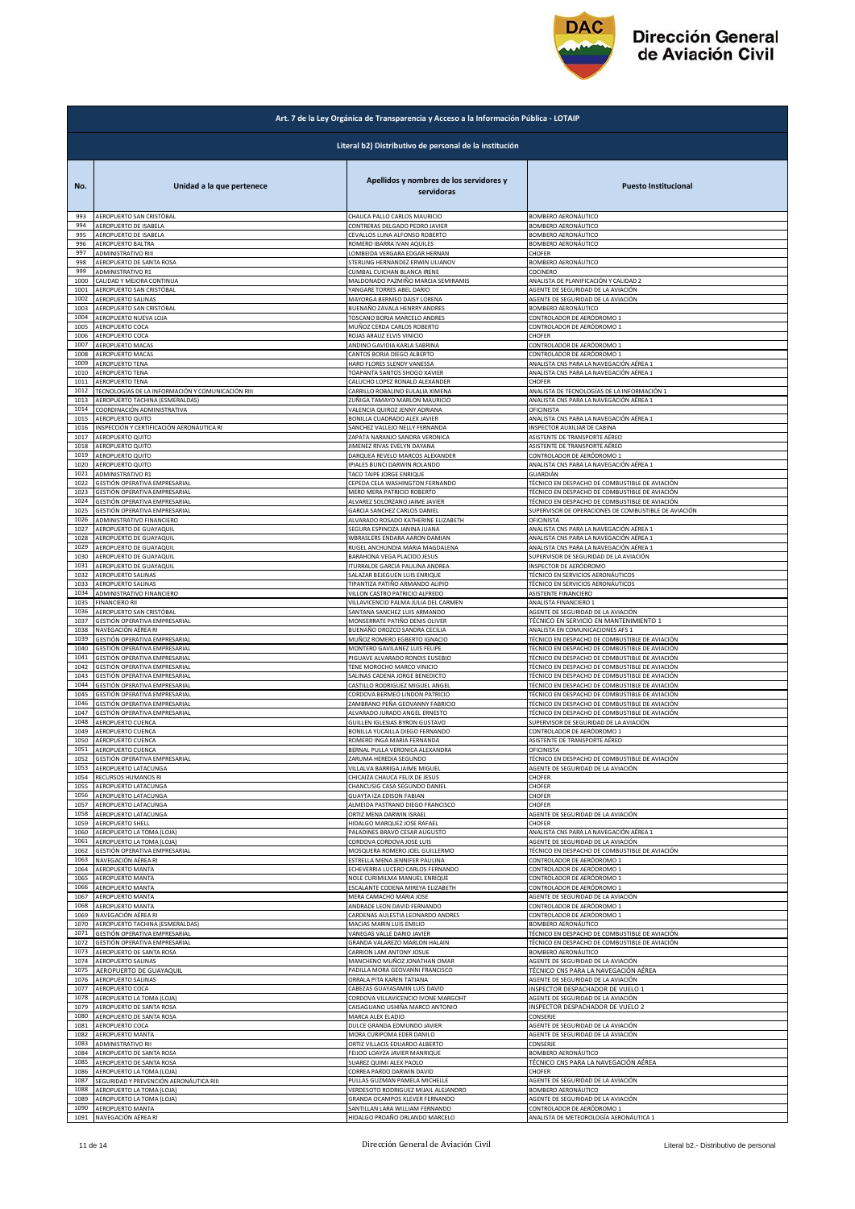## Art. 7 de la Ley Orgánica de Transparencia y Acceso a la Información Pública - LOTAIP

### Literal b2) Distributivo de personal de la institución

| No. | Unidad a la que pertenece | Apellidos y nombres de los servidores y servidoras | Puesto Institucional |
|---|---|---|---|
| 993 | AEROPUERTO SAN CRISTÓBAL | CHAUCA PALLO CARLOS MAURICIO | BOMBERO AERONÁUTICO |
| 994 | AEROPUERTO DE ISABELA | CONTRERAS DELGADO PEDRO JAVIER | BOMBERO AERONÁUTICO |
| 995 | AEROPUERTO DE ISABELA | CEVALLOS LUNA ALFONSO ROBERTO | BOMBERO AERONÁUTICO |
| 996 | AEROPUERTO BALTRA | ROMERO IBARRA IVAN AQUILES | BOMBERO AERONÁUTICO |
| 997 | ADMINISTRATIVO RIII | LOMBEIDA VERGARA EDGAR HERNAN | CHOFER |
| 998 | AEROPUERTO DE SANTA ROSA | STERLING HERNANDEZ ERWIN ULIANOV | BOMBERO AERONÁUTICO |
| 999 | ADMINISTRATIVO R1 | CUMBAL CUICHAN BLANCA IRENE | COCINERO |
| 1000 | CALIDAD Y MEJORA CONTINUA | MALDONADO PAZMIÑO MARCIA SEMIRAMIS | ANALISTA DE PLANIFICACIÓN Y CALIDAD 2 |
| 1001 | AEROPUERTO SAN CRISTÓBAL | YANGARE TORRES ABEL DARIO | AGENTE DE SEGURIDAD DE LA AVIACIÓN |
| 1002 | AEROPUERTO SALINAS | MAYORGA BERMEO DAISY LORENA | AGENTE DE SEGURIDAD DE LA AVIACIÓN |
| 1003 | AEROPUERTO SAN CRISTÓBAL | BUENAÑO ZAVALA HENRRY ANDRES | BOMBERO AERONÁUTICO |
| 1004 | AEROPUERTO NUEVA LOJA | TOSCANO BORJA MARCELO ANDRES | CONTROLADOR DE AERÓDROMO 1 |
| 1005 | AEROPUERTO COCA | MUÑOZ CERDA CARLOS ROBERTO | CONTROLADOR DE AERÓDROMO 1 |
| 1006 | AEROPUERTO COCA | ROJAS ARAUZ ELVIS VINICIO | CHOFER |
| 1007 | AEROPUERTO MACAS | ANDINO GAVIDIA KARLA SABRINA | CONTROLADOR DE AERÓDROMO 1 |
| 1008 | AEROPUERTO MACAS | CANTOS BORJA DIEGO ALBERTO | CONTROLADOR DE AERÓDROMO 1 |
| 1009 | AEROPUERTO TENA | HARO FLORES SLENDY VANESSA | ANALISTA CNS PARA LA NAVEGACIÓN AÉREA 1 |
| 1010 | AEROPUERTO TENA | TOAPANTA SANTOS SHOGO XAVIER | ANALISTA CNS PARA LA NAVEGACIÓN AÉREA 1 |
| 1011 | AEROPUERTO TENA | CALUCHO LOPEZ RONALD ALEXANDER | CHOFER |
| 1012 | TECNOLOGÍAS DE LA INFORMACIÓN Y COMUNICACIÓN RIII | CARRILLO ROBALINO EULALIA XIMENA | ANALISTA DE TECNOLOGÍAS DE LA INFORMACIÓN 1 |
| 1013 | AEROPUERTO TACHINA (ESMERALDAS) | ZUÑIGA TAMAYO MARLON MAURICIO | ANALISTA CNS PARA LA NAVEGACIÓN AÉREA 1 |
| 1014 | COORDINACIÓN ADMINISTRATIVA | VALENCIA QUIROZ JENNY ADRIANA | OFICINISTA |
| 1015 | AEROPUERTO QUITO | BONILLA CUADRADO ALEX JAVIER | ANALISTA CNS PARA LA NAVEGACIÓN AÉREA 1 |
| 1016 | INSPECCIÓN Y CERTIFICACIÓN AERONÁUTICA RI | SANCHEZ VALLEJO NELLY FERNANDA | INSPECTOR AUXILIAR DE CABINA |
| 1017 | AEROPUERTO QUITO | ZAPATA NARANJO SANDRA VERONICA | ASISTENTE DE TRANSPORTE AÉREO |
| 1018 | AEROPUERTO QUITO | JIMENEZ RIVAS EVELYN DAYANA | ASISTENTE DE TRANSPORTE AÉREO |
| 1019 | AEROPUERTO QUITO | DARQUEA REVELO MARCOS ALEXANDER | CONTROLADOR DE AERÓDROMO 1 |
| 1020 | AEROPUERTO QUITO | IPIALES BUNCI DARWIN ROLANDO | ANALISTA CNS PARA LA NAVEGACIÓN AÉREA 1 |
| 1021 | ADMINISTRATIVO R1 | TACO TAIPE JORGE ENRIQUE | GUARDIÁN |
| 1022 | GESTIÓN OPERATIVA EMPRESARIAL | CEPEDA CELA WASHINGTON FERNANDO | TÉCNICO EN DESPACHO DE COMBUSTIBLE DE AVIACIÓN |
| 1023 | GESTIÓN OPERATIVA EMPRESARIAL | MERO MERA PATRICIO ROBERTO | TÉCNICO EN DESPACHO DE COMBUSTIBLE DE AVIACIÓN |
| 1024 | GESTIÓN OPERATIVA EMPRESARIAL | ALVAREZ SOLORZANO JAIME JAVIER | TÉCNICO EN DESPACHO DE COMBUSTIBLE DE AVIACIÓN |
| 1025 | GESTIÓN OPERATIVA EMPRESARIAL | GARCIA SANCHEZ CARLOS DANIEL | SUPERVISOR DE OPERACIONES DE COMBUSTIBLE DE AVIACIÓN |
| 1026 | ADMINISTRATIVO FINANCIERO | ALVARADO ROSADO KATHERINE ELIZABETH | OFICINISTA |
| 1027 | AEROPUERTO DE GUAYAQUIL | SEGURA ESPINOZA JANINA JUANA | ANALISTA CNS PARA LA NAVEGACIÓN AÉREA 1 |
| 1028 | AEROPUERTO DE GUAYAQUIL | WBRASLERS ENDARA AARON DAMIAN | ANALISTA CNS PARA LA NAVEGACIÓN AÉREA 1 |
| 1029 | AEROPUERTO DE GUAYAQUIL | RUGEL ANCHUNDIA MARIA MAGDALENA | ANALISTA CNS PARA LA NAVEGACIÓN AÉREA 1 |
| 1030 | AEROPUERTO DE GUAYAQUIL | BARAHONA VEGA PLACIDO JESUS | SUPERVISOR DE SEGURIDAD DE LA AVIACIÓN |
| 1031 | AEROPUERTO DE GUAYAQUIL | ITURRALDE GARCIA PAULINA ANDREA | INSPECTOR DE AERÓDROMO |
| 1032 | AEROPUERTO SALINAS | SALAZAR BEJEGUEN LUIS ENRIQUE | TÉCNICO EN SERVICIOS AERONÁUTICOS |
| 1033 | AEROPUERTO SALINAS | TIPANTIZA PATIÑO ARMANDO ALIPIO | TÉCNICO EN SERVICIOS AERONÁUTICOS |
| 1034 | ADMINISTRATIVO FINANCIERO | VILLON CASTRO PATRICIO ALFREDO | ASISTENTE FINANCIERO |
| 1035 | FINANCIERO RII | VILLAVICENCIO PALMA JULIA DEL CARMEN | ANALISTA FINANCIERO 1 |
| 1036 | AEROPUERTO SAN CRISTÓBAL | SANTANA SANCHEZ LUIS ARMANDO | AGENTE DE SEGURIDAD DE LA AVIACIÓN |
| 1037 | GESTIÓN OPERATIVA EMPRESARIAL | MONSERRATE PATIÑO DENIS OLIVER | TÉCNICO EN SERVICIO EN MANTENIMIENTO 1 |
| 1038 | NAVEGACIÓN AÉREA RI | BUENAÑO OROZCO SANDRA CECILIA | ANALISTA EN COMUNICACIONES AFS 1 |
| 1039 | GESTIÓN OPERATIVA EMPRESARIAL | MUÑOZ ROMERO EGBERTO IGNACIO | TÉCNICO EN DESPACHO DE COMBUSTIBLE DE AVIACIÓN |
| 1040 | GESTIÓN OPERATIVA EMPRESARIAL | MONTERO GAVILANEZ LUIS FELIPE | TÉCNICO EN DESPACHO DE COMBUSTIBLE DE AVIACIÓN |
| 1041 | GESTIÓN OPERATIVA EMPRESARIAL | PIGUAVE ALVARADO RONDIS EUSEBIO | TÉCNICO EN DESPACHO DE COMBUSTIBLE DE AVIACIÓN |
| 1042 | GESTIÓN OPERATIVA EMPRESARIAL | TENE MOROCHO MARCO VINICIO | TÉCNICO EN DESPACHO DE COMBUSTIBLE DE AVIACIÓN |
| 1043 | GESTIÓN OPERATIVA EMPRESARIAL | SALINAS CADENA JORGE BENEDICTO | TÉCNICO EN DESPACHO DE COMBUSTIBLE DE AVIACIÓN |
| 1044 | GESTIÓN OPERATIVA EMPRESARIAL | CASTILLO RODRIGUEZ MIGUEL ANGEL | TÉCNICO EN DESPACHO DE COMBUSTIBLE DE AVIACIÓN |
| 1045 | GESTIÓN OPERATIVA EMPRESARIAL | CORDOVA BERMEO LINDON PATRICIO | TÉCNICO EN DESPACHO DE COMBUSTIBLE DE AVIACIÓN |
| 1046 | GESTIÓN OPERATIVA EMPRESARIAL | ZAMBRANO PEÑA GEOVANNY FABRICIO | TÉCNICO EN DESPACHO DE COMBUSTIBLE DE AVIACIÓN |
| 1047 | GESTIÓN OPERATIVA EMPRESARIAL | ALVARADO JURADO ANGEL ERNESTO | TÉCNICO EN DESPACHO DE COMBUSTIBLE DE AVIACIÓN |
| 1048 | AEROPUERTO CUENCA | GUILLEN IGLESIAS BYRON GUSTAVO | SUPERVISOR DE SEGURIDAD DE LA AVIACIÓN |
| 1049 | AEROPUERTO CUENCA | BONILLA YUCAILLA DIEGO FERNANDO | CONTROLADOR DE AERÓDROMO 1 |
| 1050 | AEROPUERTO CUENCA | ROMERO INGA MARIA FERNANDA | ASISTENTE DE TRANSPORTE AÉREO |
| 1051 | AEROPUERTO CUENCA | BERNAL PULLA VERONICA ALEXANDRA | OFICINISTA |
| 1052 | GESTIÓN OPERATIVA EMPRESARIAL | ZARUMA HEREDIA SEGUNDO | TÉCNICO EN DESPACHO DE COMBUSTIBLE DE AVIACIÓN |
| 1053 | AEROPUERTO LATACUNGA | VILLALVA BARRIGA JAIME MIGUEL | AGENTE DE SEGURIDAD DE LA AVIACIÓN |
| 1054 | RECURSOS HUMANOS RI | CHICAIZA CHAUCA FELIX DE JESUS | CHOFER |
| 1055 | AEROPUERTO LATACUNGA | CHANCUSIG CASA SEGUNDO DANIEL | CHOFER |
| 1056 | AEROPUERTO LATACUNGA | GUAYTA IZA EDISON FABIAN | CHOFER |
| 1057 | AEROPUERTO LATACUNGA | ALMEIDA PASTRANO DIEGO FRANCISCO | CHOFER |
| 1058 | AEROPUERTO LATACUNGA | ORTIZ MENA DARWIN ISRAEL | AGENTE DE SEGURIDAD DE LA AVIACIÓN |
| 1059 | AEROPUERTO SHELL | HIDALGO MARQUEZ JOSE RAFAEL | CHOFER |
| 1060 | AEROPUERTO LA TOMA (LOJA) | PALADINES BRAVO CESAR AUGUSTO | ANALISTA CNS PARA LA NAVEGACIÓN AÉREA 1 |
| 1061 | AEROPUERTO LA TOMA (LOJA) | CORDOVA CORDOVA JOSE LUIS | AGENTE DE SEGURIDAD DE LA AVIACIÓN |
| 1062 | GESTIÓN OPERATIVA EMPRESARIAL | MOSQUERA ROMERO JOEL GUILLERMO | TÉCNICO EN DESPACHO DE COMBUSTIBLE DE AVIACIÓN |
| 1063 | NAVEGACIÓN AÉREA RI | ESTRELLA MENA JENNIFER PAULINA | CONTROLADOR DE AERÓDROMO 1 |
| 1064 | AEROPUERTO MANTA | ECHEVERRIA LUCERO CARLOS FERNANDO | CONTROLADOR DE AERÓDROMO 1 |
| 1065 | AEROPUERTO MANTA | NOLE CURIMILMA MANUEL ENRIQUE | CONTROLADOR DE AERÓDROMO 1 |
| 1066 | AEROPUERTO MANTA | ESCALANTE CODENA MIREYA ELIZABETH | CONTROLADOR DE AERÓDROMO 1 |
| 1067 | AEROPUERTO MANTA | MERA CAMACHO MARIA JOSE | AGENTE DE SEGURIDAD DE LA AVIACIÓN |
| 1068 | AEROPUERTO MANTA | ANDRADE LEON DAVID FERNANDO | CONTROLADOR DE AERÓDROMO 1 |
| 1069 | NAVEGACIÓN AÉREA RI | CARDENAS AULESTIA LEONARDO ANDRES | CONTROLADOR DE AERÓDROMO 1 |
| 1070 | AEROPUERTO TACHINA (ESMERALDAS) | MACIAS MARIN LUIS EMILIO | BOMBERO AERONÁUTICO |
| 1071 | GESTIÓN OPERATIVA EMPRESARIAL | VANEGAS VALLE DARIO JAVIER | TÉCNICO EN DESPACHO DE COMBUSTIBLE DE AVIACIÓN |
| 1072 | GESTIÓN OPERATIVA EMPRESARIAL | GRANDA VALAREZO MARLON HALAIN | TÉCNICO EN DESPACHO DE COMBUSTIBLE DE AVIACIÓN |
| 1073 | AEROPUERTO DE SANTA ROSA | CARRION LAM ANTONY JOSUE | BOMBERO AERONÁUTICO |
| 1074 | AEROPUERTO SALINAS | MANCHENO MUÑOZ JONATHAN OMAR | AGENTE DE SEGURIDAD DE LA AVIACIÓN |
| 1075 | AEROPUERTO DE GUAYAQUIL | PADILLA MORA GEOVANNI FRANCISCO | TÉCNICO CNS PARA LA NAVEGACIÓN AÉREA |
| 1076 | AEROPUERTO SALINAS | ORRALA PITA KAREN TATIANA | AGENTE DE SEGURIDAD DE LA AVIACIÓN |
| 1077 | AEROPUERTO COCA | CABEZAS GUAYASAMIN LUIS DAVID | INSPECTOR DESPACHADOR DE VUELO 1 |
| 1078 | AEROPUERTO LA TOMA (LOJA) | CORDOVA VILLAVICENCIO IVONE MARGOHT | AGENTE DE SEGURIDAD DE LA AVIACIÓN |
| 1079 | AEROPUERTO DE SANTA ROSA | CAISAGUANO USHIÑA MARCO ANTONIO | INSPECTOR DESPACHADOR DE VUELO 2 |
| 1080 | AEROPUERTO DE SANTA ROSA | MARCA ALEX ELADIO | CONSERJE |
| 1081 | AEROPUERTO COCA | DULCE GRANDA EDMUNDO JAVIER | AGENTE DE SEGURIDAD DE LA AVIACIÓN |
| 1082 | AEROPUERTO MANTA | MORA CURIPOMA EDER DANILO | AGENTE DE SEGURIDAD DE LA AVIACIÓN |
| 1083 | ADMINISTRATIVO RII | ORTIZ VILLACIS EDUARDO ALBERTO | CONSERJE |
| 1084 | AEROPUERTO DE SANTA ROSA | FEIJOO LOAYZA JAVIER MANRIQUE | BOMBERO AERONÁUTICO |
| 1085 | AEROPUERTO DE SANTA ROSA | SUAREZ QUIMI ALEX PAOLO | TÉCNICO CNS PARA LA NAVEGACIÓN AÉREA |
| 1086 | AEROPUERTO LA TOMA (LOJA) | CORREA PARDO DARWIN DAVID | CHOFER |
| 1087 | SEGURIDAD Y PREVENCIÓN AERONÁUTICA RIII | PULLAS GUZMAN PAMELA MICHELLE | AGENTE DE SEGURIDAD DE LA AVIACIÓN |
| 1088 | AEROPUERTO LA TOMA (LOJA) | VERDESOTO RODRIGUEZ MIJAIL ALEJANDRO | BOMBERO AERONÁUTICO |
| 1089 | AEROPUERTO LA TOMA (LOJA) | GRANDA OCAMPOS KLEVER FERNANDO | AGENTE DE SEGURIDAD DE LA AVIACIÓN |
| 1090 | AEROPUERTO MANTA | SANTILLAN LARA WILLIAM FERNANDO | CONTROLADOR DE AERÓDROMO 1 |
| 1091 | NAVEGACIÓN AÉREA RI | HIDALGO PROAÑO ORLANDO MARCELO | ANALISTA DE METEOROLOGÍA AERONÁUTICA 1 |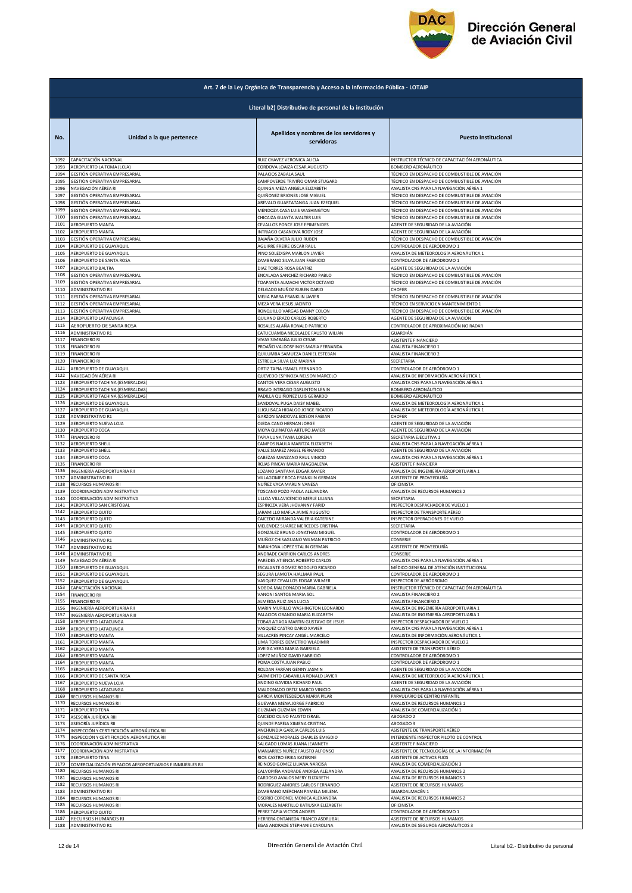## Art. 7 de la Ley Orgánica de Transparencia y Acceso a la Información Pública - LOTAIP

### Literal b2) Distributivo de personal de la institución

| No. | Unidad a la que pertenece | Apellidos y nombres de los servidores y servidoras | Puesto Institucional |
|---|---|---|---|
| 1092 | CAPACITACIÓN NACIONAL | RUIZ CHAVEZ VERONICA ALICIA | INSTRUCTOR TÉCNICO DE CAPACITACIÓN AERONÁUTICA |
| 1093 | AEROPUERTO LA TOMA (LOJA) | CORDOVA LOAIZA CESAR AUGUSTO | BOMBERO AERONÁUTICO |
| 1094 | GESTIÓN OPERATIVA EMPRESARIAL | PALACIOS ZABALA SAUL | TÉCNICO EN DESPACHO DE COMBUSTIBLE DE AVIACIÓN |
| 1095 | GESTIÓN OPERATIVA EMPRESARIAL | CAMPOVERDE TRIVIÑO OMAR STUGARD | TÉCNICO EN DESPACHO DE COMBUSTIBLE DE AVIACIÓN |
| 1096 | NAVEGACIÓN AÉREA RI | QUINGA MEZA ANGELA ELIZABETH | ANALISTA CNS PARA LA NAVEGACIÓN AÉREA 1 |
| 1097 | GESTIÓN OPERATIVA EMPRESARIAL | QUIÑONEZ BRIONES JOSE MIGUEL | TÉCNICO EN DESPACHO DE COMBUSTIBLE DE AVIACIÓN |
| 1098 | GESTIÓN OPERATIVA EMPRESARIAL | AREVALO GUARTATANGA JUAN EZEQUIEL | TÉCNICO EN DESPACHO DE COMBUSTIBLE DE AVIACIÓN |
| 1099 | GESTIÓN OPERATIVA EMPRESARIAL | MENDOZA CASA LUIS WASHINGTON | TÉCNICO EN DESPACHO DE COMBUSTIBLE DE AVIACIÓN |
| 1100 | GESTIÓN OPERATIVA EMPRESARIAL | CHICAIZA GUAYTA WALTER LUIS | TÉCNICO EN DESPACHO DE COMBUSTIBLE DE AVIACIÓN |
| 1101 | AEROPUERTO MANTA | CEVALLOS PONCE JOSE EPIMENIDES | AGENTE DE SEGURIDAD DE LA AVIACIÓN |
| 1102 | AEROPUERTO MANTA | INTRIAGO CASANOVA RODY JOSE | AGENTE DE SEGURIDAD DE LA AVIACIÓN |
| 1103 | GESTIÓN OPERATIVA EMPRESARIAL | BAJAÑA OLVERA JULIO RUBEN | TÉCNICO EN DESPACHO DE COMBUSTIBLE DE AVIACIÓN |
| 1104 | AEROPUERTO DE GUAYAQUIL | AGUIRRE FREIRE OSCAR RAUL | CONTROLADOR DE AERÓDROMO 1 |
| 1105 | AEROPUERTO DE GUAYAQUIL | PINO SOLEDISPA MARLON JAVIER | ANALISTA DE METEOROLOGÍA AERONÁUTICA 1 |
| 1106 | AEROPUERTO DE SANTA ROSA | ZAMBRANO SILVA JUAN FABRICIO | CONTROLADOR DE AERÓDROMO 1 |
| 1107 | AEROPUERTO BALTRA | DIAZ TORRES ROSA BEATRIZ | AGENTE DE SEGURIDAD DE LA AVIACIÓN |
| 1108 | GESTIÓN OPERATIVA EMPRESARIAL | ENCALADA SANCHEZ RICHARD PABLO | TÉCNICO EN DESPACHO DE COMBUSTIBLE DE AVIACIÓN |
| 1109 | GESTIÓN OPERATIVA EMPRESARIAL | TOAPANTA ALMACHI VICTOR OCTAVIO | TÉCNICO EN DESPACHO DE COMBUSTIBLE DE AVIACIÓN |
| 1110 | ADMINISTRATIVO RII | DELGADO MUÑOZ RUBEN DARIO | CHOFER |
| 1111 | GESTIÓN OPERATIVA EMPRESARIAL | MEJIA PARRA FRANKLIN JAVIER | TÉCNICO EN DESPACHO DE COMBUSTIBLE DE AVIACIÓN |
| 1112 | GESTIÓN OPERATIVA EMPRESARIAL | MEZA VERA JESUS JACINTO | TÉCNICO EN SERVICIO EN MANTENIMIENTO 1 |
| 1113 | GESTIÓN OPERATIVA EMPRESARIAL | RONQUILLO VARGAS DANNY COLON | TÉCNICO EN DESPACHO DE COMBUSTIBLE DE AVIACIÓN |
| 1114 | AEROPUERTO LATACUNGA | QUIJANO ERAZO CARLOS ROBERTO | AGENTE DE SEGURIDAD DE LA AVIACIÓN |
| 1115 | AEROPUERTO DE SANTA ROSA | ROSALES ALAÑA RONALD PATRICIO | CONTROLADOR DE APROXIMACIÓN NO RADAR |
| 1116 | ADMINISTRATIVO R1 | CATUCUAMBA NICOLALDE FAUSTO WILIAN | GUARDIÁN |
| 1117 | FINANCIERO RI | VIVAS SIMBAÑA JULIO CESAR | ASISTENTE FINANCIERO |
| 1118 | FINANCIERO RI | PROAÑO VALDOSPINOS MARIA FERNANDA | ANALISTA FINANCIERO 1 |
| 1119 | FINANCIERO RI | QUILUMBA SAMUEZA DANIEL ESTEBAN | ANALISTA FINANCIERO 2 |
| 1120 | FINANCIERO RI | ESTRELLA SILVA LUZ MARINA | SECRETARIA |
| 1121 | AEROPUERTO DE GUAYAQUIL | ORTIZ TAPIA ISMAEL FERNANDO | CONTROLADOR DE AERÓDROMO 1 |
| 1122 | NAVEGACIÓN AÉREA RI | QUEVEDO ESPINOZA NELSON MARCELO | ANALISTA DE INFORMACIÓN AERONÁUTICA 1 |
| 1123 | AEROPUERTO TACHINA (ESMERALDAS) | CANTOS VERA CESAR AUGUSTO | ANALISTA CNS PARA LA NAVEGACIÓN AÉREA 1 |
| 1124 | AEROPUERTO TACHINA (ESMERALDAS) | BRAVO INTRIAGO DARLINTON LENIN | BOMBERO AERONÁUTICO |
| 1125 | AEROPUERTO TACHINA (ESMERALDAS) | PADILLA QUIÑONEZ LUIS GERARDO | BOMBERO AERONÁUTICO |
| 1126 | AEROPUERTO DE GUAYAQUIL | SANDOVAL PUGA DAISY MABEL | ANALISTA DE METEOROLOGÍA AERONÁUTICA 1 |
| 1127 | AEROPUERTO DE GUAYAQUIL | LLIGUISACA HIDALGO JORGE RICARDO | ANALISTA DE METEOROLOGÍA AERONÁUTICA 1 |
| 1128 | ADMINISTRATIVO R1 | GARZON SANDOVAL EDISON FABIAN | CHOFER |
| 1129 | AEROPUERTO NUEVA LOJA | OJEDA CANO HERNAN JORGE | AGENTE DE SEGURIDAD DE LA AVIACIÓN |
| 1130 | AEROPUERTO COCA | MOYA QUINATOA ARTURO JAVIER | AGENTE DE SEGURIDAD DE LA AVIACIÓN |
| 1131 | FINANCIERO RI | TAPIA LUNA TANIA LORENA | SECRETARIA EJECUTIVA 1 |
| 1132 | AEROPUERTO SHELL | CAMPOS NAULA MARITZA ELIZABETH | ANALISTA CNS PARA LA NAVEGACIÓN AÉREA 1 |
| 1133 | AEROPUERTO SHELL | VALLE SUAREZ ANGEL FERNANDO | AGENTE DE SEGURIDAD DE LA AVIACIÓN |
| 1134 | AEROPUERTO COCA | CABEZAS MANZANO RAUL VINICIO | ANALISTA CNS PARA LA NAVEGACIÓN AÉREA 1 |
| 1135 | FINANCIERO RII | ROJAS PINCAY MARIA MAGDALENA | ASISTENTE FINANCIERA |
| 1136 | INGENIERÍA AEROPORTUARIA RII | LOZANO SANTANA EDGAR XAVIER | ANALISTA DE INGENIERÍA AEROPORTUARIA 1 |
| 1137 | ADMINISTRATIVO RII | VILLAGOMEZ ROCA FRANKLIN GERMAN | ASISTENTE DE PROVEEDURÍA |
| 1138 | RECURSOS HUMANOS RII | NUÑEZ VACA MARLIN VANESA | OFICINISTA |
| 1139 | COORDINACIÓN ADMINISTRATIVA | TOSCANO POZO PAOLA ALEJANDRA | ANALISTA DE RECURSOS HUMANOS 2 |
| 1140 | COORDINACIÓN ADMINISTRATIVA | ULLOA VILLAVICENCIO MERLE LILIANA | SECRETARIA |
| 1141 | AEROPUERTO SAN CRISTÓBAL | ESPINOZA VERA JHOVANNY FARID | INSPECTOR DESPACHADOR DE VUELO 1 |
| 1142 | AEROPUERTO QUITO | JARAMILLO MAFLA JAIME AUGUSTO | INSPECTOR DE TRANSPORTE AÉREO |
| 1143 | AEROPUERTO QUITO | CAICEDO MIRANDA VALERIA KATERINE | INSPECTOR OPERACIONES DE VUELO |
| 1144 | AEROPUERTO QUITO | MELENDEZ SUAREZ MERCEDES CRISTINA | SECRETARIA |
| 1145 | AEROPUERTO QUITO | GONZALEZ BRUNO JONATHAN MIGUEL | CONTROLADOR DE AERÓDROMO 1 |
| 1146 | ADMINISTRATIVO R1 | MUÑOZ CHISAGUANO WILMAN PATRICIO | CONSERJE |
| 1147 | ADMINISTRATIVO R1 | BARAHONA LOPEZ STALIN GERMAN | ASISTENTE DE PROVEEDURÍA |
| 1148 | ADMINISTRATIVO R1 | ANDRADE CARRION CARLOS ANDRES | CONSERJE |
| 1149 | NAVEGACIÓN AÉREA RI | PAREDES ATIENCIA ROBERTO CARLOS | ANALISTA CNS PARA LA NAVEGACIÓN AÉREA 1 |
| 1150 | AEROPUERTO DE GUAYAQUIL | ESCALANTE GOMEZ RODOLFO RICARDO | MÉDICO GENERAL DE ATENCIÓN INSTITUCIONAL |
| 1151 | AEROPUERTO DE GUAYAQUIL | SEGURA LAMOTA HJALMAR PAUL | CONTROLADOR DE AERÓDROMO 1 |
| 1152 | AEROPUERTO DE GUAYAQUIL | VASQUEZ CEVALLOS EDGAR WILMER | INSPECTOR DE AERÓDROMO |
| 1153 | CAPACITACIÓN NACIONAL | NOBOA MALDONADO MARIA GABRIELA | INSTRUCTOR TÉCNICO DE CAPACITACIÓN AERONÁUTICA |
| 1154 | FINANCIERO RII | VANONI SANTOS MARIA SOL | ANALISTA FINANCIERO 2 |
| 1155 | FINANCIERO RI | ALMEIDA RUIZ ANA LUCIA | ANALISTA FINANCIERO 2 |
| 1156 | INGENIERÍA AEROPORTUARIA RII | MARIN MURILLO WASHINGTON LEONARDO | ANALISTA DE INGENIERÍA AEROPORTUARIA 1 |
| 1157 | INGENIERÍA AEROPORTUARIA RIII | PALACIOS OBANDO MARIA ELIZABETH | ANALISTA DE INGENIERÍA AEROPORTUARIA 1 |
| 1158 | AEROPUERTO LATACUNGA | TOBAR ATIAGA MARTIN GUSTAVO DE JESUS | INSPECTOR DESPACHADOR DE VUELO 2 |
| 1159 | AEROPUERTO LATACUNGA | VASQUEZ CASTRO DARIO XAVIER | ANALISTA CNS PARA LA NAVEGACIÓN AÉREA 1 |
| 1160 | AEROPUERTO MANTA | VILLACRES PINCAY ANGEL MARCELO | ANALISTA DE INFORMACIÓN AERONÁUTICA 1 |
| 1161 | AEROPUERTO MANTA | LIMA TORRES DEMETRIO WLADIMIR | INSPECTOR DESPACHADOR DE VUELO 2 |
| 1162 | AEROPUERTO MANTA | AVEIGA VERA MARIA GABRIELA | ASISTENTE DE TRANSPORTE AÉREO |
| 1163 | AEROPUERTO MANTA | LOPEZ MUÑOZ DAVID FABRICIO | CONTROLADOR DE AERÓDROMO 1 |
| 1164 | AEROPUERTO MANTA | POMA COSTA JUAN PABLO | CONTROLADOR DE AERÓDROMO 1 |
| 1165 | AEROPUERTO MANTA | ROLDAN FARFAN GENNY JASMIN | AGENTE DE SEGURIDAD DE LA AVIACIÓN |
| 1166 | AEROPUERTO DE SANTA ROSA | SARMIENTO CABANILLA RONALD JAVIER | ANALISTA DE METEOROLOGÍA AERONÁUTICA 1 |
| 1167 | AEROPUERTO NUEVA LOJA | ANDINO GAVIDIA RICHARD PAUL | AGENTE DE SEGURIDAD DE LA AVIACIÓN |
| 1168 | AEROPUERTO LATACUNGA | MALDONADO ORTIZ MARCO VINICIO | ANALISTA CNS PARA LA NAVEGACIÓN AÉREA 1 |
| 1169 | RECURSOS HUMANOS RII | GARCIA MONTESDEOCA MARIA PILAR | PARVULARIO DE CENTRO INFANTIL |
| 1170 | RECURSOS HUMANOS RII | GUEVARA MENA JORGE FABRICIO | ANALISTA DE RECURSOS HUMANOS 1 |
| 1171 | AEROPUERTO TENA | GUZMAN GUZMAN EDWIN | ANALISTA DE COMERCIALIZACIÓN 1 |
| 1172 | ASESORÍA JURÍDICA RIII | CAICEDO OLIVO FAUSTO ISRAEL | ABOGADO 2 |
| 1173 | ASESORÍA JURÍDICA RII | QUINDE PAREJA XIMENA CRISTINA | ABOGADO 3 |
| 1174 | INSPECCIÓN Y CERTIFICACIÓN AERONÁUTICA RII | ANCHUNDIA GARCIA CARLOS LUIS | ASISTENTE DE TRANSPORTE AÉREO |
| 1175 | INSPECCIÓN Y CERTIFICACIÓN AERONÁUTICA RII | GONZALEZ MORALES CHARLES EMIGDIO | INTENDENTE INSPECTOR PILOTO DE CONTROL |
| 1176 | COORDINACIÓN ADMINISTRATIVA | SALGADO LOMAS JUANA JEANNETH | ASISTENTE FINANCIERO |
| 1177 | COORDINACIÓN ADMINISTRATIVA | MANJARRES NUÑEZ FAUSTO ALFONSO | ASISTENTE DE TECNOLOGÍAS DE LA INFORMACIÓN |
| 1178 | AEROPUERTO TENA | RIOS CASTRO ERIKA KATERINE | ASISTENTE DE ACTIVOS FIJOS |
| 1179 | COMERCIALIZACIÓN ESPACIOS AEROPORTUARIOS E INMUEBLES RII | REINOSO GOMEZ LILIANA NARCISA | ANALISTA DE COMERCIALIZACIÓN 3 |
| 1180 | RECURSOS HUMANOS RI | CALVOPIÑA ANDRADE ANDREA ALEJANDRA | ANALISTA DE RECURSOS HUMANOS 2 |
| 1181 | RECURSOS HUMANOS RI | CARDOSO AVALOS MERY ELIZABETH | ANALISTA DE RECURSOS HUMANOS 1 |
| 1182 | RECURSOS HUMANOS RI | RODRIGUEZ AMORES CARLOS FERNANDO | ASISTENTE DE RECURSOS HUMANOS |
| 1183 | ADMINISTRATIVO RII | ZAMBRANO MERCHAN PAMELA MILENA | GUARDALMACÉN 1 |
| 1184 | RECURSOS HUMANOS RII | OSORIO CORONEL MONICA ALEXANDRA | ANALISTA DE RECURSOS HUMANOS 2 |
| 1185 | RECURSOS HUMANOS RII | MORALES MARTILLO KATIUSKA ELIZABETH | OFICINISTA |
| 1186 | AEROPUERTO QUITO | PEREZ TAPIA VICTOR ANDRES | CONTROLADOR DE AERÓDROMO 1 |
| 1187 | RECURSOS HUMANOS RI | HERRERA ONTANEDA FRANCO ASDRUBAL | ASISTENTE DE RECURSOS HUMANOS |
| 1188 | ADMINISTRATIVO R1 | EGAS ANDRADE STEPHANIE CAROLINA | ANALISTA DE SEGUROS AERONÁUTICOS 3 |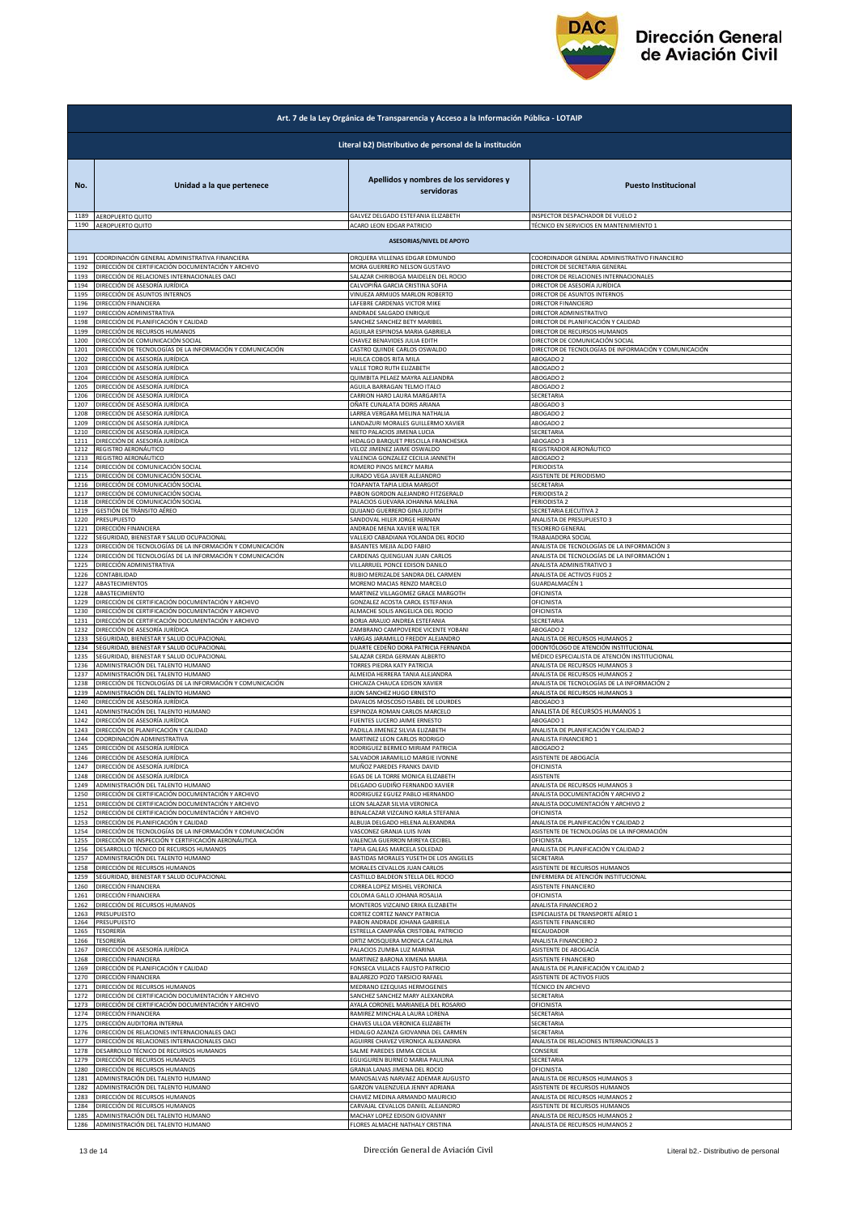## Art. 7 de la Ley Orgánica de Transparencia y Acceso a la Información Pública - LOTAIP

### Literal b2) Distributivo de personal de la institución

| No. | Unidad a la que pertenece | Apellidos y nombres de los servidores y servidoras | Puesto Institucional |
|---|---|---|---|
| 1189 | AEROPUERTO QUITO | GALVEZ DELGADO ESTEFANIA ELIZABETH | INSPECTOR DESPACHADOR DE VUELO 2 |
| 1190 | AEROPUERTO QUITO | ACARO LEON EDGAR PATRICIO | TÉCNICO EN SERVICIOS EN MANTENIMIENTO 1 |
| | | ASESORIAS/NIVEL DE APOYO | |
| 1191 | COORDINACIÓN GENERAL ADMINISTRATIVA FINANCIERA | ORQUERA VILLENAS EDGAR EDMUNDO | COORDINADOR GENERAL ADMINISTRATIVO FINANCIERO |
| 1192 | DIRECCIÓN DE CERTIFICACIÓN DOCUMENTACIÓN Y ARCHIVO | MORA GUERRERO NELSON GUSTAVO | DIRECTOR DE SECRETARIA GENERAL |
| 1193 | DIRECCIÓN DE RELACIONES INTERNACIONALES OACI | SALAZAR CHIRIBOGA MAIDELEN DEL ROCIO | DIRECTOR DE RELACIONES INTERNACIONALES |
| 1194 | DIRECCIÓN DE ASESORÍA JURÍDICA | CALVOPIÑA GARCIA CRISTINA SOFIA | DIRECTOR DE ASESORÍA JURÍDICA |
| 1195 | DIRECCIÓN DE ASUNTOS INTERNOS | VINUEZA ARMIJOS MARLON ROBERTO | DIRECTOR DE ASUNTOS INTERNOS |
| 1196 | DIRECCIÓN FINANCIERA | LAFEBRE CARDENAS VICTOR MIKE | DIRECTOR FINANCIERO |
| 1197 | DIRECCIÓN ADMINISTRATIVA | ANDRADE SALGADO ENRIQUE | DIRECTOR ADMINISTRATIVO |
| 1198 | DIRECCIÓN DE PLANIFICACIÓN Y CALIDAD | SANCHEZ SANCHEZ BETY MARIBEL | DIRECTOR DE PLANIFICACIÓN Y CALIDAD |
| 1199 | DIRECCIÓN DE RECURSOS HUMANOS | AGUILAR ESPINOSA MARIA GABRIELA | DIRECTOR DE RECURSOS HUMANOS |
| 1200 | DIRECCIÓN DE COMUNICACIÓN SOCIAL | CHAVEZ BENAVIDES JULIA EDITH | DIRECTOR DE COMUNICACIÓN SOCIAL |
| 1201 | DIRECCIÓN DE TECNOLOGÍAS DE LA INFORMACIÓN Y COMUNICACIÓN | CASTRO QUINDE CARLOS OSWALDO | DIRECTOR DE TECNOLOGÍAS DE INFORMACIÓN Y COMUNICACIÓN |
| 1202 | DIRECCIÓN DE ASESORÍA JURÍDICA | HUILCA COBOS RITA MILA | ABOGADO 2 |
| 1203 | DIRECCIÓN DE ASESORÍA JURÍDICA | VALLE TORO RUTH ELIZABETH | ABOGADO 2 |
| 1204 | DIRECCIÓN DE ASESORÍA JURÍDICA | QUIMBITA PELAEZ MAYRA ALEJANDRA | ABOGADO 2 |
| 1205 | DIRECCIÓN DE ASESORÍA JURÍDICA | AGUILA BARRAGAN TELMO ITALO | ABOGADO 2 |
| 1206 | DIRECCIÓN DE ASESORÍA JURÍDICA | CARRION HARO LAURA MARGARITA | SECRETARIA |
| 1207 | DIRECCIÓN DE ASESORÍA JURÍDICA | OÑATE CUNALATA DORIS ARIANA | ABOGADO 3 |
| 1208 | DIRECCIÓN DE ASESORÍA JURÍDICA | LARREA VERGARA MELINA NATHALIA | ABOGADO 2 |
| 1209 | DIRECCIÓN DE ASESORÍA JURÍDICA | LANDAZURI MORALES GUILLERMO XAVIER | ABOGADO 2 |
| 1210 | DIRECCIÓN DE ASESORÍA JURÍDICA | NIETO PALACIOS JIMENA LUCIA | SECRETARIA |
| 1211 | DIRECCIÓN DE ASESORÍA JURÍDICA | HIDALGO BARQUET PRISCILLA FRANCHESKA | ABOGADO 3 |
| 1212 | REGISTRO AERONÁUTICO | VELOZ JIMENEZ JAIME OSWALDO | REGISTRADOR AERONÁUTICO |
| 1213 | REGISTRO AERONÁUTICO | VALENCIA GONZALEZ CECILIA JANNETH | ABOGADO 2 |
| 1214 | DIRECCIÓN DE COMUNICACIÓN SOCIAL | ROMERO PINOS MERCY MARIA | PERIODISTA |
| 1215 | DIRECCIÓN DE COMUNICACIÓN SOCIAL | JURADO VEGA JAVIER ALEJANDRO | ASISTENTE DE PERIODISMO |
| 1216 | DIRECCIÓN DE COMUNICACIÓN SOCIAL | TOAPANTA TAPIA LIDIA MARGOT | SECRETARIA |
| 1217 | DIRECCIÓN DE COMUNICACIÓN SOCIAL | PABON GORDON ALEJANDRO FITZGERALD | PERIODISTA 2 |
| 1218 | DIRECCIÓN DE COMUNICACIÓN SOCIAL | PALACIOS GUEVARA JOHANNA MALENA | PERIODISTA 2 |
| 1219 | GESTIÓN DE TRÁNSITO AÉREO | QUIJANO GUERRERO GINA JUDITH | SECRETARIA EJECUTIVA 2 |
| 1220 | PRESUPUESTO | SANDOVAL HILER JORGE HERNAN | ANALISTA DE PRESUPUESTO 3 |
| 1221 | DIRECCIÓN FINANCIERA | ANDRADE MENA XAVIER WALTER | TESORERO GENERAL |
| 1222 | SEGURIDAD, BIENESTAR Y SALUD OCUPACIONAL | VALLEJO CABADIANA YOLANDA DEL ROCIO | TRABAJADORA SOCIAL |
| 1223 | DIRECCIÓN DE TECNOLOGÍAS DE LA INFORMACIÓN Y COMUNICACIÓN | BASANTES MEJIA ALDO FABIO | ANALISTA DE TECNOLOGÍAS DE LA INFORMACIÓN 3 |
| 1224 | DIRECCIÓN DE TECNOLOGÍAS DE LA INFORMACIÓN Y COMUNICACIÓN | CARDENAS QUENGUAN JUAN CARLOS | ANALISTA DE TECNOLOGÍAS DE LA INFORMACIÓN 1 |
| 1225 | DIRECCIÓN ADMINISTRATIVA | VILLARRUEL PONCE EDISON DANILO | ANALISTA ADMINISTRATIVO 3 |
| 1226 | CONTABILIDAD | RUBIO MERIZALDE SANDRA DEL CARMEN | ANALISTA DE ACTIVOS FIJOS 2 |
| 1227 | ABASTECIMIENTOS | MORENO MACIAS RENZO MARCELO | GUARDALMACÉN 1 |
| 1228 | ABASTECIMIENTO | MARTINEZ VILLAGOMEZ GRACE MARGOTH | OFICINISTA |
| 1229 | DIRECCIÓN DE CERTIFICACIÓN DOCUMENTACIÓN Y ARCHIVO | GONZALEZ ACOSTA CAROL ESTEFANIA | OFICINISTA |
| 1230 | DIRECCIÓN DE CERTIFICACIÓN DOCUMENTACIÓN Y ARCHIVO | ALMACHE SOLIS ANGELICA DEL ROCIO | OFICINISTA |
| 1231 | DIRECCIÓN DE CERTIFICACIÓN DOCUMENTACIÓN Y ARCHIVO | BORJA ARAUJO ANDREA ESTEFANIA | SECRETARIA |
| 1232 | DIRECCIÓN DE ASESORÍA JURÍDICA | ZAMBRANO CAMPOVERDE VICENTE YOBANI | ABOGADO 2 |
| 1233 | SEGURIDAD, BIENESTAR Y SALUD OCUPACIONAL | VARGAS JARAMILLO FREDDY ALEJANDRO | ANALISTA DE RECURSOS HUMANOS 2 |
| 1234 | SEGURIDAD, BIENESTAR Y SALUD OCUPACIONAL | DUARTE CEDEÑO DORA PATRICIA FERNANDA | ODONTÓLOGO DE ATENCIÓN INSTITUCIONAL |
| 1235 | SEGURIDAD, BIENESTAR Y SALUD OCUPACIONAL | SALAZAR CERDA GERMAN ALBERTO | MÉDICO ESPECIALISTA DE ATENCIÓN INSTITUCIONAL |
| 1236 | ADMINISTRACIÓN DEL TALENTO HUMANO | TORRES PIEDRA KATY PATRICIA | ANALISTA DE RECURSOS HUMANOS 3 |
| 1237 | ADMINISTRACIÓN DEL TALENTO HUMANO | ALMEIDA HERRERA TANIA ALEJANDRA | ANALISTA DE RECURSOS HUMANOS 2 |
| 1238 | DIRECCIÓN DE TECNOLOGÍAS DE LA INFORMACIÓN Y COMUNICACIÓN | CHICAIZA CHAUCA EDISON XAVIER | ANALISTA DE TECNOLOGÍAS DE LA INFORMACIÓN 2 |
| 1239 | ADMINISTRACIÓN DEL TALENTO HUMANO | JIJON SANCHEZ HUGO ERNESTO | ANALISTA DE RECURSOS HUMANOS 3 |
| 1240 | DIRECCIÓN DE ASESORÍA JURÍDICA | DAVALOS MOSCOSO ISABEL DE LOURDES | ABOGADO 3 |
| 1241 | ADMINISTRACIÓN DEL TALENTO HUMANO | ESPINOZA ROMAN CARLOS MARCELO | ANALISTA DE RECURSOS HUMANOS 1 |
| 1242 | DIRECCIÓN DE ASESORÍA JURÍDICA | FUENTES LUCERO JAIME ERNESTO | ABOGADO 1 |
| 1243 | DIRECCIÓN DE PLANIFICACIÓN Y CALIDAD | PADILLA JIMENEZ SILVIA ELIZABETH | ANALISTA DE PLANIFICACIÓN Y CALIDAD 2 |
| 1244 | COORDINACIÓN ADMINISTRATIVA | MARTINEZ LEON CARLOS RODRIGO | ANALISTA FINANCIERO 1 |
| 1245 | DIRECCIÓN DE ASESORÍA JURÍDICA | RODRIGUEZ BERMEO MIRIAM PATRICIA | ABOGADO 2 |
| 1246 | DIRECCIÓN DE ASESORÍA JURÍDICA | SALVADOR JARAMILLO MARGIE IVONNE | ASISTENTE DE ABOGACÍA |
| 1247 | DIRECCIÓN DE ASESORÍA JURÍDICA | MUÑOZ PAREDES FRANKS DAVID | OFICINISTA |
| 1248 | DIRECCIÓN DE ASESORÍA JURÍDICA | EGAS DE LA TORRE MONICA ELIZABETH | ASISTENTE |
| 1249 | ADMINISTRACIÓN DEL TALENTO HUMANO | DELGADO GUDIÑO FERNANDO XAVIER | ANALISTA DE RECURSOS HUMANOS 3 |
| 1250 | DIRECCIÓN DE CERTIFICACIÓN DOCUMENTACIÓN Y ARCHIVO | RODRIGUEZ EGUEZ PABLO HERNANDO | ANALISTA DOCUMENTACIÓN Y ARCHIVO 2 |
| 1251 | DIRECCIÓN DE CERTIFICACIÓN DOCUMENTACIÓN Y ARCHIVO | LEON SALAZAR SILVIA VERONICA | ANALISTA DOCUMENTACIÓN Y ARCHIVO 2 |
| 1252 | DIRECCIÓN DE CERTIFICACIÓN DOCUMENTACIÓN Y ARCHIVO | BENALCAZAR VIZCAINO KARLA STEFANIA | OFICINISTA |
| 1253 | DIRECCIÓN DE PLANIFICACIÓN Y CALIDAD | ALBUJA DELGADO HELENA ALEXANDRA | ANALISTA DE PLANIFICACIÓN Y CALIDAD 2 |
| 1254 | DIRECCIÓN DE TECNOLOGÍAS DE LA INFORMACIÓN Y COMUNICACIÓN | VASCONEZ GRANJA LUIS IVAN | ASISTENTE DE TECNOLOGÍAS DE LA INFORMACIÓN |
| 1255 | DIRECCIÓN DE INSPECCIÓN Y CERTIFICACIÓN AERONÁUTICA | VALENCIA GUERRON MIREYA CECIBEL | OFICINISTA |
| 1256 | DESARROLLO TÉCNICO DE RECURSOS HUMANOS | TAPIA GALEAS MARCELA SOLEDAD | ANALISTA DE PLANIFICACIÓN Y CALIDAD 2 |
| 1257 | ADMINISTRACIÓN DEL TALENTO HUMANO | BASTIDAS MORALES YUSETH DE LOS ANGELES | SECRETARIA |
| 1258 | DIRECCIÓN DE RECURSOS HUMANOS | MORALES CEVALLOS JUAN CARLOS | ASISTENTE DE RECURSOS HUMANOS |
| 1259 | SEGURIDAD, BIENESTAR Y SALUD OCUPACIONAL | CASTILLO BALDEON STELLA DEL ROCIO | ENFERMERA DE ATENCIÓN INSTITUCIONAL |
| 1260 | DIRECCIÓN FINANCIERA | CORREA LOPEZ MISHEL VERONICA | ASISTENTE FINANCIERO |
| 1261 | DIRECCIÓN FINANCIERA | COLOMA GALLO JOHANA ROSALIA | OFICINISTA |
| 1262 | DIRECCIÓN DE RECURSOS HUMANOS | MONTEROS VIZCAINO ERIKA ELIZABETH | ANALISTA FINANCIERO 2 |
| 1263 | PRESUPUESTO | CORTEZ CORTEZ NANCY PATRICIA | ESPECIALISTA DE TRANSPORTE AÉREO 1 |
| 1264 | PRESUPUESTO | PABON ANDRADE JOHANA GABRIELA | ASISTENTE FINANCIERO |
| 1265 | TESORERÍA | ESTRELLA CAMPAÑA CRISTOBAL PATRICIO | RECAUDADOR |
| 1266 | TESORERÍA | ORTIZ MOSQUERA MONICA CATALINA | ANALISTA FINANCIERO 2 |
| 1267 | DIRECCIÓN DE ASESORÍA JURÍDICA | PALACIOS ZUMBA LUZ MARINA | ASISTENTE DE ABOGACÍA |
| 1268 | DIRECCIÓN FINANCIERA | MARTINEZ BARONA XIMENA MARIA | ASISTENTE FINANCIERO |
| 1269 | DIRECCIÓN DE PLANIFICACIÓN Y CALIDAD | FONSECA VILLACIS FAUSTO PATRICIO | ANALISTA DE PLANIFICACIÓN Y CALIDAD 2 |
| 1270 | DIRECCIÓN FINANCIERA | BALAREZO POZO TARSICIO RAFAEL | ASISTENTE DE ACTIVOS FIJOS |
| 1271 | DIRECCIÓN DE RECURSOS HUMANOS | MEDRANO EZEQUIAS HERMOGENES | TÉCNICO EN ARCHIVO |
| 1272 | DIRECCIÓN DE CERTIFICACIÓN DOCUMENTACIÓN Y ARCHIVO | SANCHEZ SANCHEZ MARY ALEXANDRA | SECRETARIA |
| 1273 | DIRECCIÓN DE CERTIFICACIÓN DOCUMENTACIÓN Y ARCHIVO | AYALA CORONEL MARIANELA DEL ROSARIO | OFICINISTA |
| 1274 | DIRECCIÓN FINANCIERA | RAMIREZ MINCHALA LAURA LORENA | SECRETARIA |
| 1275 | DIRECCIÓN AUDITORIA INTERNA | CHAVES ULLOA VERONICA ELIZABETH | SECRETARIA |
| 1276 | DIRECCIÓN DE RELACIONES INTERNACIONALES OACI | HIDALGO AZANZA GIOVANNA DEL CARMEN | SECRETARIA |
| 1277 | DIRECCIÓN DE RELACIONES INTERNACIONALES OACI | AGUIRRE CHAVEZ VERONICA ALEXANDRA | ANALISTA DE RELACIONES INTERNACIONALES 3 |
| 1278 | DESARROLLO TÉCNICO DE RECURSOS HUMANOS | SALME PAREDES EMMA CECILIA | CONSERJE |
| 1279 | DIRECCIÓN DE RECURSOS HUMANOS | EGUIGUREN BURNEO MARIA PAULINA | SECRETARIA |
| 1280 | DIRECCIÓN DE RECURSOS HUMANOS | GRANJA LANAS JIMENA DEL ROCIO | OFICINISTA |
| 1281 | ADMINISTRACIÓN DEL TALENTO HUMANO | MANOSALVAS NARVAEZ ADEMAR AUGUSTO | ANALISTA DE RECURSOS HUMANOS 3 |
| 1282 | ADMINISTRACIÓN DEL TALENTO HUMANO | GARZON VALENZUELA JENNY ADRIANA | ASISTENTE DE RECURSOS HUMANOS |
| 1283 | DIRECCIÓN DE RECURSOS HUMANOS | CHAVEZ MEDINA ARMANDO MAURICIO | ANALISTA DE RECURSOS HUMANOS 2 |
| 1284 | DIRECCIÓN DE RECURSOS HUMANOS | CARVAJAL CEVALLOS DANIEL ALEJANDRO | ASISTENTE DE RECURSOS HUMANOS |
| 1285 | ADMINISTRACIÓN DEL TALENTO HUMANO | MACHAY LOPEZ EDISON GIOVANNY | ANALISTA DE RECURSOS HUMANOS 2 |
| 1286 | ADMINISTRACIÓN DEL TALENTO HUMANO | FLORES ALMACHE NATHALY CRISTINA | ANALISTA DE RECURSOS HUMANOS 2 |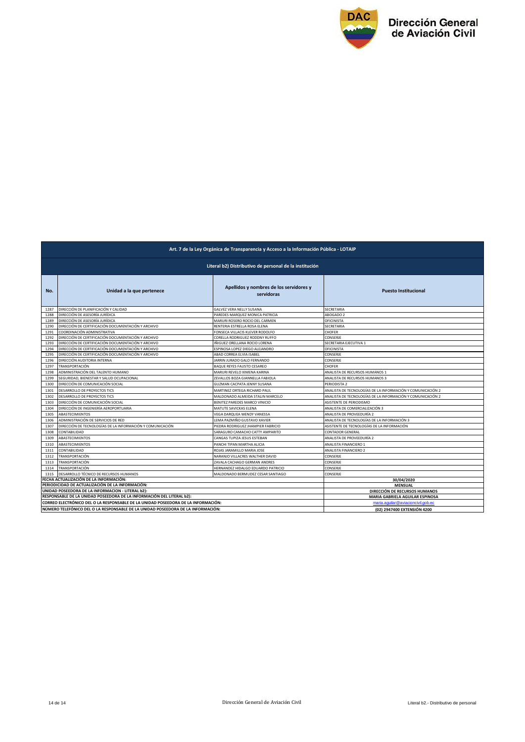| Art. 7 de la Ley Orgánica de Transparencia y Acceso a la Información Pública - LOTAIP | | | |
|---|---|---|---|
| Literal b2) Distributivo de personal de la institución | | | |
| No. | Unidad a la que pertenece | Apellidos y nombres de los servidores y servidoras | Puesto Institucional |
| 1287 | DIRECCIÓN DE PLANIFICACIÓN Y CALIDAD | GALVEZ VERA NELLY SUSANA | SECRETARIA |
| 1288 | DIRECCIÓN DE ASESORÍA JURÍDICA | PAREDES MARQUEZ MONICA PATRICIA | ABOGADO 2 |
| 1289 | DIRECCIÓN DE ASESORÍA JURÍDICA | MARURI ROSERO ROCIO DEL CARMEN | OFICINISTA |
| 1290 | DIRECCIÓN DE CERTIFICACIÓN DOCUMENTACIÓN Y ARCHIVO | RENTERIA ESTRELLA ROSA ELENA | SECRETARIA |
| 1291 | COORDINACIÓN ADMINISTRATIVA | FONSECA VILLACIS KLEVER RODOLFO | CHOFER |
| 1292 | DIRECCIÓN DE CERTIFICACIÓN DOCUMENTACIÓN Y ARCHIVO | CORELLA RODRIGUEZ RODDNY RUFFO | CONSERJE |
| 1293 | DIRECCIÓN DE CERTIFICACIÓN DOCUMENTACIÓN Y ARCHIVO | IÑIGUEZ ORELLANA ROCIO LORENA | SECRETARIA EJECUTIVA 1 |
| 1294 | DIRECCIÓN DE CERTIFICACIÓN DOCUMENTACIÓN Y ARCHIVO | ESPINOSA LOPEZ DIEGO ALEJANDRO | OFICINISTA |
| 1295 | DIRECCIÓN DE CERTIFICACIÓN DOCUMENTACIÓN Y ARCHIVO | ABAD CORREA ELVIA ISABEL | CONSERJE |
| 1296 | DIRECCIÓN AUDITORIA INTERNA | JARRIN JURADO GALO FERNANDO | CONSERJE |
| 1297 | TRANSPORTACIÓN | BAQUE REYES FAUSTO CESAREO | CHOFER |
| 1298 | ADMINISTRACIÓN DEL TALENTO HUMANO | MARURI REVELO XIMENA KARINA | ANALISTA DE RECURSOS HUMANOS 1 |
| 1299 | SEGURIDAD, BIENESTAR Y SALUD OCUPACIONAL | ZEVALLOS BOZA GIANNELLA FABIOLA | ANALISTA DE RECURSOS HUMANOS 3 |
| 1300 | DIRECCIÓN DE COMUNICACIÓN SOCIAL | GUZMAN CACPATA JENNY SUSANA | PERIODISTA 2 |
| 1301 | DESARROLLO DE PROYECTOS TICS | MARTINEZ ORTEGA RICHARD PAUL | ANALISTA DE TECNOLOGÍAS DE LA INFORMACIÓN Y COMUNICACIÓN 2 |
| 1302 | DESARROLLO DE PROYECTOS TICS | MALDONADO ALMEIDA STALIN MARCELO | ANALISTA DE TECNOLOGÍAS DE LA INFORMACIÓN Y COMUNICACIÓN 2 |
| 1303 | DIRECCIÓN DE COMUNICACIÓN SOCIAL | BENITEZ PAREDES MARCO VINICIO | ASISTENTE DE PERIODISMO |
| 1304 | DIRECCIÓN DE INGENIERÍA AEROPORTUARIA | MATUTE SAVICKAS ELENA | ANALISTA DE COMERCIALIZACIÓN 3 |
| 1305 | ABASTECIMIENTOS | VEGA DARQUEA WENDY VANESSA | ANALISTA DE PROVEEDURÍA 2 |
| 1306 | ADMINISTRACIÓN DE SERVICIOS DE RED | LEMA PAZMIÑO GUSTAVO XAVIER | ANALISTA DE TECNOLOGÍAS DE LA INFORMACIÓN 3 |
| 1307 | DIRECCIÓN DE TECNOLOGÍAS DE LA INFORMACIÓN Y COMUNICACIÓN | PIEDRA RODRIGUEZ JHAMPIER FABRICIO | ASISTENTE DE TECNOLOGÍAS DE LA INFORMACIÓN |
| 1308 | CONTABILIDAD | SARAGURO CAMACHO CATTY AMPARITO | CONTADOR GENERAL |
| 1309 | ABASTECIMIENTOS | CANGAS TUPIZA JESUS ESTEBAN | ANALISTA DE PROVEEDURÍA 2 |
| 1310 | ABASTECIMIENTOS | PANCHI TIPAN MARTHA ALICIA | ANALISTA FINANCIERO 1 |
| 1311 | CONTABILIDAD | ROJAS JARAMILLO MARIA JOSE | ANALISTA FINANCIERO 2 |
| 1312 | TRANSPORTACIÓN | NARANJO VILLACRES WALTHER DAVID | CONSERJE |
| 1313 | TRANSPORTACIÓN | ZAVALA CACHAGO GERMAN ANDRES | CONSERJE |
| 1314 | TRANSPORTACIÓN | HERNANDEZ HIDALGO EDUARDO PATRICIO | CONSERJE |
| 1315 | DESARROLLO TÉCNICO DE RECURSOS HUMANOS | MALDONADO BERMUDEZ CESAR SANTIAGO | CONSERJE |
| FECHA ACTUALIZACIÓN DE LA INFORMACIÓN: | | | 30/04/2020 |
| PERIODICIDAD DE ACTUALIZACIÓN DE LA INFORMACIÓN: | | | MENSUAL |
| UNIDAD POSEEDORA DE LA INFORMACION - LITERAL b2): | | | DIRECCIÓN DE RECURSOS HUMANOS |
| RESPONSABLE DE LA UNIDAD POSEEDORA DE LA INFORMACIÓN DEL LITERAL b2): | | | MARIA GABRIELA AGUILAR ESPINOSA |
| CORREO ELECTRÓNICO DEL O LA RESPONSABLE DE LA UNIDAD POSEEDORA DE LA INFORMACIÓN: | | | maria.aguilar@aviacioncivil.gob.ec |
| NÚMERO TELEFÓNICO DEL O LA RESPONSABLE DE LA UNIDAD POSEEDORA DE LA INFORMACIÓN: | | | (02) 2947400 EXTENSIÓN 4200 |